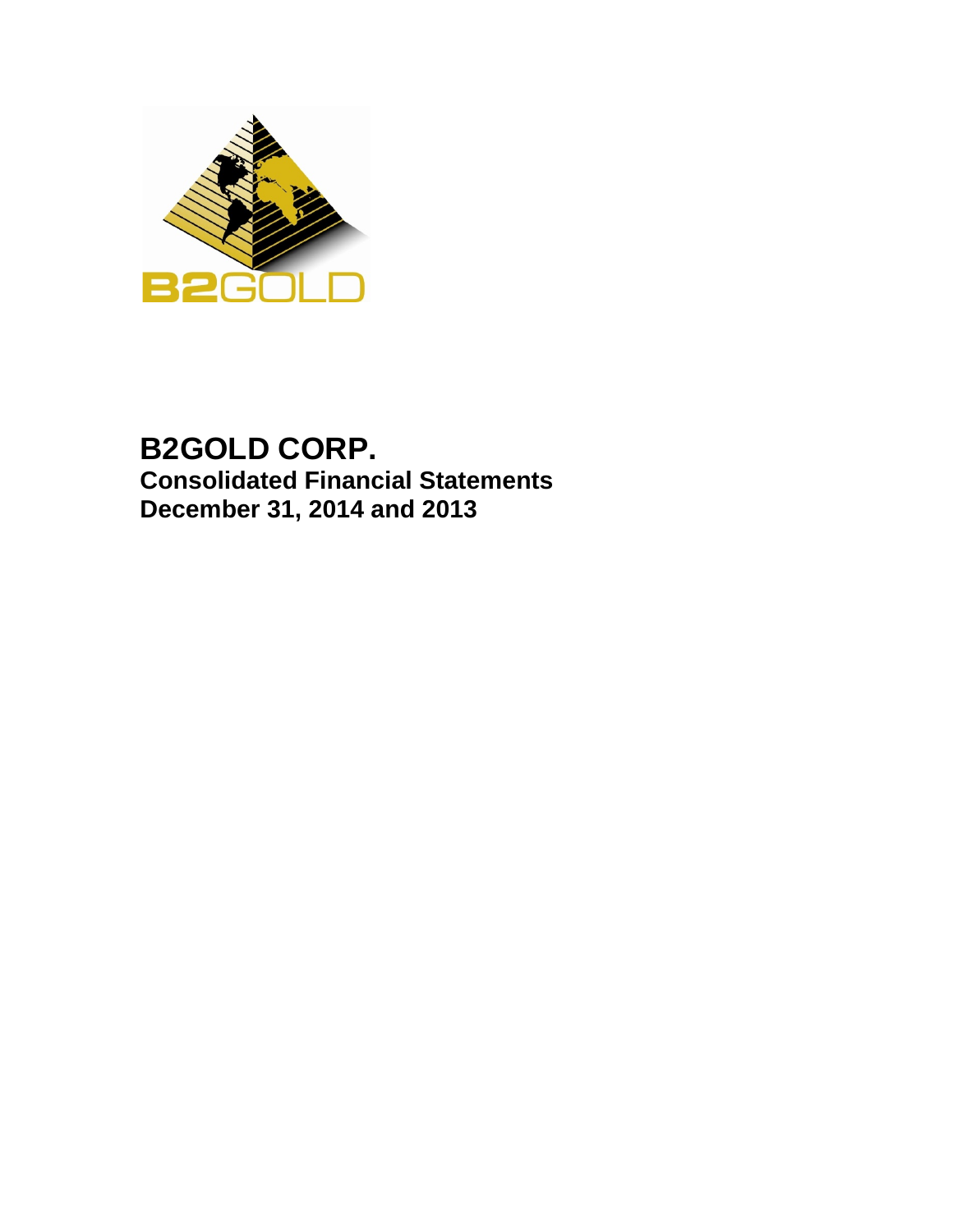# B2GOLD CORP.

## Consolidated Financial Statements
## December 31, 2014 and 2013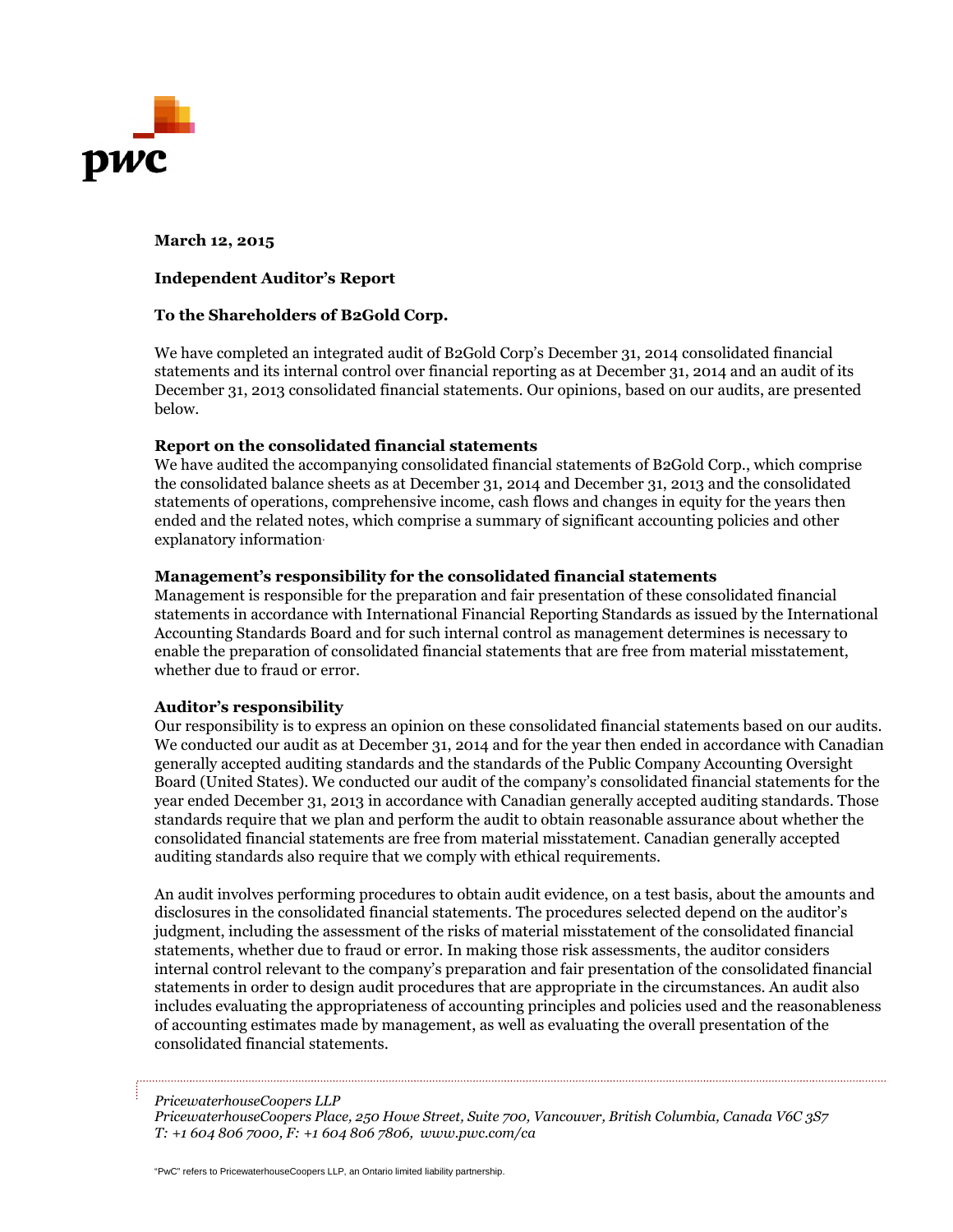**March 12, 2015**

**Independent Auditor's Report**

**To the Shareholders of B2Gold Corp.**

We have completed an integrated audit of B2Gold Corp's December 31, 2014 consolidated financial statements and its internal control over financial reporting as at December 31, 2014 and an audit of its December 31, 2013 consolidated financial statements. Our opinions, based on our audits, are presented below.

**Report on the consolidated financial statements**

We have audited the accompanying consolidated financial statements of B2Gold Corp., which comprise the consolidated balance sheets as at December 31, 2014 and December 31, 2013 and the consolidated statements of operations, comprehensive income, cash flows and changes in equity for the years then ended and the related notes, which comprise a summary of significant accounting policies and other explanatory information.

**Management's responsibility for the consolidated financial statements**

Management is responsible for the preparation and fair presentation of these consolidated financial statements in accordance with International Financial Reporting Standards as issued by the International Accounting Standards Board and for such internal control as management determines is necessary to enable the preparation of consolidated financial statements that are free from material misstatement, whether due to fraud or error.

**Auditor's responsibility**

Our responsibility is to express an opinion on these consolidated financial statements based on our audits. We conducted our audit as at December 31, 2014 and for the year then ended in accordance with Canadian generally accepted auditing standards and the standards of the Public Company Accounting Oversight Board (United States). We conducted our audit of the company's consolidated financial statements for the year ended December 31, 2013 in accordance with Canadian generally accepted auditing standards. Those standards require that we plan and perform the audit to obtain reasonable assurance about whether the consolidated financial statements are free from material misstatement. Canadian generally accepted auditing standards also require that we comply with ethical requirements.

An audit involves performing procedures to obtain audit evidence, on a test basis, about the amounts and disclosures in the consolidated financial statements. The procedures selected depend on the auditor's judgment, including the assessment of the risks of material misstatement of the consolidated financial statements, whether due to fraud or error. In making those risk assessments, the auditor considers internal control relevant to the company's preparation and fair presentation of the consolidated financial statements in order to design audit procedures that are appropriate in the circumstances. An audit also includes evaluating the appropriateness of accounting principles and policies used and the reasonableness of accounting estimates made by management, as well as evaluating the overall presentation of the consolidated financial statements.

*PricewaterhouseCoopers LLP*
*PricewaterhouseCoopers Place, 250 Howe Street, Suite 700, Vancouver, British Columbia, Canada V6C 3S7*
*T: +1 604 806 7000, F: +1 604 806 7806, www.pwc.com/ca*

"PwC" refers to PricewaterhouseCoopers LLP, an Ontario limited liability partnership.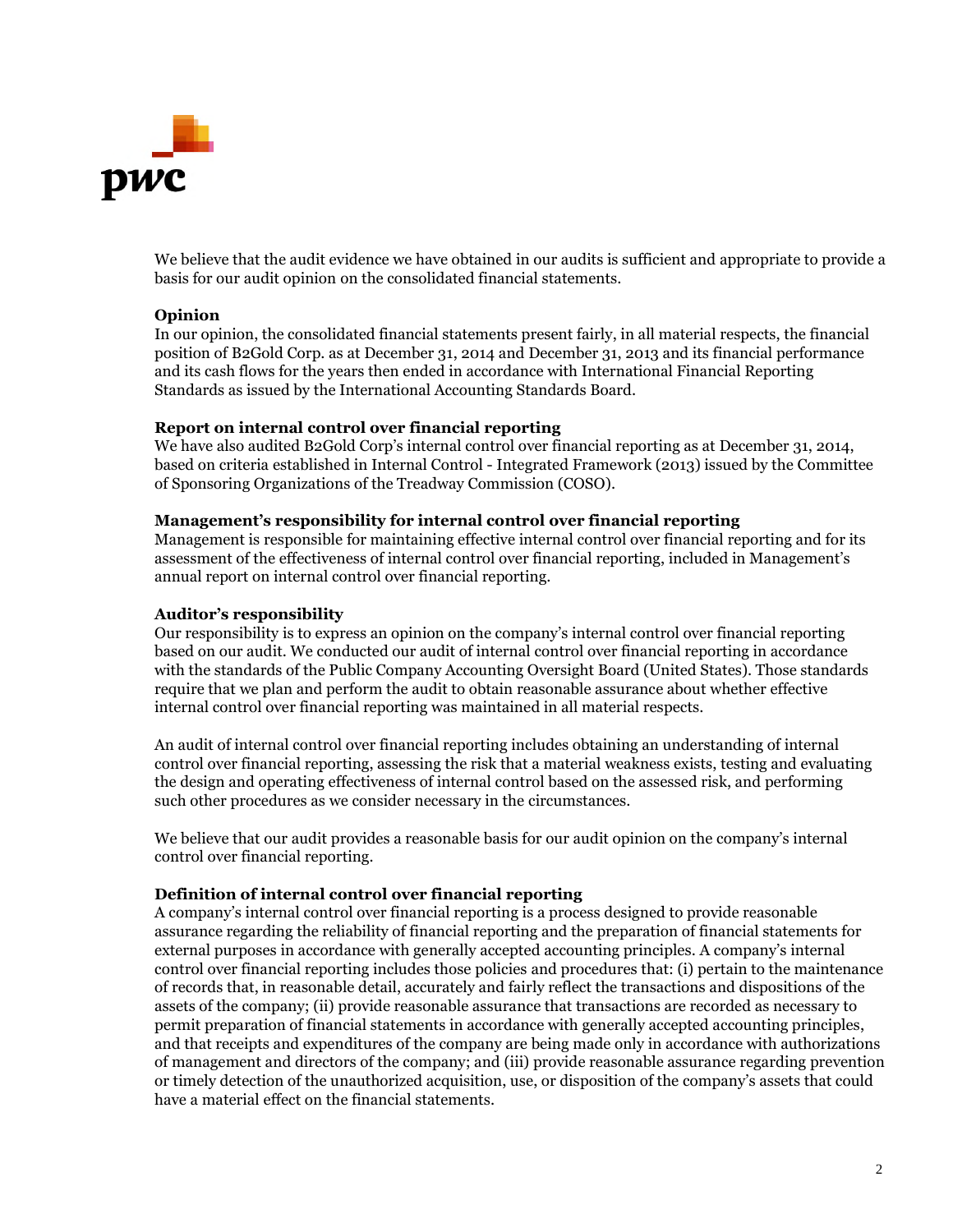We believe that the audit evidence we have obtained in our audits is sufficient and appropriate to provide a basis for our audit opinion on the consolidated financial statements.

**Opinion**

In our opinion, the consolidated financial statements present fairly, in all material respects, the financial position of B2Gold Corp. as at December 31, 2014 and December 31, 2013 and its financial performance and its cash flows for the years then ended in accordance with International Financial Reporting Standards as issued by the International Accounting Standards Board.

**Report on internal control over financial reporting**

We have also audited B2Gold Corp's internal control over financial reporting as at December 31, 2014, based on criteria established in Internal Control - Integrated Framework (2013) issued by the Committee of Sponsoring Organizations of the Treadway Commission (COSO).

**Management's responsibility for internal control over financial reporting**

Management is responsible for maintaining effective internal control over financial reporting and for its assessment of the effectiveness of internal control over financial reporting, included in Management's annual report on internal control over financial reporting.

**Auditor's responsibility**

Our responsibility is to express an opinion on the company's internal control over financial reporting based on our audit. We conducted our audit of internal control over financial reporting in accordance with the standards of the Public Company Accounting Oversight Board (United States). Those standards require that we plan and perform the audit to obtain reasonable assurance about whether effective internal control over financial reporting was maintained in all material respects.

An audit of internal control over financial reporting includes obtaining an understanding of internal control over financial reporting, assessing the risk that a material weakness exists, testing and evaluating the design and operating effectiveness of internal control based on the assessed risk, and performing such other procedures as we consider necessary in the circumstances.

We believe that our audit provides a reasonable basis for our audit opinion on the company's internal control over financial reporting.

**Definition of internal control over financial reporting**

A company's internal control over financial reporting is a process designed to provide reasonable assurance regarding the reliability of financial reporting and the preparation of financial statements for external purposes in accordance with generally accepted accounting principles. A company's internal control over financial reporting includes those policies and procedures that: (i) pertain to the maintenance of records that, in reasonable detail, accurately and fairly reflect the transactions and dispositions of the assets of the company; (ii) provide reasonable assurance that transactions are recorded as necessary to permit preparation of financial statements in accordance with generally accepted accounting principles, and that receipts and expenditures of the company are being made only in accordance with authorizations of management and directors of the company; and (iii) provide reasonable assurance regarding prevention or timely detection of the unauthorized acquisition, use, or disposition of the company's assets that could have a material effect on the financial statements.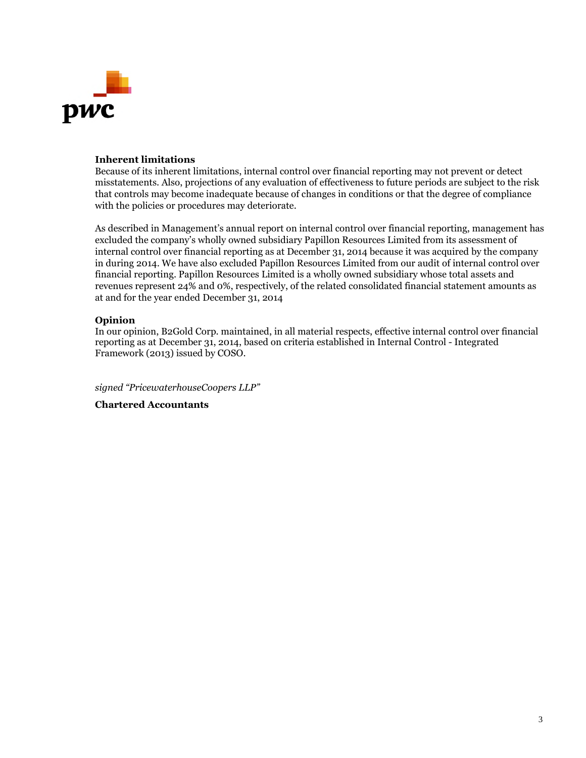**Inherent limitations**

Because of its inherent limitations, internal control over financial reporting may not prevent or detect misstatements. Also, projections of any evaluation of effectiveness to future periods are subject to the risk that controls may become inadequate because of changes in conditions or that the degree of compliance with the policies or procedures may deteriorate.

As described in Management's annual report on internal control over financial reporting, management has excluded the company's wholly owned subsidiary Papillon Resources Limited from its assessment of internal control over financial reporting as at December 31, 2014 because it was acquired by the company in during 2014. We have also excluded Papillon Resources Limited from our audit of internal control over financial reporting. Papillon Resources Limited is a wholly owned subsidiary whose total assets and revenues represent 24% and 0%, respectively, of the related consolidated financial statement amounts as at and for the year ended December 31, 2014

**Opinion**

In our opinion, B2Gold Corp. maintained, in all material respects, effective internal control over financial reporting as at December 31, 2014, based on criteria established in Internal Control - Integrated Framework (2013) issued by COSO.

*signed "PricewaterhouseCoopers LLP"*

**Chartered Accountants**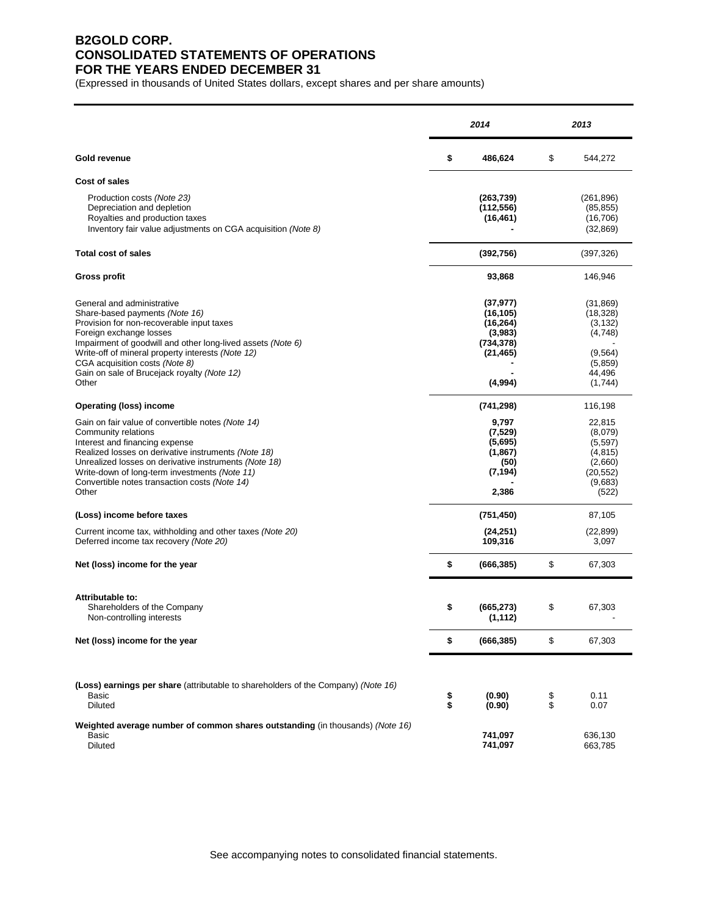# B2GOLD CORP.
# CONSOLIDATED STATEMENTS OF OPERATIONS
# FOR THE YEARS ENDED DECEMBER 31

(Expressed in thousands of United States dollars, except shares and per share amounts)

| | 2014 | 2013 |
|---|---|---|
| **Gold revenue** | **$ 486,624** | $ 544,272 |
| **Cost of sales** | | |
| Production costs *(Note 23)* | **(263,739)** | (261,896) |
| Depreciation and depletion | **(112,556)** | (85,855) |
| Royalties and production taxes | **(16,461)** | (16,706) |
| Inventory fair value adjustments on CGA acquisition *(Note 8)* | **-** | (32,869) |
| **Total cost of sales** | **(392,756)** | (397,326) |
| **Gross profit** | **93,868** | 146,946 |
| General and administrative | **(37,977)** | (31,869) |
| Share-based payments *(Note 16)* | **(16,105)** | (18,328) |
| Provision for non-recoverable input taxes | **(16,264)** | (3,132) |
| Foreign exchange losses | **(3,983)** | (4,748) |
| Impairment of goodwill and other long-lived assets *(Note 6)* | **(734,378)** | - |
| Write-off of mineral property interests *(Note 12)* | **(21,465)** | (9,564) |
| CGA acquisition costs *(Note 8)* | **-** | (5,859) |
| Gain on sale of Brucejack royalty *(Note 12)* | **-** | 44,496 |
| Other | **(4,994)** | (1,744) |
| **Operating (loss) income** | **(741,298)** | 116,198 |
| Gain on fair value of convertible notes *(Note 14)* | **9,797** | 22,815 |
| Community relations | **(7,529)** | (8,079) |
| Interest and financing expense | **(5,695)** | (5,597) |
| Realized losses on derivative instruments *(Note 18)* | **(1,867)** | (4,815) |
| Unrealized losses on derivative instruments *(Note 18)* | **(50)** | (2,660) |
| Write-down of long-term investments *(Note 11)* | **(7,194)** | (20,552) |
| Convertible notes transaction costs *(Note 14)* | **-** | (9,683) |
| Other | **2,386** | (522) |
| **(Loss) income before taxes** | **(751,450)** | 87,105 |
| Current income tax, withholding and other taxes *(Note 20)* | **(24,251)** | (22,899) |
| Deferred income tax recovery *(Note 20)* | **109,316** | 3,097 |
| **Net (loss) income for the year** | **$ (666,385)** | $ 67,303 |
| **Attributable to:** | | |
| Shareholders of the Company | **$ (665,273)** | $ 67,303 |
| Non-controlling interests | **(1,112)** | - |
| **Net (loss) income for the year** | **$ (666,385)** | $ 67,303 |
| **(Loss) earnings per share** (attributable to shareholders of the Company) *(Note 16)* | | |
| Basic | **$ (0.90)** | $ 0.11 |
| Diluted | **$ (0.90)** | $ 0.07 |
| **Weighted average number of common shares outstanding** (in thousands) *(Note 16)* | | |
| Basic | **741,097** | 636,130 |
| Diluted | **741,097** | 663,785 |

See accompanying notes to consolidated financial statements.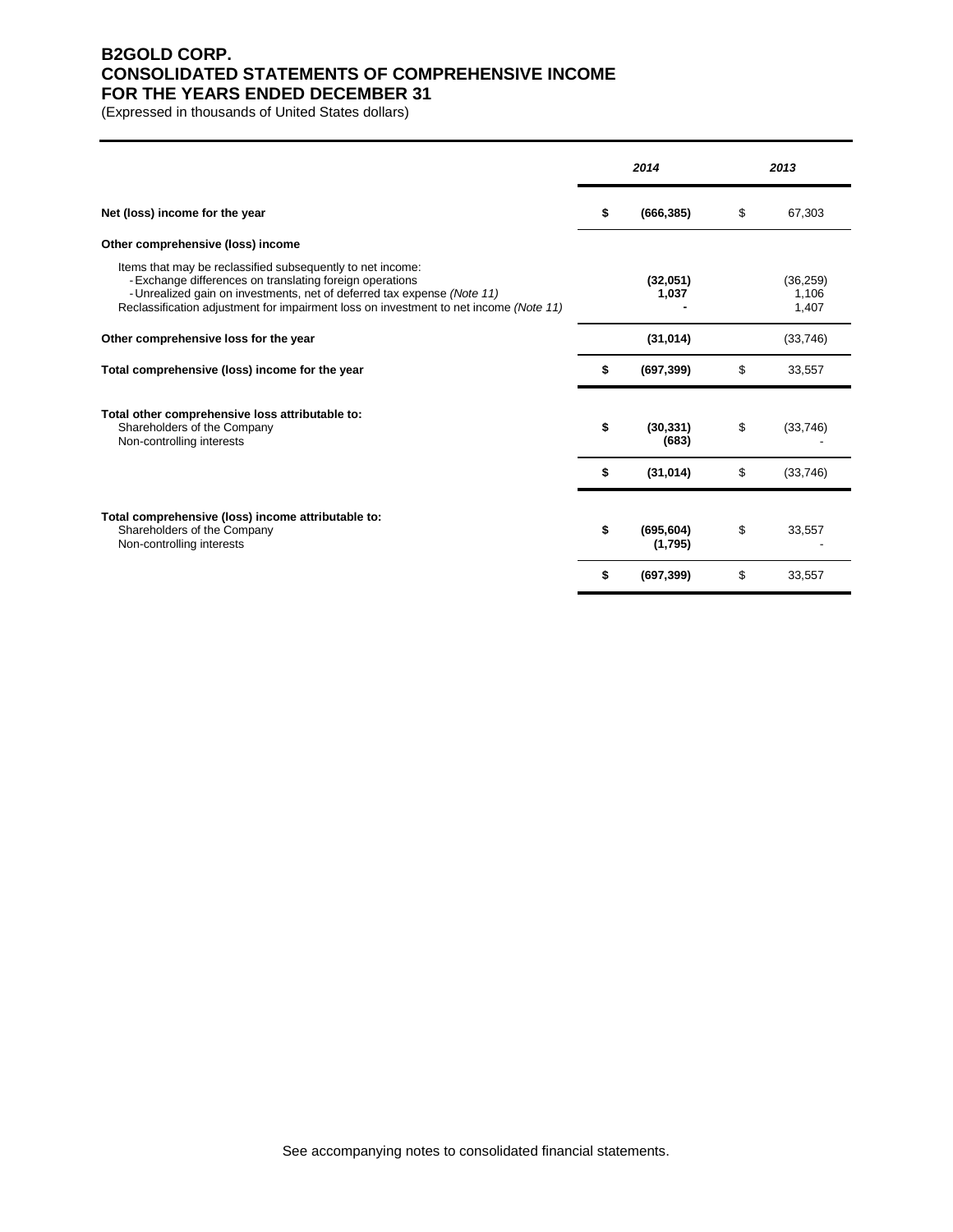# B2GOLD CORP.
# CONSOLIDATED STATEMENTS OF COMPREHENSIVE INCOME
# FOR THE YEARS ENDED DECEMBER 31

(Expressed in thousands of United States dollars)

| | | 2014 | | 2013 |
|---|---|---|---|---|
| **Net (loss) income for the year** | **$** | **(666,385)** | $ | 67,303 |
| **Other comprehensive (loss) income** | | | | |
| Items that may be reclassified subsequently to net income: | | | | |
| - Exchange differences on translating foreign operations | | **(32,051)** | | (36,259) |
| - Unrealized gain on investments, net of deferred tax expense *(Note 11)* | | **1,037** | | 1,106 |
| Reclassification adjustment for impairment loss on investment to net income *(Note 11)* | | **-** | | 1,407 |
| **Other comprehensive loss for the year** | | **(31,014)** | | (33,746) |
| **Total comprehensive (loss) income for the year** | **$** | **(697,399)** | $ | 33,557 |
| **Total other comprehensive loss attributable to:** | | | | |
| Shareholders of the Company | **$** | **(30,331)** | $ | (33,746) |
| Non-controlling interests | | **(683)** | | - |
| | **$** | **(31,014)** | $ | (33,746) |
| **Total comprehensive (loss) income attributable to:** | | | | |
| Shareholders of the Company | **$** | **(695,604)** | $ | 33,557 |
| Non-controlling interests | | **(1,795)** | | - |
| | **$** | **(697,399)** | $ | 33,557 |

See accompanying notes to consolidated financial statements.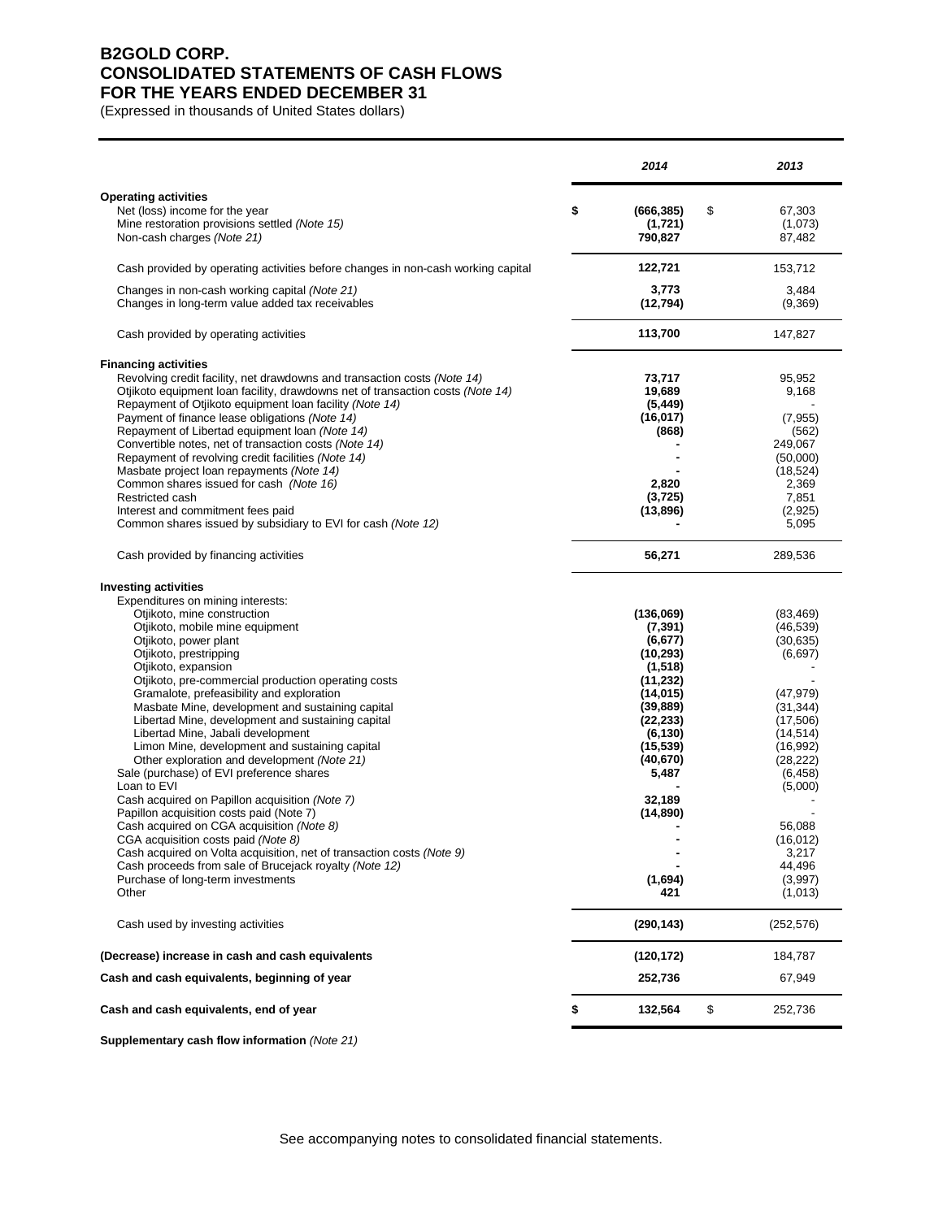# B2GOLD CORP.
# CONSOLIDATED STATEMENTS OF CASH FLOWS
# FOR THE YEARS ENDED DECEMBER 31

(Expressed in thousands of United States dollars)

| | 2014 | 2013 |
|---|---|---|
| **Operating activities** | | |
| Net (loss) income for the year | $ **(666,385)** | $ 67,303 |
| Mine restoration provisions settled *(Note 15)* | **(1,721)** | (1,073) |
| Non-cash charges *(Note 21)* | **790,827** | 87,482 |
| Cash provided by operating activities before changes in non-cash working capital | **122,721** | 153,712 |
| Changes in non-cash working capital *(Note 21)* | **3,773** | 3,484 |
| Changes in long-term value added tax receivables | **(12,794)** | (9,369) |
| Cash provided by operating activities | **113,700** | 147,827 |
| **Financing activities** | | |
| Revolving credit facility, net drawdowns and transaction costs *(Note 14)* | **73,717** | 95,952 |
| Otjikoto equipment loan facility, drawdowns net of transaction costs *(Note 14)* | **19,689** | 9,168 |
| Repayment of Otjikoto equipment loan facility *(Note 14)* | **(5,449)** | - |
| Payment of finance lease obligations *(Note 14)* | **(16,017)** | (7,955) |
| Repayment of Libertad equipment loan *(Note 14)* | **(868)** | (562) |
| Convertible notes, net of transaction costs *(Note 14)* | **-** | 249,067 |
| Repayment of revolving credit facilities *(Note 14)* | **-** | (50,000) |
| Masbate project loan repayments *(Note 14)* | **-** | (18,524) |
| Common shares issued for cash *(Note 16)* | **2,820** | 2,369 |
| Restricted cash | **(3,725)** | 7,851 |
| Interest and commitment fees paid | **(13,896)** | (2,925) |
| Common shares issued by subsidiary to EVI for cash *(Note 12)* | **-** | 5,095 |
| Cash provided by financing activities | **56,271** | 289,536 |
| **Investing activities** | | |
| Expenditures on mining interests: | | |
| Otjikoto, mine construction | **(136,069)** | (83,469) |
| Otjikoto, mobile mine equipment | **(7,391)** | (46,539) |
| Otjikoto, power plant | **(6,677)** | (30,635) |
| Otjikoto, prestripping | **(10,293)** | (6,697) |
| Otjikoto, expansion | **(1,518)** | - |
| Otjikoto, pre-commercial production operating costs | **(11,232)** | - |
| Gramalote, prefeasibility and exploration | **(14,015)** | (47,979) |
| Masbate Mine, development and sustaining capital | **(39,889)** | (31,344) |
| Libertad Mine, development and sustaining capital | **(22,233)** | (17,506) |
| Libertad Mine, Jabali development | **(6,130)** | (14,514) |
| Limon Mine, development and sustaining capital | **(15,539)** | (16,992) |
| Other exploration and development *(Note 21)* | **(40,670)** | (28,222) |
| Sale (purchase) of EVI preference shares | **5,487** | (6,458) |
| Loan to EVI | **-** | (5,000) |
| Cash acquired on Papillon acquisition *(Note 7)* | **32,189** | - |
| Papillon acquisition costs paid (Note 7) | **(14,890)** | - |
| Cash acquired on CGA acquisition *(Note 8)* | **-** | 56,088 |
| CGA acquisition costs paid *(Note 8)* | **-** | (16,012) |
| Cash acquired on Volta acquisition, net of transaction costs *(Note 9)* | **-** | 3,217 |
| Cash proceeds from sale of Brucejack royalty *(Note 12)* | **-** | 44,496 |
| Purchase of long-term investments | **(1,694)** | (3,997) |
| Other | **421** | (1,013) |
| Cash used by investing activities | **(290,143)** | (252,576) |
| **(Decrease) increase in cash and cash equivalents** | **(120,172)** | 184,787 |
| **Cash and cash equivalents, beginning of year** | **252,736** | 67,949 |
| **Cash and cash equivalents, end of year** | $ **132,564** | $ 252,736 |

**Supplementary cash flow information** *(Note 21)*

See accompanying notes to consolidated financial statements.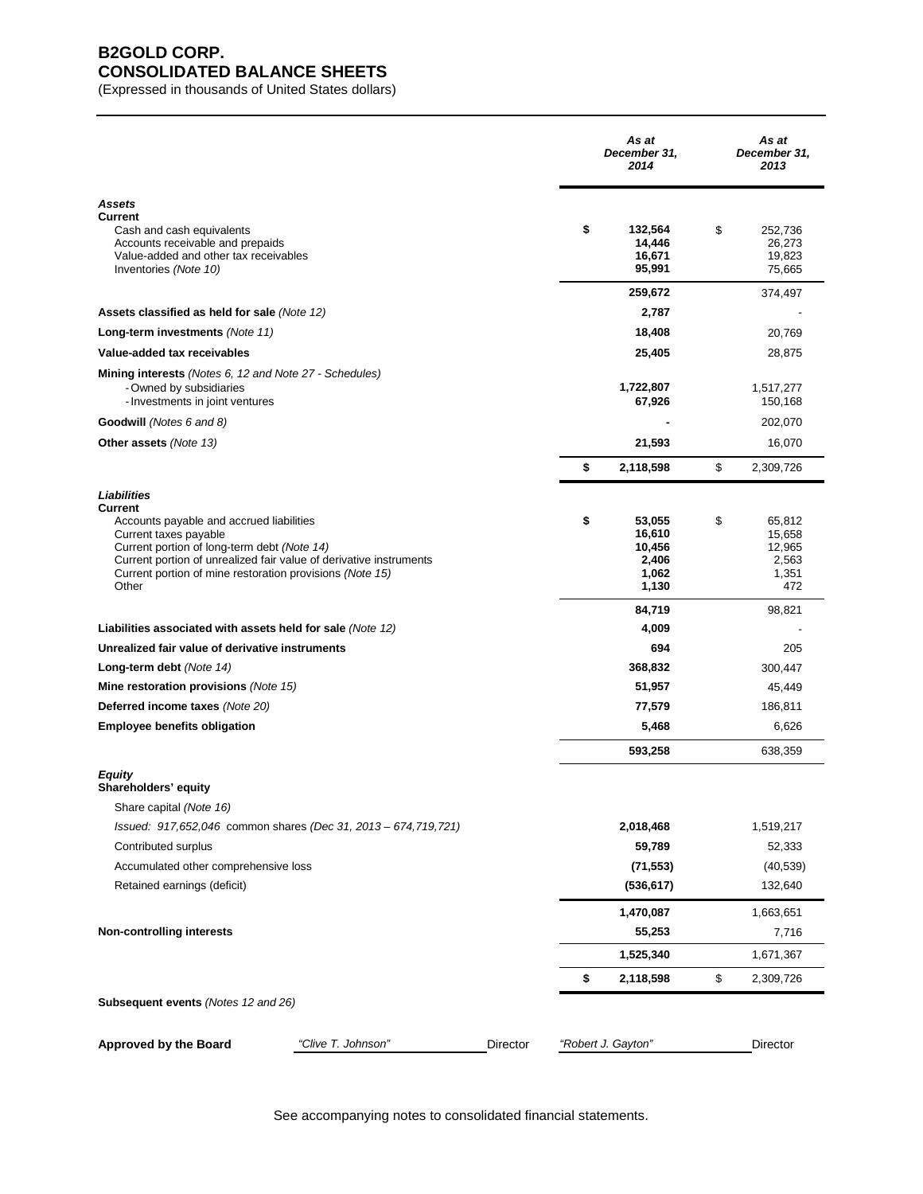# B2GOLD CORP.
## CONSOLIDATED BALANCE SHEETS
(Expressed in thousands of United States dollars)

| | As at December 31, 2014 | As at December 31, 2013 |
|---|---|---|
| ***Assets*** | | |
| **Current** | | |
| Cash and cash equivalents | **$ 132,564** | $ 252,736 |
| Accounts receivable and prepaids | **14,446** | 26,273 |
| Value-added and other tax receivables | **16,671** | 19,823 |
| Inventories *(Note 10)* | **95,991** | 75,665 |
| | **259,672** | 374,497 |
| **Assets classified as held for sale** *(Note 12)* | **2,787** | - |
| **Long-term investments** *(Note 11)* | **18,408** | 20,769 |
| **Value-added tax receivables** | **25,405** | 28,875 |
| **Mining interests** *(Notes 6, 12 and Note 27 - Schedules)* | | |
| - Owned by subsidiaries | **1,722,807** | 1,517,277 |
| - Investments in joint ventures | **67,926** | 150,168 |
| **Goodwill** *(Notes 6 and 8)* | **-** | 202,070 |
| **Other assets** *(Note 13)* | **21,593** | 16,070 |
| | **$ 2,118,598** | $ 2,309,726 |
| ***Liabilities*** | | |
| **Current** | | |
| Accounts payable and accrued liabilities | **$ 53,055** | $ 65,812 |
| Current taxes payable | **16,610** | 15,658 |
| Current portion of long-term debt *(Note 14)* | **10,456** | 12,965 |
| Current portion of unrealized fair value of derivative instruments | **2,406** | 2,563 |
| Current portion of mine restoration provisions *(Note 15)* | **1,062** | 1,351 |
| Other | **1,130** | 472 |
| | **84,719** | 98,821 |
| **Liabilities associated with assets held for sale** *(Note 12)* | **4,009** | - |
| **Unrealized fair value of derivative instruments** | **694** | 205 |
| **Long-term debt** *(Note 14)* | **368,832** | 300,447 |
| **Mine restoration provisions** *(Note 15)* | **51,957** | 45,449 |
| **Deferred income taxes** *(Note 20)* | **77,579** | 186,811 |
| **Employee benefits obligation** | **5,468** | 6,626 |
| | **593,258** | 638,359 |
| ***Equity*** | | |
| **Shareholders' equity** | | |
| Share capital *(Note 16)* | | |
| *Issued: 917,652,046 common shares (Dec 31, 2013 – 674,719,721)* | **2,018,468** | 1,519,217 |
| Contributed surplus | **59,789** | 52,333 |
| Accumulated other comprehensive loss | **(71,553)** | (40,539) |
| Retained earnings (deficit) | **(536,617)** | 132,640 |
| | **1,470,087** | 1,663,651 |
| **Non-controlling interests** | **55,253** | 7,716 |
| | **1,525,340** | 1,671,367 |
| | **$ 2,118,598** | $ 2,309,726 |

**Subsequent events** *(Notes 12 and 26)*

**Approved by the Board** *"Clive T. Johnson"* Director *"Robert J. Gayton"* Director

See accompanying notes to consolidated financial statements.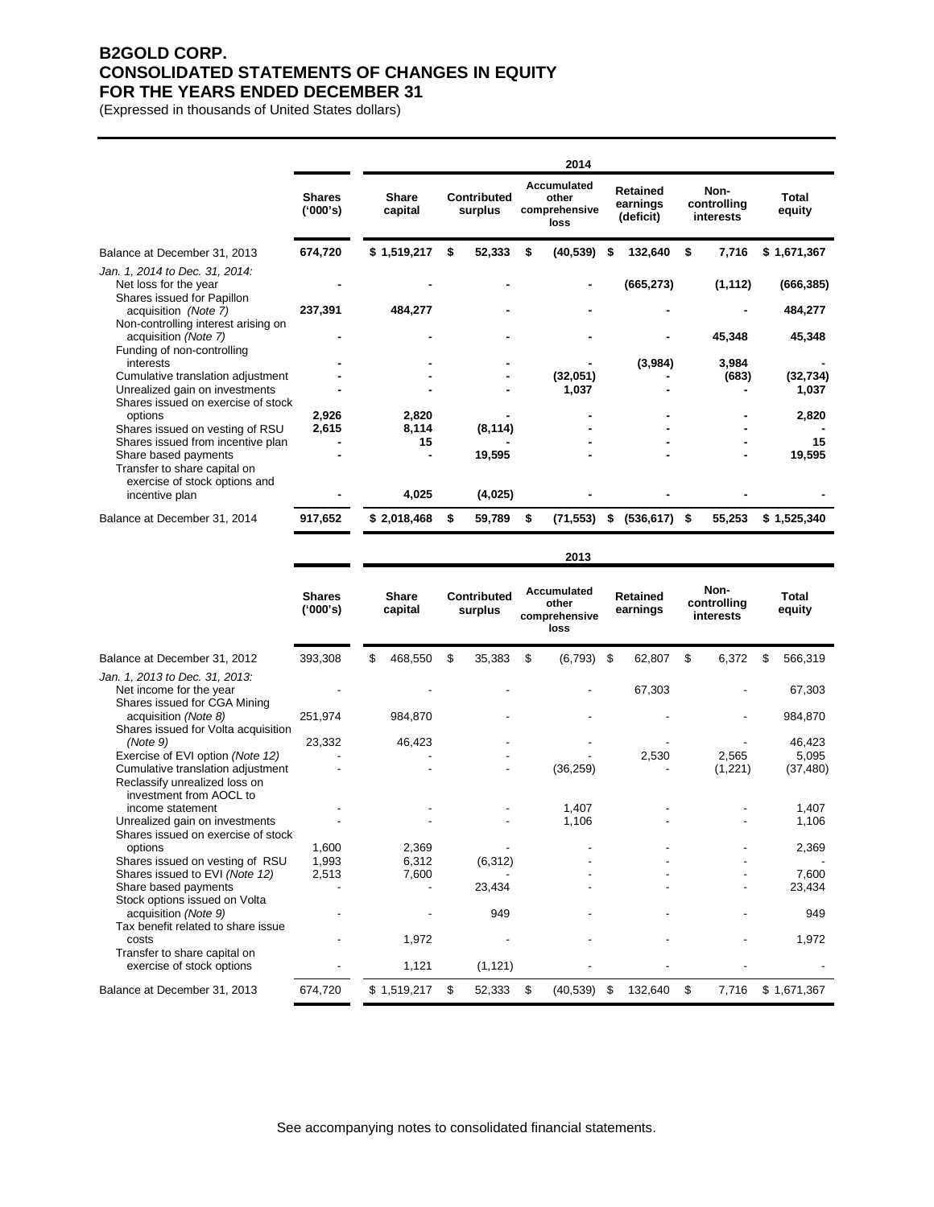# B2GOLD CORP.
# CONSOLIDATED STATEMENTS OF CHANGES IN EQUITY
# FOR THE YEARS ENDED DECEMBER 31

(Expressed in thousands of United States dollars)

**2014**

| | Shares ('000's) | Share capital | Contributed surplus | Accumulated other comprehensive loss | Retained earnings (deficit) | Non-controlling interests | Total equity |
|---|---|---|---|---|---|---|---|
| Balance at December 31, 2013 | 674,720 | $ 1,519,217 | $ 52,333 | $ (40,539) | $ 132,640 | $ 7,716 | $ 1,671,367 |
| *Jan. 1, 2014 to Dec. 31, 2014:* | | | | | | | |
| Net loss for the year | - | - | - | - | (665,273) | (1,112) | (666,385) |
| Shares issued for Papillon acquisition *(Note 7)* | 237,391 | 484,277 | - | - | - | - | 484,277 |
| Non-controlling interest arising on acquisition *(Note 7)* | - | - | - | - | - | 45,348 | 45,348 |
| Funding of non-controlling interests | - | - | - | - | (3,984) | 3,984 | - |
| Cumulative translation adjustment | - | - | - | (32,051) | - | (683) | (32,734) |
| Unrealized gain on investments | - | - | - | 1,037 | - | - | 1,037 |
| Shares issued on exercise of stock options | 2,926 | 2,820 | - | - | - | - | 2,820 |
| Shares issued on vesting of RSU | 2,615 | 8,114 | (8,114) | - | - | - | - |
| Shares issued from incentive plan | - | 15 | - | - | - | - | 15 |
| Share based payments | - | - | 19,595 | - | - | - | 19,595 |
| Transfer to share capital on exercise of stock options and incentive plan | - | 4,025 | (4,025) | - | - | - | - |
| Balance at December 31, 2014 | 917,652 | $ 2,018,468 | $ 59,789 | $ (71,553) | $ (536,617) | $ 55,253 | $ 1,525,340 |

**2013**

| | Shares ('000's) | Share capital | Contributed surplus | Accumulated other comprehensive loss | Retained earnings | Non-controlling interests | Total equity |
|---|---|---|---|---|---|---|---|
| Balance at December 31, 2012 | 393,308 | $ 468,550 | $ 35,383 | $ (6,793) | $ 62,807 | $ 6,372 | $ 566,319 |
| *Jan. 1, 2013 to Dec. 31, 2013:* | | | | | | | |
| Net income for the year | - | - | - | - | 67,303 | - | 67,303 |
| Shares issued for CGA Mining acquisition *(Note 8)* | 251,974 | 984,870 | - | - | - | - | 984,870 |
| Shares issued for Volta acquisition *(Note 9)* | 23,332 | 46,423 | - | - | - | - | 46,423 |
| Exercise of EVI option *(Note 12)* | - | - | - | - | 2,530 | 2,565 | 5,095 |
| Cumulative translation adjustment | - | - | - | (36,259) | - | (1,221) | (37,480) |
| Reclassify unrealized loss on investment from AOCL to income statement | - | - | - | 1,407 | - | - | 1,407 |
| Unrealized gain on investments | - | - | - | 1,106 | - | - | 1,106 |
| Shares issued on exercise of stock options | 1,600 | 2,369 | - | - | - | - | 2,369 |
| Shares issued on vesting of RSU | 1,993 | 6,312 | (6,312) | - | - | - | - |
| Shares issued to EVI *(Note 12)* | 2,513 | 7,600 | - | - | - | - | 7,600 |
| Share based payments | - | - | 23,434 | - | - | - | 23,434 |
| Stock options issued on Volta acquisition *(Note 9)* | - | - | 949 | - | - | - | 949 |
| Tax benefit related to share issue costs | - | 1,972 | - | - | - | - | 1,972 |
| Transfer to share capital on exercise of stock options | - | 1,121 | (1,121) | - | - | - | - |
| Balance at December 31, 2013 | 674,720 | $ 1,519,217 | $ 52,333 | $ (40,539) | $ 132,640 | $ 7,716 | $ 1,671,367 |

See accompanying notes to consolidated financial statements.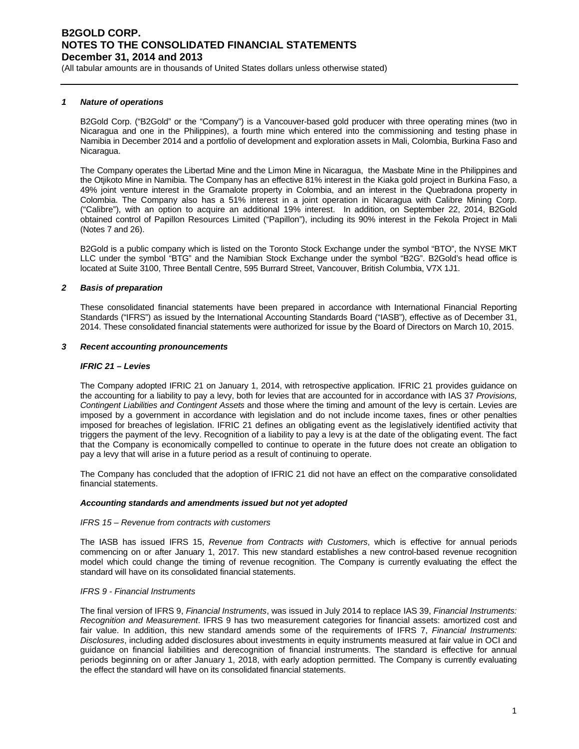## *1 Nature of operations*

B2Gold Corp. ("B2Gold" or the "Company") is a Vancouver-based gold producer with three operating mines (two in Nicaragua and one in the Philippines), a fourth mine which entered into the commissioning and testing phase in Namibia in December 2014 and a portfolio of development and exploration assets in Mali, Colombia, Burkina Faso and Nicaragua.

The Company operates the Libertad Mine and the Limon Mine in Nicaragua, the Masbate Mine in the Philippines and the Otjikoto Mine in Namibia. The Company has an effective 81% interest in the Kiaka gold project in Burkina Faso, a 49% joint venture interest in the Gramalote property in Colombia, and an interest in the Quebradona property in Colombia. The Company also has a 51% interest in a joint operation in Nicaragua with Calibre Mining Corp. ("Calibre"), with an option to acquire an additional 19% interest. In addition, on September 22, 2014, B2Gold obtained control of Papillon Resources Limited ("Papillon"), including its 90% interest in the Fekola Project in Mali (Notes 7 and 26).

B2Gold is a public company which is listed on the Toronto Stock Exchange under the symbol "BTO", the NYSE MKT LLC under the symbol "BTG" and the Namibian Stock Exchange under the symbol "B2G". B2Gold's head office is located at Suite 3100, Three Bentall Centre, 595 Burrard Street, Vancouver, British Columbia, V7X 1J1.

## *2 Basis of preparation*

These consolidated financial statements have been prepared in accordance with International Financial Reporting Standards ("IFRS") as issued by the International Accounting Standards Board ("IASB"), effective as of December 31, 2014. These consolidated financial statements were authorized for issue by the Board of Directors on March 10, 2015.

## *3 Recent accounting pronouncements*

### *IFRIC 21 – Levies*

The Company adopted IFRIC 21 on January 1, 2014, with retrospective application. IFRIC 21 provides guidance on the accounting for a liability to pay a levy, both for levies that are accounted for in accordance with IAS 37 *Provisions, Contingent Liabilities and Contingent Assets* and those where the timing and amount of the levy is certain. Levies are imposed by a government in accordance with legislation and do not include income taxes, fines or other penalties imposed for breaches of legislation. IFRIC 21 defines an obligating event as the legislatively identified activity that triggers the payment of the levy. Recognition of a liability to pay a levy is at the date of the obligating event. The fact that the Company is economically compelled to continue to operate in the future does not create an obligation to pay a levy that will arise in a future period as a result of continuing to operate.

The Company has concluded that the adoption of IFRIC 21 did not have an effect on the comparative consolidated financial statements.

### *Accounting standards and amendments issued but not yet adopted*

*IFRS 15 – Revenue from contracts with customers*

The IASB has issued IFRS 15, *Revenue from Contracts with Customers*, which is effective for annual periods commencing on or after January 1, 2017. This new standard establishes a new control-based revenue recognition model which could change the timing of revenue recognition. The Company is currently evaluating the effect the standard will have on its consolidated financial statements.

*IFRS 9 - Financial Instruments*

The final version of IFRS 9, *Financial Instruments*, was issued in July 2014 to replace IAS 39, *Financial Instruments: Recognition and Measurement*. IFRS 9 has two measurement categories for financial assets: amortized cost and fair value. In addition, this new standard amends some of the requirements of IFRS 7, *Financial Instruments: Disclosures*, including added disclosures about investments in equity instruments measured at fair value in OCI and guidance on financial liabilities and derecognition of financial instruments. The standard is effective for annual periods beginning on or after January 1, 2018, with early adoption permitted. The Company is currently evaluating the effect the standard will have on its consolidated financial statements.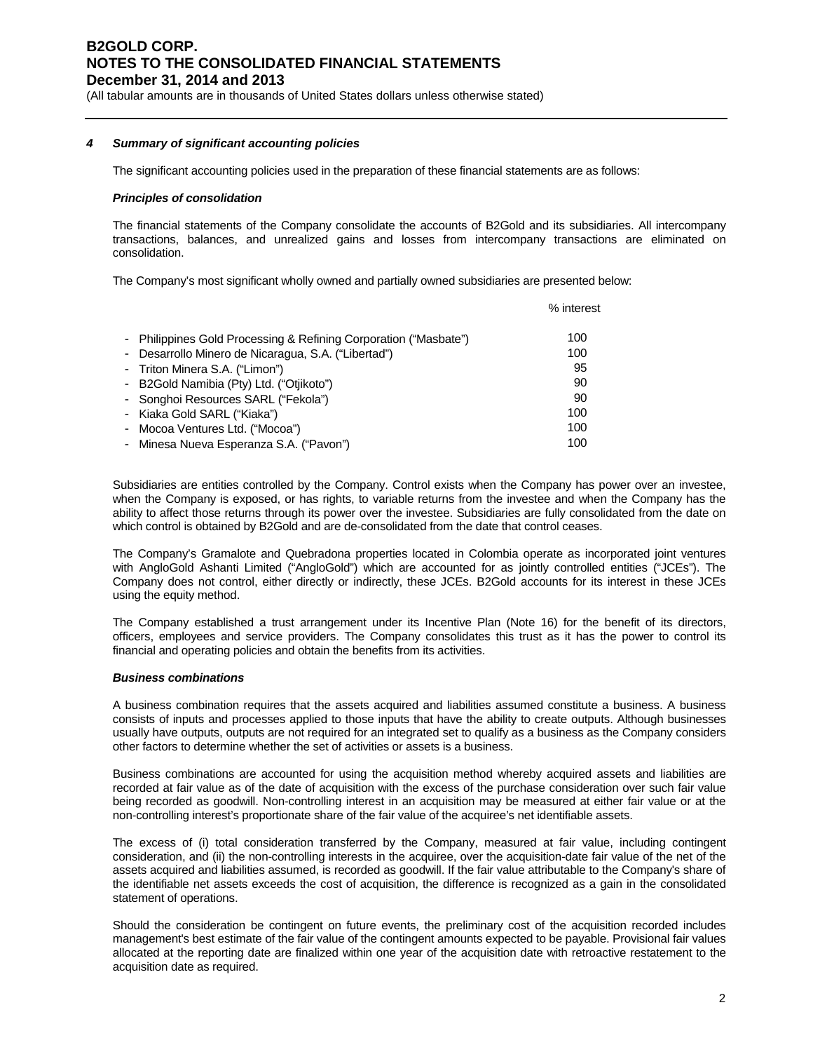### 4 Summary of significant accounting policies

The significant accounting policies used in the preparation of these financial statements are as follows:

#### *Principles of consolidation*

The financial statements of the Company consolidate the accounts of B2Gold and its subsidiaries. All intercompany transactions, balances, and unrealized gains and losses from intercompany transactions are eliminated on consolidation.

The Company's most significant wholly owned and partially owned subsidiaries are presented below:

| | % interest |
|---|---|
| - Philippines Gold Processing & Refining Corporation ("Masbate") | 100 |
| - Desarrollo Minero de Nicaragua, S.A. ("Libertad") | 100 |
| - Triton Minera S.A. ("Limon") | 95 |
| - B2Gold Namibia (Pty) Ltd. ("Otjikoto") | 90 |
| - Songhoi Resources SARL ("Fekola") | 90 |
| - Kiaka Gold SARL ("Kiaka") | 100 |
| - Mocoa Ventures Ltd. ("Mocoa") | 100 |
| - Minesa Nueva Esperanza S.A. ("Pavon") | 100 |

Subsidiaries are entities controlled by the Company. Control exists when the Company has power over an investee, when the Company is exposed, or has rights, to variable returns from the investee and when the Company has the ability to affect those returns through its power over the investee. Subsidiaries are fully consolidated from the date on which control is obtained by B2Gold and are de-consolidated from the date that control ceases.

The Company's Gramalote and Quebradona properties located in Colombia operate as incorporated joint ventures with AngloGold Ashanti Limited ("AngloGold") which are accounted for as jointly controlled entities ("JCEs"). The Company does not control, either directly or indirectly, these JCEs. B2Gold accounts for its interest in these JCEs using the equity method.

The Company established a trust arrangement under its Incentive Plan (Note 16) for the benefit of its directors, officers, employees and service providers. The Company consolidates this trust as it has the power to control its financial and operating policies and obtain the benefits from its activities.

#### *Business combinations*

A business combination requires that the assets acquired and liabilities assumed constitute a business. A business consists of inputs and processes applied to those inputs that have the ability to create outputs. Although businesses usually have outputs, outputs are not required for an integrated set to qualify as a business as the Company considers other factors to determine whether the set of activities or assets is a business.

Business combinations are accounted for using the acquisition method whereby acquired assets and liabilities are recorded at fair value as of the date of acquisition with the excess of the purchase consideration over such fair value being recorded as goodwill. Non-controlling interest in an acquisition may be measured at either fair value or at the non-controlling interest's proportionate share of the fair value of the acquiree's net identifiable assets.

The excess of (i) total consideration transferred by the Company, measured at fair value, including contingent consideration, and (ii) the non-controlling interests in the acquiree, over the acquisition-date fair value of the net of the assets acquired and liabilities assumed, is recorded as goodwill. If the fair value attributable to the Company's share of the identifiable net assets exceeds the cost of acquisition, the difference is recognized as a gain in the consolidated statement of operations.

Should the consideration be contingent on future events, the preliminary cost of the acquisition recorded includes management's best estimate of the fair value of the contingent amounts expected to be payable. Provisional fair values allocated at the reporting date are finalized within one year of the acquisition date with retroactive restatement to the acquisition date as required.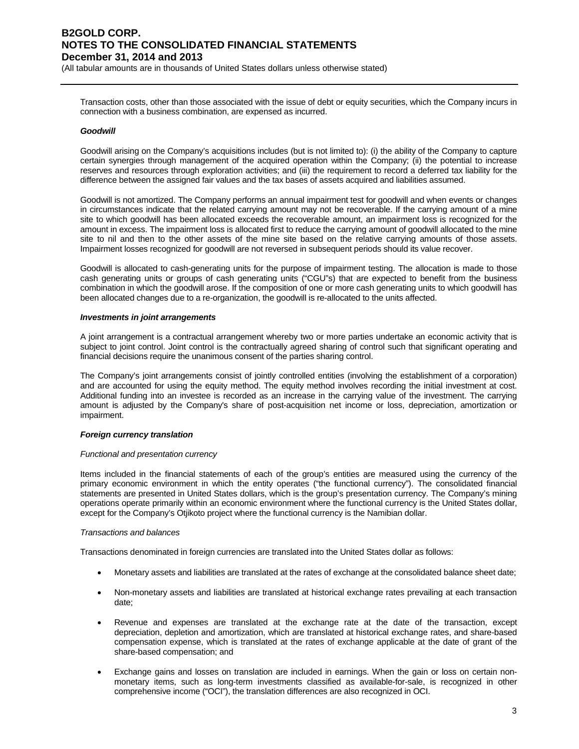Transaction costs, other than those associated with the issue of debt or equity securities, which the Company incurs in connection with a business combination, are expensed as incurred.

***Goodwill***

Goodwill arising on the Company's acquisitions includes (but is not limited to): (i) the ability of the Company to capture certain synergies through management of the acquired operation within the Company; (ii) the potential to increase reserves and resources through exploration activities; and (iii) the requirement to record a deferred tax liability for the difference between the assigned fair values and the tax bases of assets acquired and liabilities assumed.

Goodwill is not amortized. The Company performs an annual impairment test for goodwill and when events or changes in circumstances indicate that the related carrying amount may not be recoverable. If the carrying amount of a mine site to which goodwill has been allocated exceeds the recoverable amount, an impairment loss is recognized for the amount in excess. The impairment loss is allocated first to reduce the carrying amount of goodwill allocated to the mine site to nil and then to the other assets of the mine site based on the relative carrying amounts of those assets. Impairment losses recognized for goodwill are not reversed in subsequent periods should its value recover.

Goodwill is allocated to cash-generating units for the purpose of impairment testing. The allocation is made to those cash generating units or groups of cash generating units ("CGU"s) that are expected to benefit from the business combination in which the goodwill arose. If the composition of one or more cash generating units to which goodwill has been allocated changes due to a re-organization, the goodwill is re-allocated to the units affected.

***Investments in joint arrangements***

A joint arrangement is a contractual arrangement whereby two or more parties undertake an economic activity that is subject to joint control. Joint control is the contractually agreed sharing of control such that significant operating and financial decisions require the unanimous consent of the parties sharing control.

The Company's joint arrangements consist of jointly controlled entities (involving the establishment of a corporation) and are accounted for using the equity method. The equity method involves recording the initial investment at cost. Additional funding into an investee is recorded as an increase in the carrying value of the investment. The carrying amount is adjusted by the Company's share of post-acquisition net income or loss, depreciation, amortization or impairment.

***Foreign currency translation***

*Functional and presentation currency*

Items included in the financial statements of each of the group's entities are measured using the currency of the primary economic environment in which the entity operates ("the functional currency"). The consolidated financial statements are presented in United States dollars, which is the group's presentation currency. The Company's mining operations operate primarily within an economic environment where the functional currency is the United States dollar, except for the Company's Otjikoto project where the functional currency is the Namibian dollar.

*Transactions and balances*

Transactions denominated in foreign currencies are translated into the United States dollar as follows:

- Monetary assets and liabilities are translated at the rates of exchange at the consolidated balance sheet date;
- Non-monetary assets and liabilities are translated at historical exchange rates prevailing at each transaction date;
- Revenue and expenses are translated at the exchange rate at the date of the transaction, except depreciation, depletion and amortization, which are translated at historical exchange rates, and share-based compensation expense, which is translated at the rates of exchange applicable at the date of grant of the share-based compensation; and
- Exchange gains and losses on translation are included in earnings. When the gain or loss on certain non-monetary items, such as long-term investments classified as available-for-sale, is recognized in other comprehensive income ("OCI"), the translation differences are also recognized in OCI.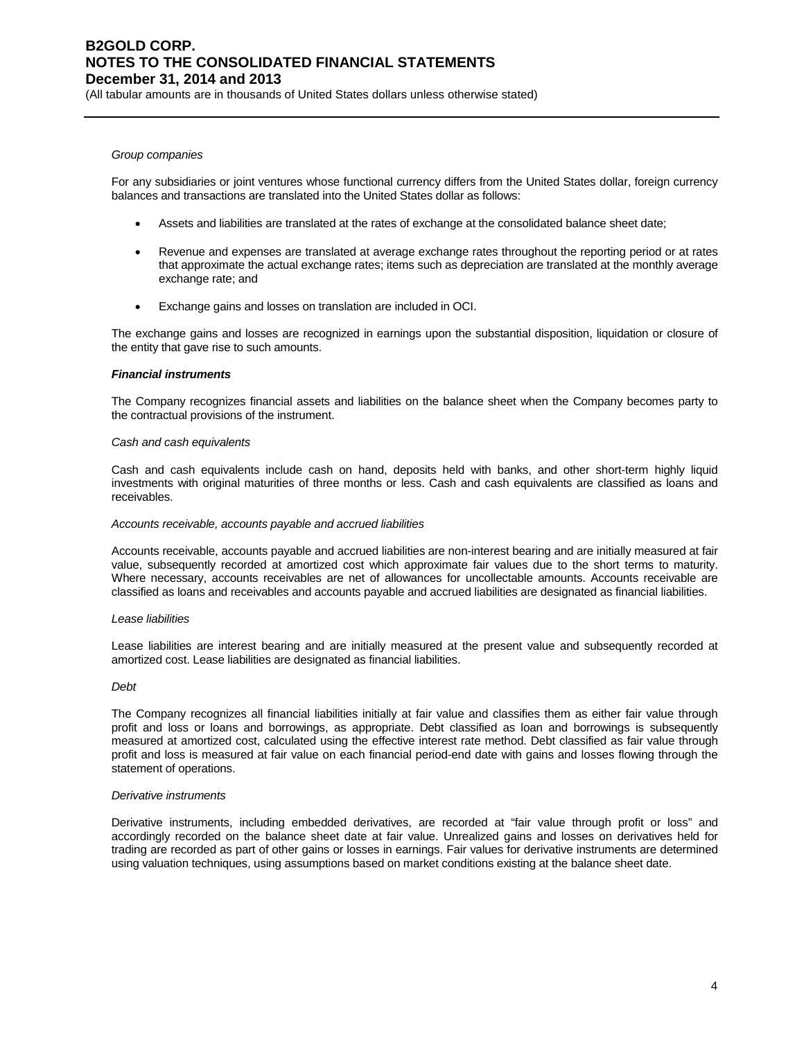*Group companies*

For any subsidiaries or joint ventures whose functional currency differs from the United States dollar, foreign currency balances and transactions are translated into the United States dollar as follows:

- Assets and liabilities are translated at the rates of exchange at the consolidated balance sheet date;
- Revenue and expenses are translated at average exchange rates throughout the reporting period or at rates that approximate the actual exchange rates; items such as depreciation are translated at the monthly average exchange rate; and
- Exchange gains and losses on translation are included in OCI.

The exchange gains and losses are recognized in earnings upon the substantial disposition, liquidation or closure of the entity that gave rise to such amounts.

***Financial instruments***

The Company recognizes financial assets and liabilities on the balance sheet when the Company becomes party to the contractual provisions of the instrument.

*Cash and cash equivalents*

Cash and cash equivalents include cash on hand, deposits held with banks, and other short-term highly liquid investments with original maturities of three months or less. Cash and cash equivalents are classified as loans and receivables.

*Accounts receivable, accounts payable and accrued liabilities*

Accounts receivable, accounts payable and accrued liabilities are non-interest bearing and are initially measured at fair value, subsequently recorded at amortized cost which approximate fair values due to the short terms to maturity. Where necessary, accounts receivables are net of allowances for uncollectable amounts. Accounts receivable are classified as loans and receivables and accounts payable and accrued liabilities are designated as financial liabilities.

*Lease liabilities*

Lease liabilities are interest bearing and are initially measured at the present value and subsequently recorded at amortized cost. Lease liabilities are designated as financial liabilities.

*Debt*

The Company recognizes all financial liabilities initially at fair value and classifies them as either fair value through profit and loss or loans and borrowings, as appropriate. Debt classified as loan and borrowings is subsequently measured at amortized cost, calculated using the effective interest rate method. Debt classified as fair value through profit and loss is measured at fair value on each financial period-end date with gains and losses flowing through the statement of operations.

*Derivative instruments*

Derivative instruments, including embedded derivatives, are recorded at "fair value through profit or loss" and accordingly recorded on the balance sheet date at fair value. Unrealized gains and losses on derivatives held for trading are recorded as part of other gains or losses in earnings. Fair values for derivative instruments are determined using valuation techniques, using assumptions based on market conditions existing at the balance sheet date.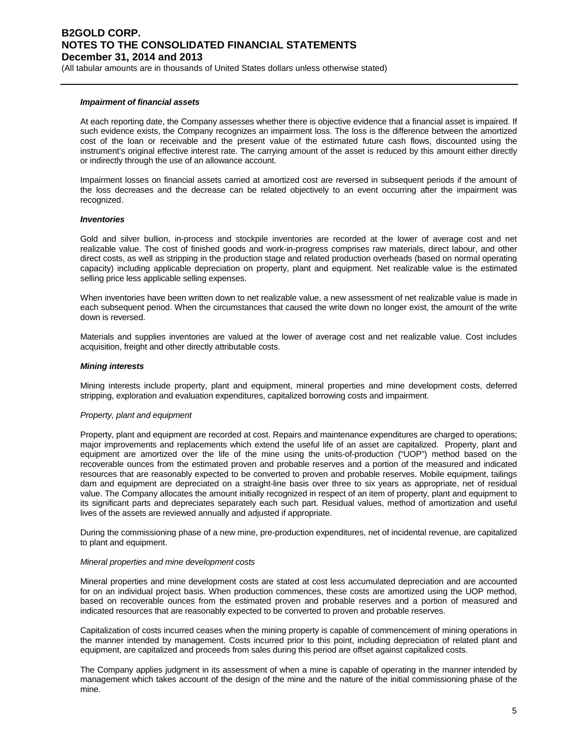***Impairment of financial assets***

At each reporting date, the Company assesses whether there is objective evidence that a financial asset is impaired. If such evidence exists, the Company recognizes an impairment loss. The loss is the difference between the amortized cost of the loan or receivable and the present value of the estimated future cash flows, discounted using the instrument's original effective interest rate. The carrying amount of the asset is reduced by this amount either directly or indirectly through the use of an allowance account.

Impairment losses on financial assets carried at amortized cost are reversed in subsequent periods if the amount of the loss decreases and the decrease can be related objectively to an event occurring after the impairment was recognized.

***Inventories***

Gold and silver bullion, in-process and stockpile inventories are recorded at the lower of average cost and net realizable value. The cost of finished goods and work-in-progress comprises raw materials, direct labour, and other direct costs, as well as stripping in the production stage and related production overheads (based on normal operating capacity) including applicable depreciation on property, plant and equipment. Net realizable value is the estimated selling price less applicable selling expenses.

When inventories have been written down to net realizable value, a new assessment of net realizable value is made in each subsequent period. When the circumstances that caused the write down no longer exist, the amount of the write down is reversed.

Materials and supplies inventories are valued at the lower of average cost and net realizable value. Cost includes acquisition, freight and other directly attributable costs.

***Mining interests***

Mining interests include property, plant and equipment, mineral properties and mine development costs, deferred stripping, exploration and evaluation expenditures, capitalized borrowing costs and impairment.

*Property, plant and equipment*

Property, plant and equipment are recorded at cost. Repairs and maintenance expenditures are charged to operations; major improvements and replacements which extend the useful life of an asset are capitalized. Property, plant and equipment are amortized over the life of the mine using the units-of-production ("UOP") method based on the recoverable ounces from the estimated proven and probable reserves and a portion of the measured and indicated resources that are reasonably expected to be converted to proven and probable reserves. Mobile equipment, tailings dam and equipment are depreciated on a straight-line basis over three to six years as appropriate, net of residual value. The Company allocates the amount initially recognized in respect of an item of property, plant and equipment to its significant parts and depreciates separately each such part. Residual values, method of amortization and useful lives of the assets are reviewed annually and adjusted if appropriate.

During the commissioning phase of a new mine, pre-production expenditures, net of incidental revenue, are capitalized to plant and equipment.

*Mineral properties and mine development costs*

Mineral properties and mine development costs are stated at cost less accumulated depreciation and are accounted for on an individual project basis. When production commences, these costs are amortized using the UOP method, based on recoverable ounces from the estimated proven and probable reserves and a portion of measured and indicated resources that are reasonably expected to be converted to proven and probable reserves.

Capitalization of costs incurred ceases when the mining property is capable of commencement of mining operations in the manner intended by management. Costs incurred prior to this point, including depreciation of related plant and equipment, are capitalized and proceeds from sales during this period are offset against capitalized costs.

The Company applies judgment in its assessment of when a mine is capable of operating in the manner intended by management which takes account of the design of the mine and the nature of the initial commissioning phase of the mine.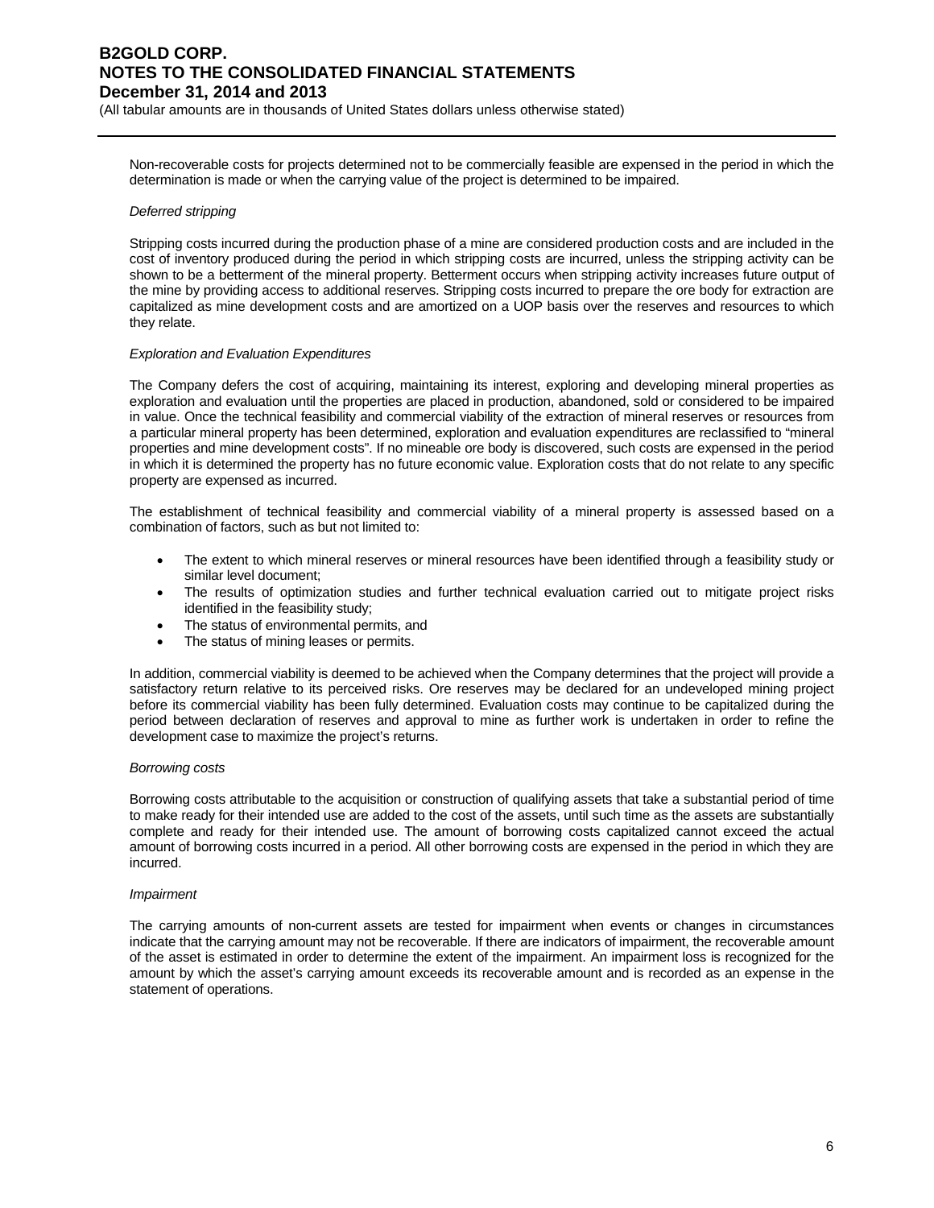Non-recoverable costs for projects determined not to be commercially feasible are expensed in the period in which the determination is made or when the carrying value of the project is determined to be impaired.

*Deferred stripping*

Stripping costs incurred during the production phase of a mine are considered production costs and are included in the cost of inventory produced during the period in which stripping costs are incurred, unless the stripping activity can be shown to be a betterment of the mineral property. Betterment occurs when stripping activity increases future output of the mine by providing access to additional reserves. Stripping costs incurred to prepare the ore body for extraction are capitalized as mine development costs and are amortized on a UOP basis over the reserves and resources to which they relate.

*Exploration and Evaluation Expenditures*

The Company defers the cost of acquiring, maintaining its interest, exploring and developing mineral properties as exploration and evaluation until the properties are placed in production, abandoned, sold or considered to be impaired in value. Once the technical feasibility and commercial viability of the extraction of mineral reserves or resources from a particular mineral property has been determined, exploration and evaluation expenditures are reclassified to "mineral properties and mine development costs". If no mineable ore body is discovered, such costs are expensed in the period in which it is determined the property has no future economic value. Exploration costs that do not relate to any specific property are expensed as incurred.

The establishment of technical feasibility and commercial viability of a mineral property is assessed based on a combination of factors, such as but not limited to:

- The extent to which mineral reserves or mineral resources have been identified through a feasibility study or similar level document;
- The results of optimization studies and further technical evaluation carried out to mitigate project risks identified in the feasibility study;
- The status of environmental permits, and
- The status of mining leases or permits.

In addition, commercial viability is deemed to be achieved when the Company determines that the project will provide a satisfactory return relative to its perceived risks. Ore reserves may be declared for an undeveloped mining project before its commercial viability has been fully determined. Evaluation costs may continue to be capitalized during the period between declaration of reserves and approval to mine as further work is undertaken in order to refine the development case to maximize the project's returns.

*Borrowing costs*

Borrowing costs attributable to the acquisition or construction of qualifying assets that take a substantial period of time to make ready for their intended use are added to the cost of the assets, until such time as the assets are substantially complete and ready for their intended use. The amount of borrowing costs capitalized cannot exceed the actual amount of borrowing costs incurred in a period. All other borrowing costs are expensed in the period in which they are incurred.

*Impairment*

The carrying amounts of non-current assets are tested for impairment when events or changes in circumstances indicate that the carrying amount may not be recoverable. If there are indicators of impairment, the recoverable amount of the asset is estimated in order to determine the extent of the impairment. An impairment loss is recognized for the amount by which the asset's carrying amount exceeds its recoverable amount and is recorded as an expense in the statement of operations.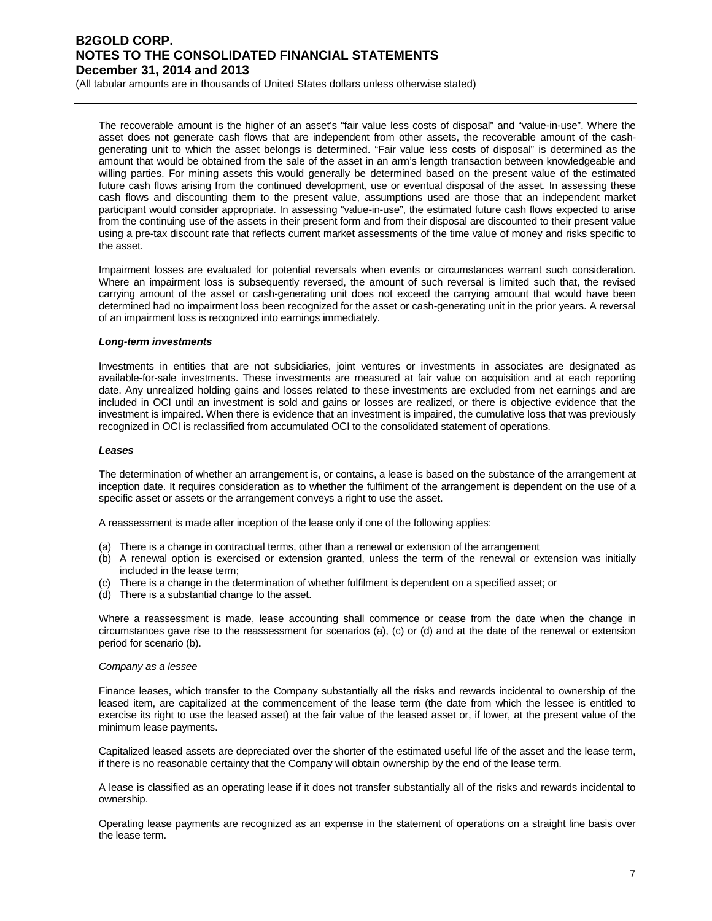The recoverable amount is the higher of an asset's "fair value less costs of disposal" and "value-in-use". Where the asset does not generate cash flows that are independent from other assets, the recoverable amount of the cash-generating unit to which the asset belongs is determined. "Fair value less costs of disposal" is determined as the amount that would be obtained from the sale of the asset in an arm's length transaction between knowledgeable and willing parties. For mining assets this would generally be determined based on the present value of the estimated future cash flows arising from the continued development, use or eventual disposal of the asset. In assessing these cash flows and discounting them to the present value, assumptions used are those that an independent market participant would consider appropriate. In assessing "value-in-use", the estimated future cash flows expected to arise from the continuing use of the assets in their present form and from their disposal are discounted to their present value using a pre-tax discount rate that reflects current market assessments of the time value of money and risks specific to the asset.

Impairment losses are evaluated for potential reversals when events or circumstances warrant such consideration. Where an impairment loss is subsequently reversed, the amount of such reversal is limited such that, the revised carrying amount of the asset or cash-generating unit does not exceed the carrying amount that would have been determined had no impairment loss been recognized for the asset or cash-generating unit in the prior years. A reversal of an impairment loss is recognized into earnings immediately.

***Long-term investments***

Investments in entities that are not subsidiaries, joint ventures or investments in associates are designated as available-for-sale investments. These investments are measured at fair value on acquisition and at each reporting date. Any unrealized holding gains and losses related to these investments are excluded from net earnings and are included in OCI until an investment is sold and gains or losses are realized, or there is objective evidence that the investment is impaired. When there is evidence that an investment is impaired, the cumulative loss that was previously recognized in OCI is reclassified from accumulated OCI to the consolidated statement of operations.

***Leases***

The determination of whether an arrangement is, or contains, a lease is based on the substance of the arrangement at inception date. It requires consideration as to whether the fulfilment of the arrangement is dependent on the use of a specific asset or assets or the arrangement conveys a right to use the asset.

A reassessment is made after inception of the lease only if one of the following applies:

(a) There is a change in contractual terms, other than a renewal or extension of the arrangement
(b) A renewal option is exercised or extension granted, unless the term of the renewal or extension was initially included in the lease term;
(c) There is a change in the determination of whether fulfilment is dependent on a specified asset; or
(d) There is a substantial change to the asset.

Where a reassessment is made, lease accounting shall commence or cease from the date when the change in circumstances gave rise to the reassessment for scenarios (a), (c) or (d) and at the date of the renewal or extension period for scenario (b).

*Company as a lessee*

Finance leases, which transfer to the Company substantially all the risks and rewards incidental to ownership of the leased item, are capitalized at the commencement of the lease term (the date from which the lessee is entitled to exercise its right to use the leased asset) at the fair value of the leased asset or, if lower, at the present value of the minimum lease payments.

Capitalized leased assets are depreciated over the shorter of the estimated useful life of the asset and the lease term, if there is no reasonable certainty that the Company will obtain ownership by the end of the lease term.

A lease is classified as an operating lease if it does not transfer substantially all of the risks and rewards incidental to ownership.

Operating lease payments are recognized as an expense in the statement of operations on a straight line basis over the lease term.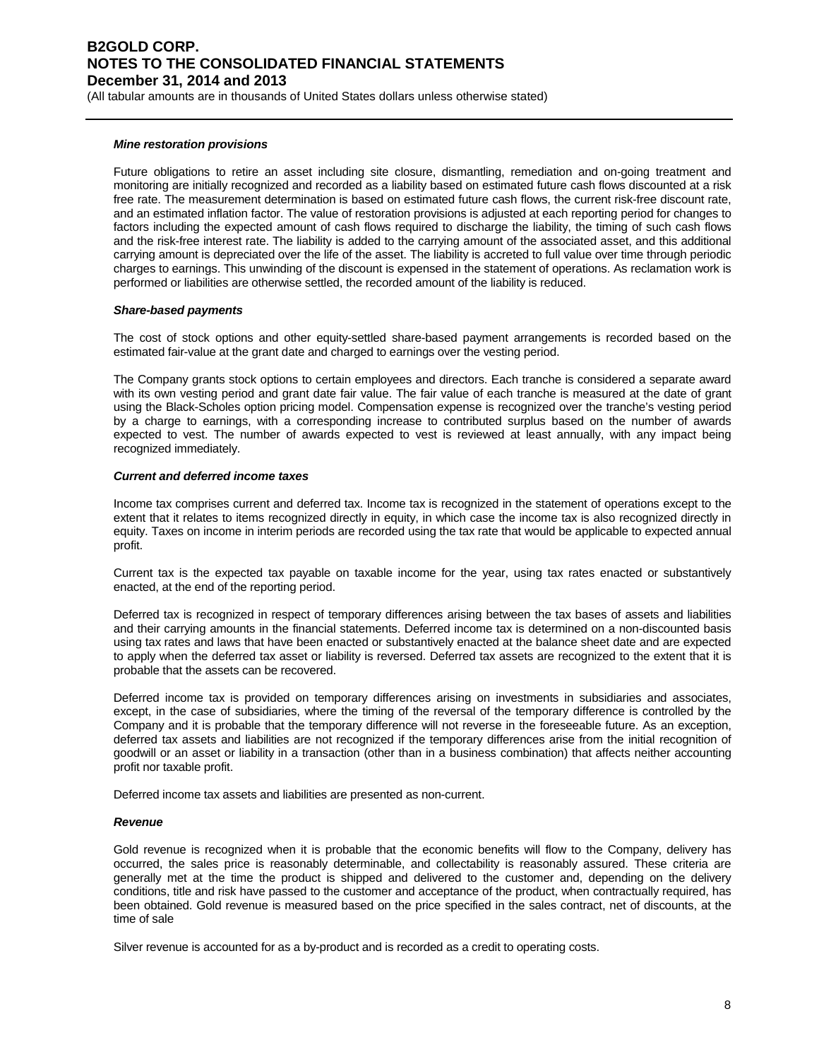***Mine restoration provisions***

Future obligations to retire an asset including site closure, dismantling, remediation and on-going treatment and monitoring are initially recognized and recorded as a liability based on estimated future cash flows discounted at a risk free rate. The measurement determination is based on estimated future cash flows, the current risk-free discount rate, and an estimated inflation factor. The value of restoration provisions is adjusted at each reporting period for changes to factors including the expected amount of cash flows required to discharge the liability, the timing of such cash flows and the risk-free interest rate. The liability is added to the carrying amount of the associated asset, and this additional carrying amount is depreciated over the life of the asset. The liability is accreted to full value over time through periodic charges to earnings. This unwinding of the discount is expensed in the statement of operations. As reclamation work is performed or liabilities are otherwise settled, the recorded amount of the liability is reduced.

***Share-based payments***

The cost of stock options and other equity-settled share-based payment arrangements is recorded based on the estimated fair-value at the grant date and charged to earnings over the vesting period.

The Company grants stock options to certain employees and directors. Each tranche is considered a separate award with its own vesting period and grant date fair value. The fair value of each tranche is measured at the date of grant using the Black-Scholes option pricing model. Compensation expense is recognized over the tranche's vesting period by a charge to earnings, with a corresponding increase to contributed surplus based on the number of awards expected to vest. The number of awards expected to vest is reviewed at least annually, with any impact being recognized immediately.

***Current and deferred income taxes***

Income tax comprises current and deferred tax. Income tax is recognized in the statement of operations except to the extent that it relates to items recognized directly in equity, in which case the income tax is also recognized directly in equity. Taxes on income in interim periods are recorded using the tax rate that would be applicable to expected annual profit.

Current tax is the expected tax payable on taxable income for the year, using tax rates enacted or substantively enacted, at the end of the reporting period.

Deferred tax is recognized in respect of temporary differences arising between the tax bases of assets and liabilities and their carrying amounts in the financial statements. Deferred income tax is determined on a non-discounted basis using tax rates and laws that have been enacted or substantively enacted at the balance sheet date and are expected to apply when the deferred tax asset or liability is reversed. Deferred tax assets are recognized to the extent that it is probable that the assets can be recovered.

Deferred income tax is provided on temporary differences arising on investments in subsidiaries and associates, except, in the case of subsidiaries, where the timing of the reversal of the temporary difference is controlled by the Company and it is probable that the temporary difference will not reverse in the foreseeable future. As an exception, deferred tax assets and liabilities are not recognized if the temporary differences arise from the initial recognition of goodwill or an asset or liability in a transaction (other than in a business combination) that affects neither accounting profit nor taxable profit.

Deferred income tax assets and liabilities are presented as non-current.

***Revenue***

Gold revenue is recognized when it is probable that the economic benefits will flow to the Company, delivery has occurred, the sales price is reasonably determinable, and collectability is reasonably assured. These criteria are generally met at the time the product is shipped and delivered to the customer and, depending on the delivery conditions, title and risk have passed to the customer and acceptance of the product, when contractually required, has been obtained. Gold revenue is measured based on the price specified in the sales contract, net of discounts, at the time of sale

Silver revenue is accounted for as a by-product and is recorded as a credit to operating costs.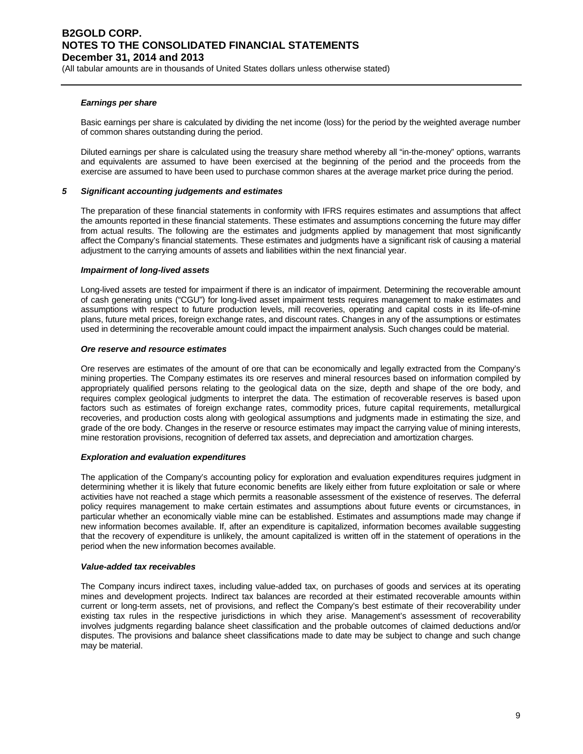***Earnings per share***

Basic earnings per share is calculated by dividing the net income (loss) for the period by the weighted average number of common shares outstanding during the period.

Diluted earnings per share is calculated using the treasury share method whereby all "in-the-money" options, warrants and equivalents are assumed to have been exercised at the beginning of the period and the proceeds from the exercise are assumed to have been used to purchase common shares at the average market price during the period.

## *5 Significant accounting judgements and estimates*

The preparation of these financial statements in conformity with IFRS requires estimates and assumptions that affect the amounts reported in these financial statements. These estimates and assumptions concerning the future may differ from actual results. The following are the estimates and judgments applied by management that most significantly affect the Company's financial statements. These estimates and judgments have a significant risk of causing a material adjustment to the carrying amounts of assets and liabilities within the next financial year.

***Impairment of long-lived assets***

Long-lived assets are tested for impairment if there is an indicator of impairment. Determining the recoverable amount of cash generating units ("CGU") for long-lived asset impairment tests requires management to make estimates and assumptions with respect to future production levels, mill recoveries, operating and capital costs in its life-of-mine plans, future metal prices, foreign exchange rates, and discount rates. Changes in any of the assumptions or estimates used in determining the recoverable amount could impact the impairment analysis. Such changes could be material.

***Ore reserve and resource estimates***

Ore reserves are estimates of the amount of ore that can be economically and legally extracted from the Company's mining properties. The Company estimates its ore reserves and mineral resources based on information compiled by appropriately qualified persons relating to the geological data on the size, depth and shape of the ore body, and requires complex geological judgments to interpret the data. The estimation of recoverable reserves is based upon factors such as estimates of foreign exchange rates, commodity prices, future capital requirements, metallurgical recoveries, and production costs along with geological assumptions and judgments made in estimating the size, and grade of the ore body. Changes in the reserve or resource estimates may impact the carrying value of mining interests, mine restoration provisions, recognition of deferred tax assets, and depreciation and amortization charges.

***Exploration and evaluation expenditures***

The application of the Company's accounting policy for exploration and evaluation expenditures requires judgment in determining whether it is likely that future economic benefits are likely either from future exploitation or sale or where activities have not reached a stage which permits a reasonable assessment of the existence of reserves. The deferral policy requires management to make certain estimates and assumptions about future events or circumstances, in particular whether an economically viable mine can be established. Estimates and assumptions made may change if new information becomes available. If, after an expenditure is capitalized, information becomes available suggesting that the recovery of expenditure is unlikely, the amount capitalized is written off in the statement of operations in the period when the new information becomes available.

***Value-added tax receivables***

The Company incurs indirect taxes, including value-added tax, on purchases of goods and services at its operating mines and development projects. Indirect tax balances are recorded at their estimated recoverable amounts within current or long-term assets, net of provisions, and reflect the Company's best estimate of their recoverability under existing tax rules in the respective jurisdictions in which they arise. Management's assessment of recoverability involves judgments regarding balance sheet classification and the probable outcomes of claimed deductions and/or disputes. The provisions and balance sheet classifications made to date may be subject to change and such change may be material.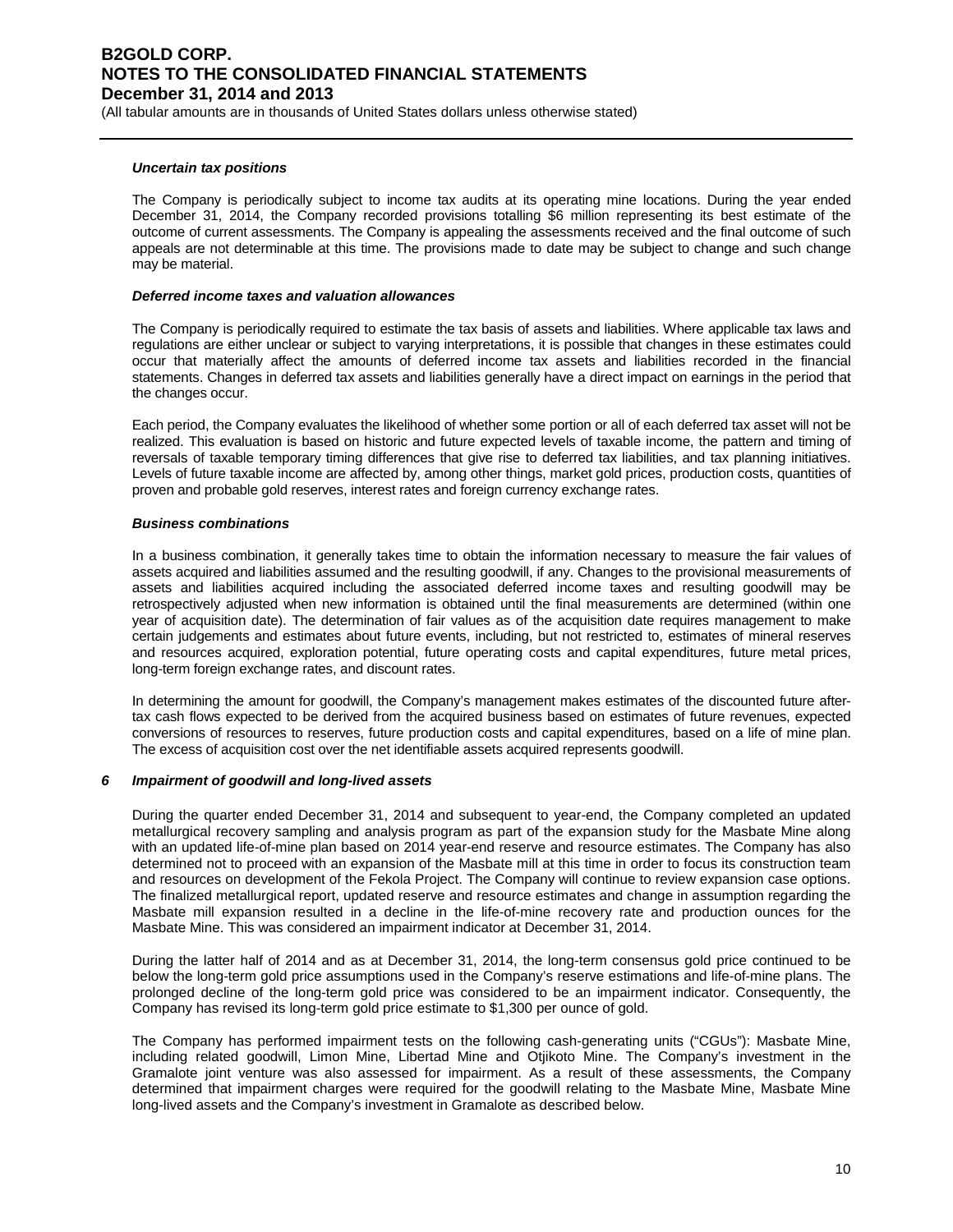***Uncertain tax positions***

The Company is periodically subject to income tax audits at its operating mine locations. During the year ended December 31, 2014, the Company recorded provisions totalling $6 million representing its best estimate of the outcome of current assessments. The Company is appealing the assessments received and the final outcome of such appeals are not determinable at this time. The provisions made to date may be subject to change and such change may be material.

***Deferred income taxes and valuation allowances***

The Company is periodically required to estimate the tax basis of assets and liabilities. Where applicable tax laws and regulations are either unclear or subject to varying interpretations, it is possible that changes in these estimates could occur that materially affect the amounts of deferred income tax assets and liabilities recorded in the financial statements. Changes in deferred tax assets and liabilities generally have a direct impact on earnings in the period that the changes occur.

Each period, the Company evaluates the likelihood of whether some portion or all of each deferred tax asset will not be realized. This evaluation is based on historic and future expected levels of taxable income, the pattern and timing of reversals of taxable temporary timing differences that give rise to deferred tax liabilities, and tax planning initiatives. Levels of future taxable income are affected by, among other things, market gold prices, production costs, quantities of proven and probable gold reserves, interest rates and foreign currency exchange rates.

***Business combinations***

In a business combination, it generally takes time to obtain the information necessary to measure the fair values of assets acquired and liabilities assumed and the resulting goodwill, if any. Changes to the provisional measurements of assets and liabilities acquired including the associated deferred income taxes and resulting goodwill may be retrospectively adjusted when new information is obtained until the final measurements are determined (within one year of acquisition date). The determination of fair values as of the acquisition date requires management to make certain judgements and estimates about future events, including, but not restricted to, estimates of mineral reserves and resources acquired, exploration potential, future operating costs and capital expenditures, future metal prices, long-term foreign exchange rates, and discount rates.

In determining the amount for goodwill, the Company's management makes estimates of the discounted future after-tax cash flows expected to be derived from the acquired business based on estimates of future revenues, expected conversions of resources to reserves, future production costs and capital expenditures, based on a life of mine plan. The excess of acquisition cost over the net identifiable assets acquired represents goodwill.

## 6 *Impairment of goodwill and long-lived assets*

During the quarter ended December 31, 2014 and subsequent to year-end, the Company completed an updated metallurgical recovery sampling and analysis program as part of the expansion study for the Masbate Mine along with an updated life-of-mine plan based on 2014 year-end reserve and resource estimates. The Company has also determined not to proceed with an expansion of the Masbate mill at this time in order to focus its construction team and resources on development of the Fekola Project. The Company will continue to review expansion case options. The finalized metallurgical report, updated reserve and resource estimates and change in assumption regarding the Masbate mill expansion resulted in a decline in the life-of-mine recovery rate and production ounces for the Masbate Mine. This was considered an impairment indicator at December 31, 2014.

During the latter half of 2014 and as at December 31, 2014, the long-term consensus gold price continued to be below the long-term gold price assumptions used in the Company's reserve estimations and life-of-mine plans. The prolonged decline of the long-term gold price was considered to be an impairment indicator. Consequently, the Company has revised its long-term gold price estimate to $1,300 per ounce of gold.

The Company has performed impairment tests on the following cash-generating units ("CGUs"): Masbate Mine, including related goodwill, Limon Mine, Libertad Mine and Otjikoto Mine. The Company's investment in the Gramalote joint venture was also assessed for impairment. As a result of these assessments, the Company determined that impairment charges were required for the goodwill relating to the Masbate Mine, Masbate Mine long-lived assets and the Company's investment in Gramalote as described below.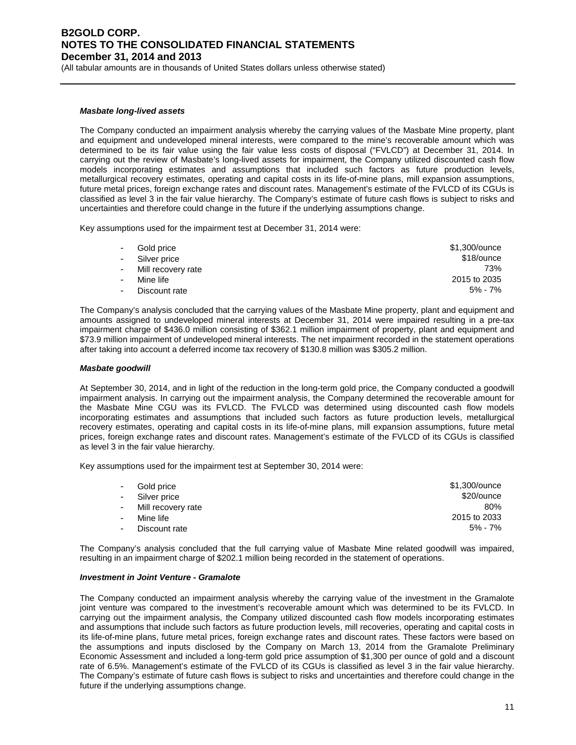### *Masbate long-lived assets*

The Company conducted an impairment analysis whereby the carrying values of the Masbate Mine property, plant and equipment and undeveloped mineral interests, were compared to the mine's recoverable amount which was determined to be its fair value using the fair value less costs of disposal ("FVLCD") at December 31, 2014. In carrying out the review of Masbate's long-lived assets for impairment, the Company utilized discounted cash flow models incorporating estimates and assumptions that included such factors as future production levels, metallurgical recovery estimates, operating and capital costs in its life-of-mine plans, mill expansion assumptions, future metal prices, foreign exchange rates and discount rates. Management's estimate of the FVLCD of its CGUs is classified as level 3 in the fair value hierarchy. The Company's estimate of future cash flows is subject to risks and uncertainties and therefore could change in the future if the underlying assumptions change.

Key assumptions used for the impairment test at December 31, 2014 were:

| | |
|---|---|
| - Gold price | \$1,300/ounce |
| - Silver price | \$18/ounce |
| - Mill recovery rate | 73% |
| - Mine life | 2015 to 2035 |
| - Discount rate | 5% - 7% |

The Company's analysis concluded that the carrying values of the Masbate Mine property, plant and equipment and amounts assigned to undeveloped mineral interests at December 31, 2014 were impaired resulting in a pre-tax impairment charge of \$436.0 million consisting of \$362.1 million impairment of property, plant and equipment and \$73.9 million impairment of undeveloped mineral interests. The net impairment recorded in the statement operations after taking into account a deferred income tax recovery of \$130.8 million was \$305.2 million.

### *Masbate goodwill*

At September 30, 2014, and in light of the reduction in the long-term gold price, the Company conducted a goodwill impairment analysis. In carrying out the impairment analysis, the Company determined the recoverable amount for the Masbate Mine CGU was its FVLCD. The FVLCD was determined using discounted cash flow models incorporating estimates and assumptions that included such factors as future production levels, metallurgical recovery estimates, operating and capital costs in its life-of-mine plans, mill expansion assumptions, future metal prices, foreign exchange rates and discount rates. Management's estimate of the FVLCD of its CGUs is classified as level 3 in the fair value hierarchy.

Key assumptions used for the impairment test at September 30, 2014 were:

| | |
|---|---|
| - Gold price | \$1,300/ounce |
| - Silver price | \$20/ounce |
| - Mill recovery rate | 80% |
| - Mine life | 2015 to 2033 |
| - Discount rate | 5% - 7% |

The Company's analysis concluded that the full carrying value of Masbate Mine related goodwill was impaired, resulting in an impairment charge of \$202.1 million being recorded in the statement of operations.

### *Investment in Joint Venture - Gramalote*

The Company conducted an impairment analysis whereby the carrying value of the investment in the Gramalote joint venture was compared to the investment's recoverable amount which was determined to be its FVLCD. In carrying out the impairment analysis, the Company utilized discounted cash flow models incorporating estimates and assumptions that include such factors as future production levels, mill recoveries, operating and capital costs in its life-of-mine plans, future metal prices, foreign exchange rates and discount rates. These factors were based on the assumptions and inputs disclosed by the Company on March 13, 2014 from the Gramalote Preliminary Economic Assessment and included a long-term gold price assumption of \$1,300 per ounce of gold and a discount rate of 6.5%. Management's estimate of the FVLCD of its CGUs is classified as level 3 in the fair value hierarchy. The Company's estimate of future cash flows is subject to risks and uncertainties and therefore could change in the future if the underlying assumptions change.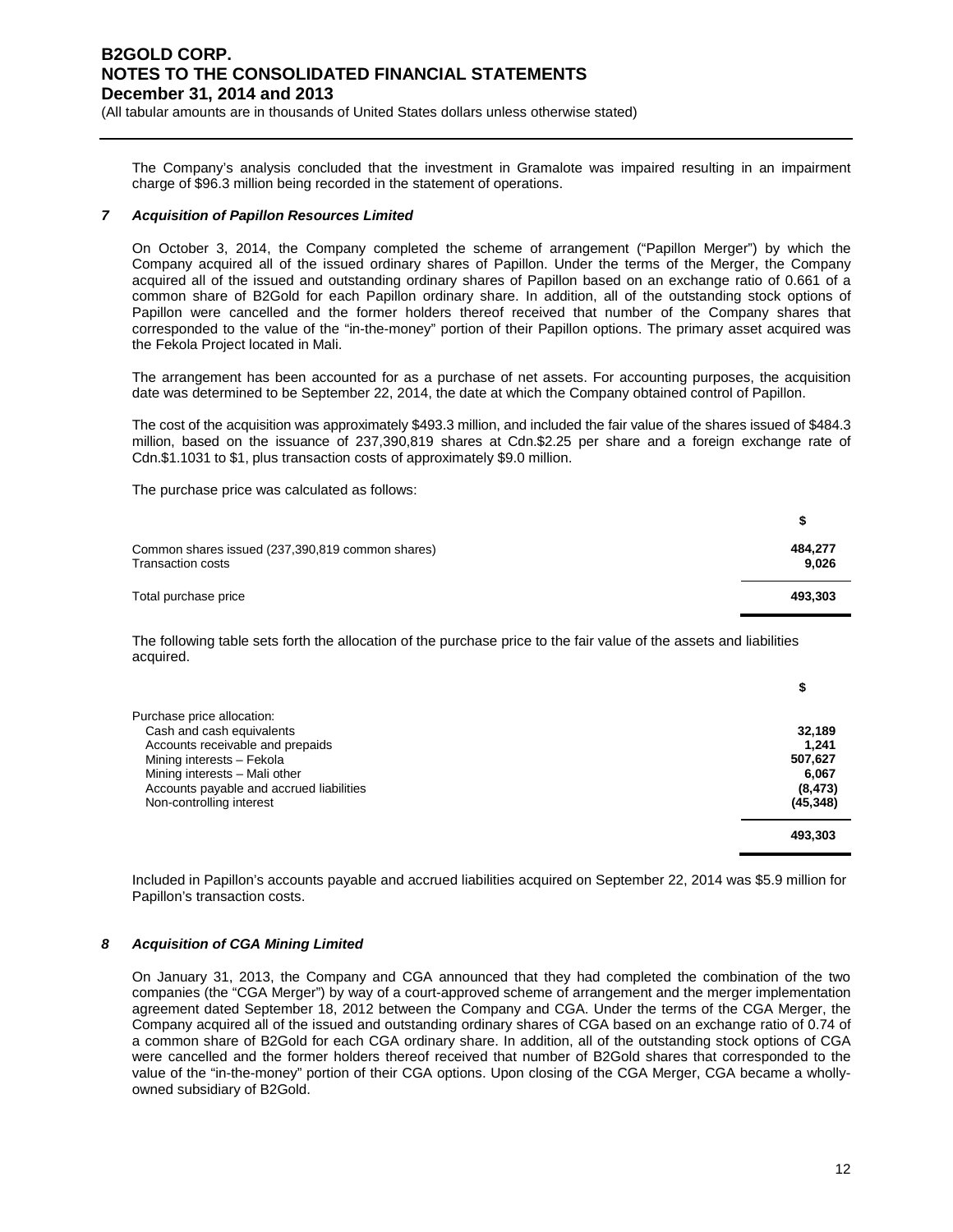The Company's analysis concluded that the investment in Gramalote was impaired resulting in an impairment charge of $96.3 million being recorded in the statement of operations.

### *7 Acquisition of Papillon Resources Limited*

On October 3, 2014, the Company completed the scheme of arrangement ("Papillon Merger") by which the Company acquired all of the issued ordinary shares of Papillon. Under the terms of the Merger, the Company acquired all of the issued and outstanding ordinary shares of Papillon based on an exchange ratio of 0.661 of a common share of B2Gold for each Papillon ordinary share. In addition, all of the outstanding stock options of Papillon were cancelled and the former holders thereof received that number of the Company shares that corresponded to the value of the "in-the-money" portion of their Papillon options. The primary asset acquired was the Fekola Project located in Mali.

The arrangement has been accounted for as a purchase of net assets. For accounting purposes, the acquisition date was determined to be September 22, 2014, the date at which the Company obtained control of Papillon.

The cost of the acquisition was approximately $493.3 million, and included the fair value of the shares issued of $484.3 million, based on the issuance of 237,390,819 shares at Cdn.$2.25 per share and a foreign exchange rate of Cdn.$1.1031 to $1, plus transaction costs of approximately $9.0 million.

The purchase price was calculated as follows:

| | $ |
|---|---|
| Common shares issued (237,390,819 common shares) | **484,277** |
| Transaction costs | **9,026** |
| Total purchase price | **493,303** |

The following table sets forth the allocation of the purchase price to the fair value of the assets and liabilities acquired.

| | $ |
|---|---|
| Purchase price allocation: | |
| Cash and cash equivalents | **32,189** |
| Accounts receivable and prepaids | **1,241** |
| Mining interests – Fekola | **507,627** |
| Mining interests – Mali other | **6,067** |
| Accounts payable and accrued liabilities | **(8,473)** |
| Non-controlling interest | **(45,348)** |
| | **493,303** |

Included in Papillon's accounts payable and accrued liabilities acquired on September 22, 2014 was $5.9 million for Papillon's transaction costs.

### *8 Acquisition of CGA Mining Limited*

On January 31, 2013, the Company and CGA announced that they had completed the combination of the two companies (the "CGA Merger") by way of a court-approved scheme of arrangement and the merger implementation agreement dated September 18, 2012 between the Company and CGA. Under the terms of the CGA Merger, the Company acquired all of the issued and outstanding ordinary shares of CGA based on an exchange ratio of 0.74 of a common share of B2Gold for each CGA ordinary share. In addition, all of the outstanding stock options of CGA were cancelled and the former holders thereof received that number of B2Gold shares that corresponded to the value of the "in-the-money" portion of their CGA options. Upon closing of the CGA Merger, CGA became a wholly-owned subsidiary of B2Gold.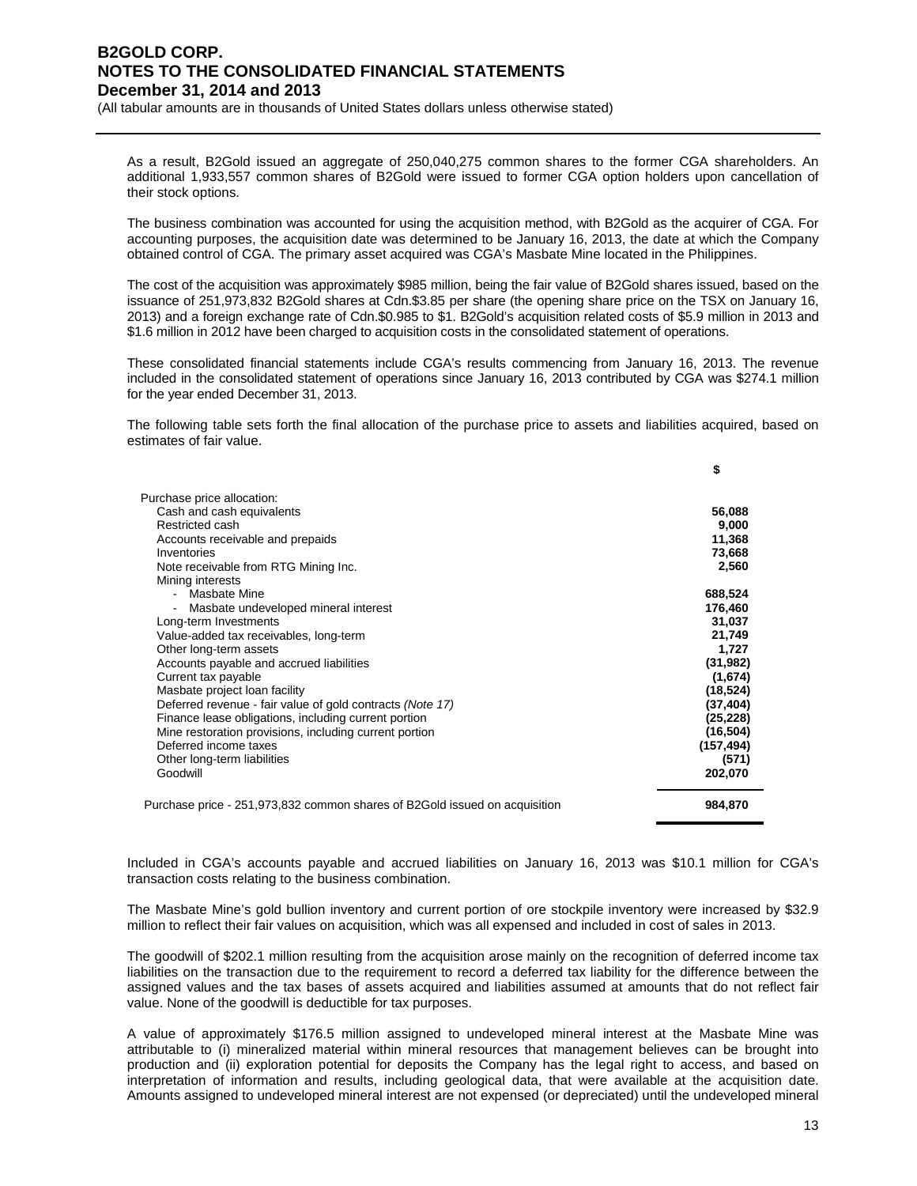As a result, B2Gold issued an aggregate of 250,040,275 common shares to the former CGA shareholders. An additional 1,933,557 common shares of B2Gold were issued to former CGA option holders upon cancellation of their stock options.

The business combination was accounted for using the acquisition method, with B2Gold as the acquirer of CGA. For accounting purposes, the acquisition date was determined to be January 16, 2013, the date at which the Company obtained control of CGA. The primary asset acquired was CGA's Masbate Mine located in the Philippines.

The cost of the acquisition was approximately $985 million, being the fair value of B2Gold shares issued, based on the issuance of 251,973,832 B2Gold shares at Cdn.$3.85 per share (the opening share price on the TSX on January 16, 2013) and a foreign exchange rate of Cdn.$0.985 to $1. B2Gold's acquisition related costs of $5.9 million in 2013 and $1.6 million in 2012 have been charged to acquisition costs in the consolidated statement of operations.

These consolidated financial statements include CGA's results commencing from January 16, 2013. The revenue included in the consolidated statement of operations since January 16, 2013 contributed by CGA was $274.1 million for the year ended December 31, 2013.

The following table sets forth the final allocation of the purchase price to assets and liabilities acquired, based on estimates of fair value.

| | $ |
|---|---|
| Purchase price allocation: | |
| Cash and cash equivalents | **56,088** |
| Restricted cash | **9,000** |
| Accounts receivable and prepaids | **11,368** |
| Inventories | **73,668** |
| Note receivable from RTG Mining Inc. | **2,560** |
| Mining interests | |
| - Masbate Mine | **688,524** |
| - Masbate undeveloped mineral interest | **176,460** |
| Long-term Investments | **31,037** |
| Value-added tax receivables, long-term | **21,749** |
| Other long-term assets | **1,727** |
| Accounts payable and accrued liabilities | **(31,982)** |
| Current tax payable | **(1,674)** |
| Masbate project loan facility | **(18,524)** |
| Deferred revenue - fair value of gold contracts *(Note 17)* | **(37,404)** |
| Finance lease obligations, including current portion | **(25,228)** |
| Mine restoration provisions, including current portion | **(16,504)** |
| Deferred income taxes | **(157,494)** |
| Other long-term liabilities | **(571)** |
| Goodwill | **202,070** |
| Purchase price - 251,973,832 common shares of B2Gold issued on acquisition | **984,870** |

Included in CGA's accounts payable and accrued liabilities on January 16, 2013 was $10.1 million for CGA's transaction costs relating to the business combination.

The Masbate Mine's gold bullion inventory and current portion of ore stockpile inventory were increased by $32.9 million to reflect their fair values on acquisition, which was all expensed and included in cost of sales in 2013.

The goodwill of $202.1 million resulting from the acquisition arose mainly on the recognition of deferred income tax liabilities on the transaction due to the requirement to record a deferred tax liability for the difference between the assigned values and the tax bases of assets acquired and liabilities assumed at amounts that do not reflect fair value. None of the goodwill is deductible for tax purposes.

A value of approximately $176.5 million assigned to undeveloped mineral interest at the Masbate Mine was attributable to (i) mineralized material within mineral resources that management believes can be brought into production and (ii) exploration potential for deposits the Company has the legal right to access, and based on interpretation of information and results, including geological data, that were available at the acquisition date. Amounts assigned to undeveloped mineral interest are not expensed (or depreciated) until the undeveloped mineral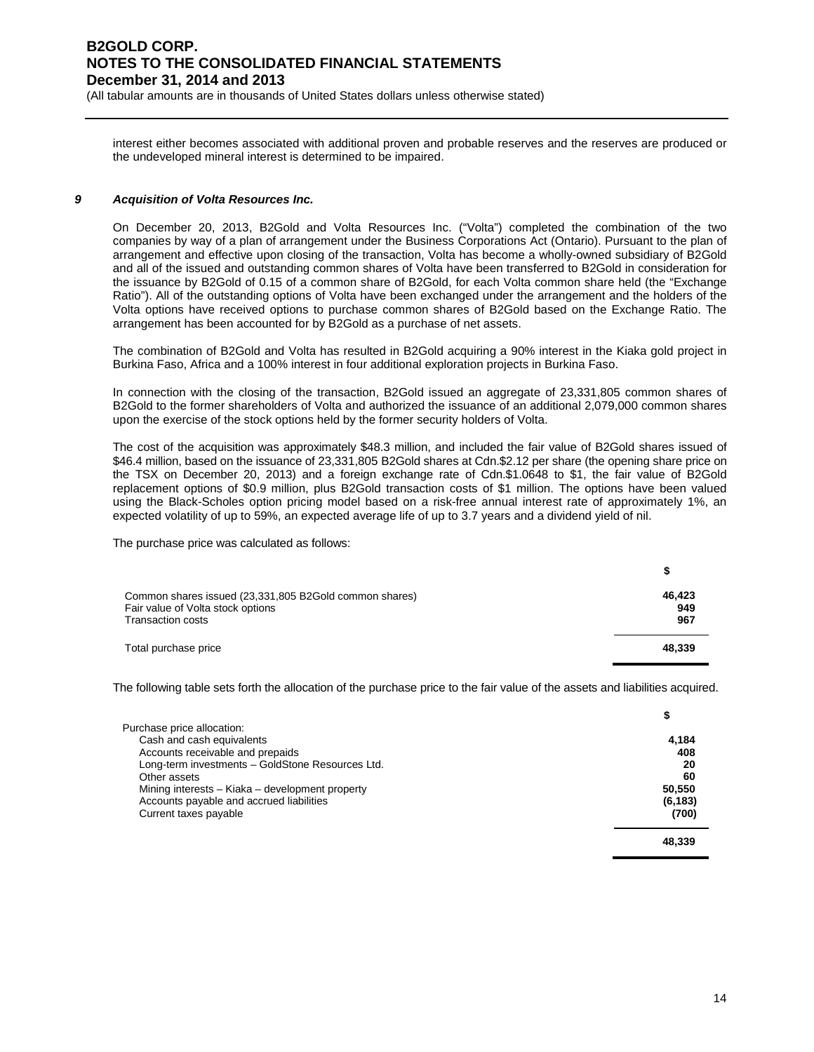interest either becomes associated with additional proven and probable reserves and the reserves are produced or the undeveloped mineral interest is determined to be impaired.

### *9 Acquisition of Volta Resources Inc.*

On December 20, 2013, B2Gold and Volta Resources Inc. ("Volta") completed the combination of the two companies by way of a plan of arrangement under the Business Corporations Act (Ontario). Pursuant to the plan of arrangement and effective upon closing of the transaction, Volta has become a wholly-owned subsidiary of B2Gold and all of the issued and outstanding common shares of Volta have been transferred to B2Gold in consideration for the issuance by B2Gold of 0.15 of a common share of B2Gold, for each Volta common share held (the "Exchange Ratio"). All of the outstanding options of Volta have been exchanged under the arrangement and the holders of the Volta options have received options to purchase common shares of B2Gold based on the Exchange Ratio. The arrangement has been accounted for by B2Gold as a purchase of net assets.

The combination of B2Gold and Volta has resulted in B2Gold acquiring a 90% interest in the Kiaka gold project in Burkina Faso, Africa and a 100% interest in four additional exploration projects in Burkina Faso.

In connection with the closing of the transaction, B2Gold issued an aggregate of 23,331,805 common shares of B2Gold to the former shareholders of Volta and authorized the issuance of an additional 2,079,000 common shares upon the exercise of the stock options held by the former security holders of Volta.

The cost of the acquisition was approximately $48.3 million, and included the fair value of B2Gold shares issued of $46.4 million, based on the issuance of 23,331,805 B2Gold shares at Cdn.$2.12 per share (the opening share price on the TSX on December 20, 2013) and a foreign exchange rate of Cdn.$1.0648 to $1, the fair value of B2Gold replacement options of $0.9 million, plus B2Gold transaction costs of $1 million. The options have been valued using the Black-Scholes option pricing model based on a risk-free annual interest rate of approximately 1%, an expected volatility of up to 59%, an expected average life of up to 3.7 years and a dividend yield of nil.

The purchase price was calculated as follows:

| | $ |
|---|---|
| Common shares issued (23,331,805 B2Gold common shares) | **46,423** |
| Fair value of Volta stock options | **949** |
| Transaction costs | **967** |
| Total purchase price | **48,339** |

The following table sets forth the allocation of the purchase price to the fair value of the assets and liabilities acquired.

| | $ |
|---|---|
| Purchase price allocation: | |
| Cash and cash equivalents | **4,184** |
| Accounts receivable and prepaids | **408** |
| Long-term investments – GoldStone Resources Ltd. | **20** |
| Other assets | **60** |
| Mining interests – Kiaka – development property | **50,550** |
| Accounts payable and accrued liabilities | **(6,183)** |
| Current taxes payable | **(700)** |
| | **48,339** |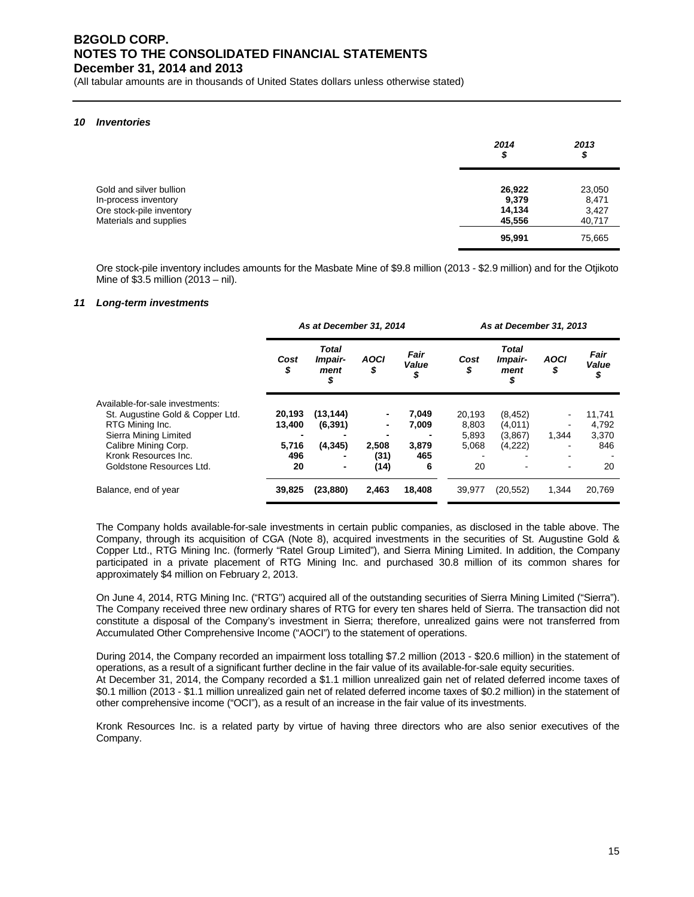## 10 Inventories

| | 2014<br>$ | 2013<br>$ |
|---|---|---|
| Gold and silver bullion | **26,922** | 23,050 |
| In-process inventory | **9,379** | 8,471 |
| Ore stock-pile inventory | **14,134** | 3,427 |
| Materials and supplies | **45,556** | 40,717 |
| | **95,991** | 75,665 |

Ore stock-pile inventory includes amounts for the Masbate Mine of $9.8 million (2013 - $2.9 million) and for the Otjikoto Mine of $3.5 million (2013 – nil).

## 11 Long-term investments

| | *As at December 31, 2014* | | | | *As at December 31, 2013* | | | |
|---|---|---|---|---|---|---|---|---|
| | *Cost<br>$* | *Total Impair-ment<br>$* | *AOCI<br>$* | *Fair Value<br>$* | *Cost<br>$* | *Total Impair-ment<br>$* | *AOCI<br>$* | *Fair Value<br>$* |
| Available-for-sale investments: | | | | | | | | |
| St. Augustine Gold & Copper Ltd. | **20,193** | **(13,144)** | **-** | **7,049** | 20,193 | (8,452) | - | 11,741 |
| RTG Mining Inc. | **13,400** | **(6,391)** | **-** | **7,009** | 8,803 | (4,011) | - | 4,792 |
| Sierra Mining Limited | **-** | **-** | **-** | **-** | 5,893 | (3,867) | 1,344 | 3,370 |
| Calibre Mining Corp. | **5,716** | **(4,345)** | **2,508** | **3,879** | 5,068 | (4,222) | - | 846 |
| Kronk Resources Inc. | **496** | **-** | **(31)** | **465** | - | - | - | - |
| Goldstone Resources Ltd. | **20** | **-** | **(14)** | **6** | 20 | - | - | 20 |
| Balance, end of year | **39,825** | **(23,880)** | **2,463** | **18,408** | 39,977 | (20,552) | 1,344 | 20,769 |

The Company holds available-for-sale investments in certain public companies, as disclosed in the table above. The Company, through its acquisition of CGA (Note 8), acquired investments in the securities of St. Augustine Gold & Copper Ltd., RTG Mining Inc. (formerly "Ratel Group Limited"), and Sierra Mining Limited. In addition, the Company participated in a private placement of RTG Mining Inc. and purchased 30.8 million of its common shares for approximately $4 million on February 2, 2013.

On June 4, 2014, RTG Mining Inc. ("RTG") acquired all of the outstanding securities of Sierra Mining Limited ("Sierra"). The Company received three new ordinary shares of RTG for every ten shares held of Sierra. The transaction did not constitute a disposal of the Company's investment in Sierra; therefore, unrealized gains were not transferred from Accumulated Other Comprehensive Income ("AOCI") to the statement of operations.

During 2014, the Company recorded an impairment loss totalling $7.2 million (2013 - $20.6 million) in the statement of operations, as a result of a significant further decline in the fair value of its available-for-sale equity securities.
At December 31, 2014, the Company recorded a $1.1 million unrealized gain net of related deferred income taxes of $0.1 million (2013 - $1.1 million unrealized gain net of related deferred income taxes of $0.2 million) in the statement of other comprehensive income ("OCI"), as a result of an increase in the fair value of its investments.

Kronk Resources Inc. is a related party by virtue of having three directors who are also senior executives of the Company.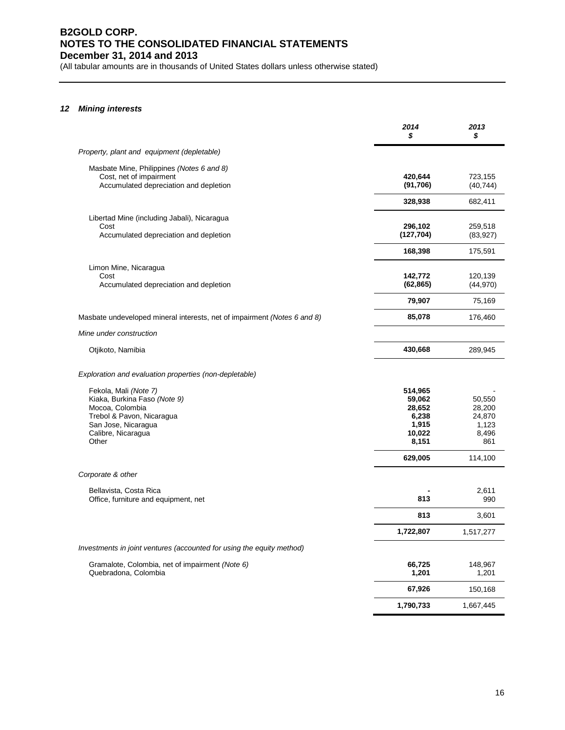## 12 *Mining interests*

| | 2014 $ | 2013 $ |
|---|---|---|
| *Property, plant and equipment (depletable)* | | |
| Masbate Mine, Philippines *(Notes 6 and 8)* | | |
| Cost, net of impairment | **420,644** | 723,155 |
| Accumulated depreciation and depletion | **(91,706)** | (40,744) |
| | **328,938** | 682,411 |
| Libertad Mine (including Jabali), Nicaragua | | |
| Cost | **296,102** | 259,518 |
| Accumulated depreciation and depletion | **(127,704)** | (83,927) |
| | **168,398** | 175,591 |
| Limon Mine, Nicaragua | | |
| Cost | **142,772** | 120,139 |
| Accumulated depreciation and depletion | **(62,865)** | (44,970) |
| | **79,907** | 75,169 |
| Masbate undeveloped mineral interests, net of impairment *(Notes 6 and 8)* | **85,078** | 176,460 |
| *Mine under construction* | | |
| Otjikoto, Namibia | **430,668** | 289,945 |
| *Exploration and evaluation properties (non-depletable)* | | |
| Fekola, Mali *(Note 7)* | **514,965** | - |
| Kiaka, Burkina Faso *(Note 9)* | **59,062** | 50,550 |
| Mocoa, Colombia | **28,652** | 28,200 |
| Trebol & Pavon, Nicaragua | **6,238** | 24,870 |
| San Jose, Nicaragua | **1,915** | 1,123 |
| Calibre, Nicaragua | **10,022** | 8,496 |
| Other | **8,151** | 861 |
| | **629,005** | 114,100 |
| *Corporate & other* | | |
| Bellavista, Costa Rica | **-** | 2,611 |
| Office, furniture and equipment, net | **813** | 990 |
| | **813** | 3,601 |
| | **1,722,807** | 1,517,277 |
| *Investments in joint ventures (accounted for using the equity method)* | | |
| Gramalote, Colombia, net of impairment *(Note 6)* | **66,725** | 148,967 |
| Quebradona, Colombia | **1,201** | 1,201 |
| | **67,926** | 150,168 |
| | **1,790,733** | 1,667,445 |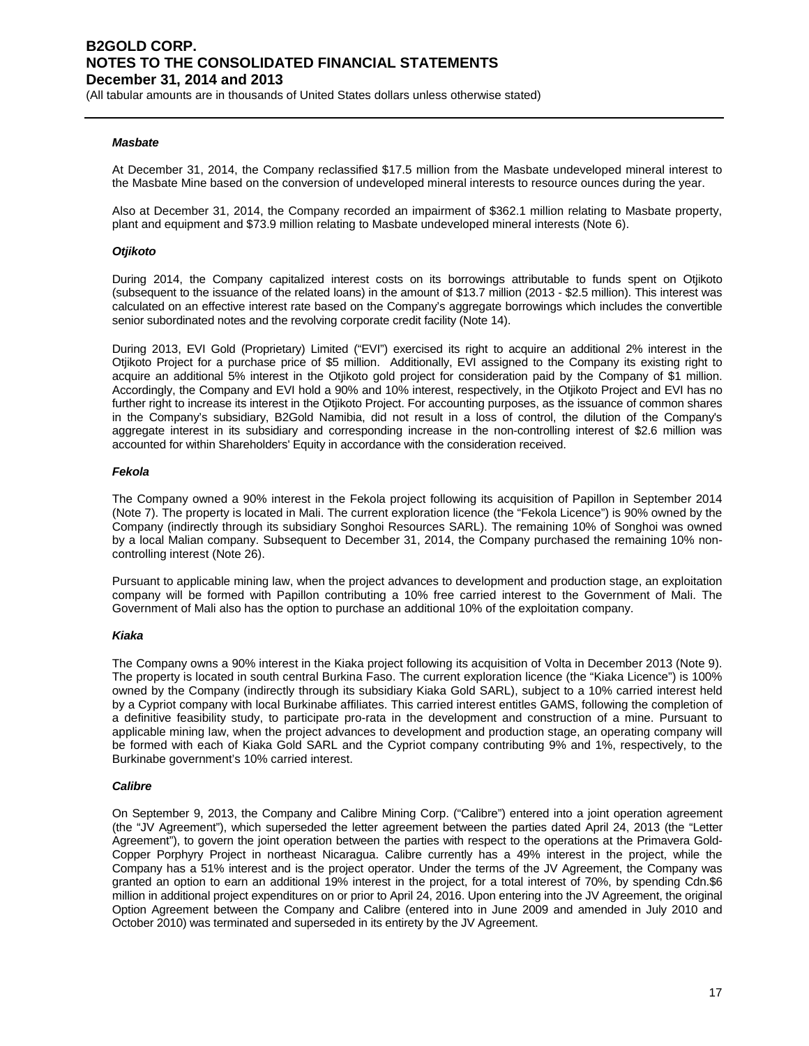***Masbate***

At December 31, 2014, the Company reclassified $17.5 million from the Masbate undeveloped mineral interest to the Masbate Mine based on the conversion of undeveloped mineral interests to resource ounces during the year.

Also at December 31, 2014, the Company recorded an impairment of $362.1 million relating to Masbate property, plant and equipment and $73.9 million relating to Masbate undeveloped mineral interests (Note 6).

***Otjikoto***

During 2014, the Company capitalized interest costs on its borrowings attributable to funds spent on Otjikoto (subsequent to the issuance of the related loans) in the amount of $13.7 million (2013 - $2.5 million). This interest was calculated on an effective interest rate based on the Company's aggregate borrowings which includes the convertible senior subordinated notes and the revolving corporate credit facility (Note 14).

During 2013, EVI Gold (Proprietary) Limited ("EVI") exercised its right to acquire an additional 2% interest in the Otjikoto Project for a purchase price of $5 million. Additionally, EVI assigned to the Company its existing right to acquire an additional 5% interest in the Otjikoto gold project for consideration paid by the Company of $1 million. Accordingly, the Company and EVI hold a 90% and 10% interest, respectively, in the Otjikoto Project and EVI has no further right to increase its interest in the Otjikoto Project. For accounting purposes, as the issuance of common shares in the Company's subsidiary, B2Gold Namibia, did not result in a loss of control, the dilution of the Company's aggregate interest in its subsidiary and corresponding increase in the non-controlling interest of $2.6 million was accounted for within Shareholders' Equity in accordance with the consideration received.

***Fekola***

The Company owned a 90% interest in the Fekola project following its acquisition of Papillon in September 2014 (Note 7). The property is located in Mali. The current exploration licence (the "Fekola Licence") is 90% owned by the Company (indirectly through its subsidiary Songhoi Resources SARL). The remaining 10% of Songhoi was owned by a local Malian company. Subsequent to December 31, 2014, the Company purchased the remaining 10% non-controlling interest (Note 26).

Pursuant to applicable mining law, when the project advances to development and production stage, an exploitation company will be formed with Papillon contributing a 10% free carried interest to the Government of Mali. The Government of Mali also has the option to purchase an additional 10% of the exploitation company.

***Kiaka***

The Company owns a 90% interest in the Kiaka project following its acquisition of Volta in December 2013 (Note 9). The property is located in south central Burkina Faso. The current exploration licence (the "Kiaka Licence") is 100% owned by the Company (indirectly through its subsidiary Kiaka Gold SARL), subject to a 10% carried interest held by a Cypriot company with local Burkinabe affiliates. This carried interest entitles GAMS, following the completion of a definitive feasibility study, to participate pro-rata in the development and construction of a mine. Pursuant to applicable mining law, when the project advances to development and production stage, an operating company will be formed with each of Kiaka Gold SARL and the Cypriot company contributing 9% and 1%, respectively, to the Burkinabe government's 10% carried interest.

***Calibre***

On September 9, 2013, the Company and Calibre Mining Corp. ("Calibre") entered into a joint operation agreement (the "JV Agreement"), which superseded the letter agreement between the parties dated April 24, 2013 (the "Letter Agreement"), to govern the joint operation between the parties with respect to the operations at the Primavera Gold-Copper Porphyry Project in northeast Nicaragua. Calibre currently has a 49% interest in the project, while the Company has a 51% interest and is the project operator. Under the terms of the JV Agreement, the Company was granted an option to earn an additional 19% interest in the project, for a total interest of 70%, by spending Cdn.$6 million in additional project expenditures on or prior to April 24, 2016. Upon entering into the JV Agreement, the original Option Agreement between the Company and Calibre (entered into in June 2009 and amended in July 2010 and October 2010) was terminated and superseded in its entirety by the JV Agreement.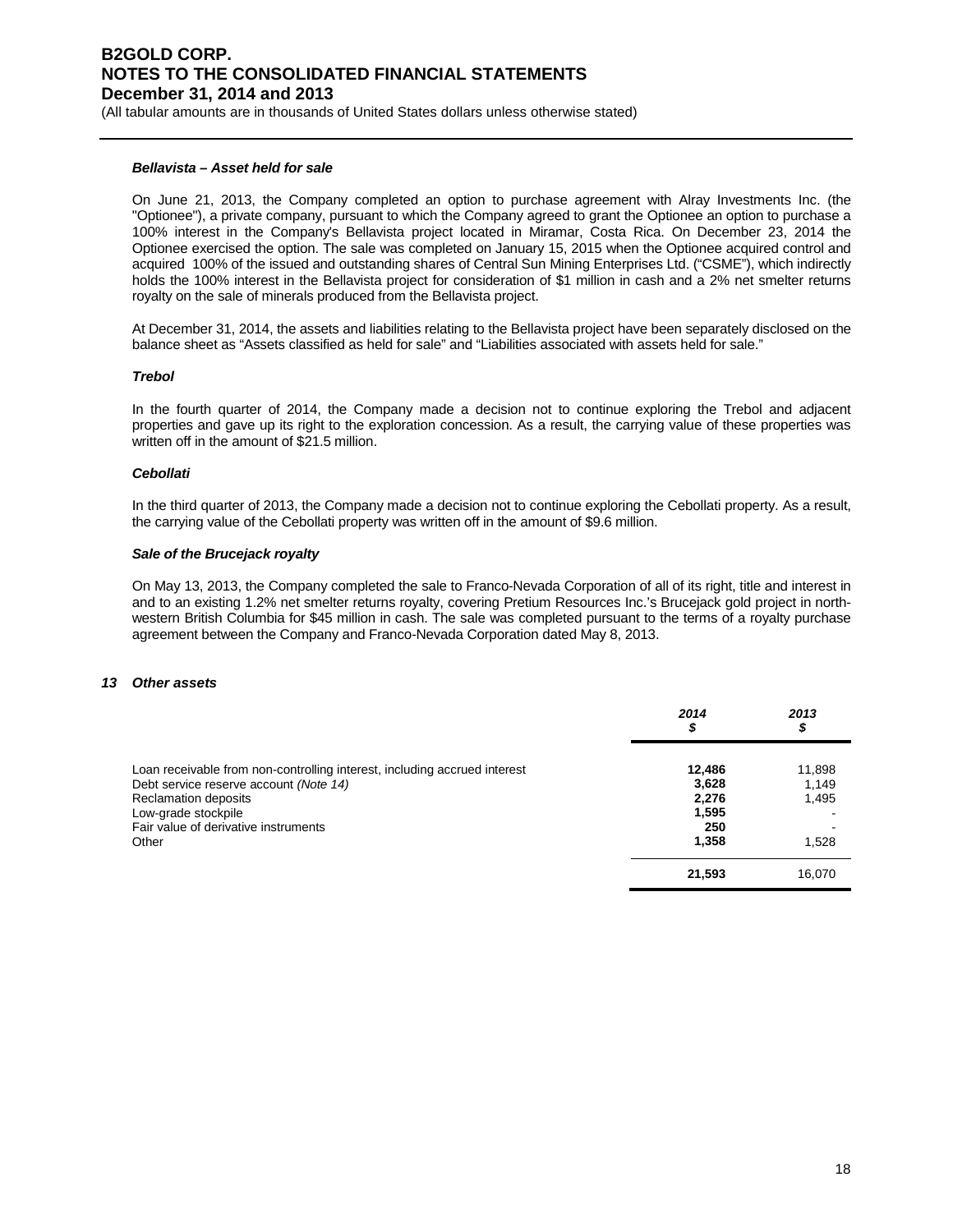#### *Bellavista – Asset held for sale*

On June 21, 2013, the Company completed an option to purchase agreement with Alray Investments Inc. (the "Optionee"), a private company, pursuant to which the Company agreed to grant the Optionee an option to purchase a 100% interest in the Company's Bellavista project located in Miramar, Costa Rica. On December 23, 2014 the Optionee exercised the option. The sale was completed on January 15, 2015 when the Optionee acquired control and acquired 100% of the issued and outstanding shares of Central Sun Mining Enterprises Ltd. ("CSME"), which indirectly holds the 100% interest in the Bellavista project for consideration of $1 million in cash and a 2% net smelter returns royalty on the sale of minerals produced from the Bellavista project.

At December 31, 2014, the assets and liabilities relating to the Bellavista project have been separately disclosed on the balance sheet as "Assets classified as held for sale" and "Liabilities associated with assets held for sale."

#### *Trebol*

In the fourth quarter of 2014, the Company made a decision not to continue exploring the Trebol and adjacent properties and gave up its right to the exploration concession. As a result, the carrying value of these properties was written off in the amount of $21.5 million.

#### *Cebollati*

In the third quarter of 2013, the Company made a decision not to continue exploring the Cebollati property. As a result, the carrying value of the Cebollati property was written off in the amount of $9.6 million.

#### *Sale of the Brucejack royalty*

On May 13, 2013, the Company completed the sale to Franco-Nevada Corporation of all of its right, title and interest in and to an existing 1.2% net smelter returns royalty, covering Pretium Resources Inc.'s Brucejack gold project in north-western British Columbia for $45 million in cash. The sale was completed pursuant to the terms of a royalty purchase agreement between the Company and Franco-Nevada Corporation dated May 8, 2013.

### *13 Other assets*

| | *2014* *$* | *2013* *$* |
|---|---|---|
| Loan receivable from non-controlling interest, including accrued interest | **12,486** | 11,898 |
| Debt service reserve account *(Note 14)* | **3,628** | 1,149 |
| Reclamation deposits | **2,276** | 1,495 |
| Low-grade stockpile | **1,595** | - |
| Fair value of derivative instruments | **250** | - |
| Other | **1,358** | 1,528 |
| | **21,593** | 16,070 |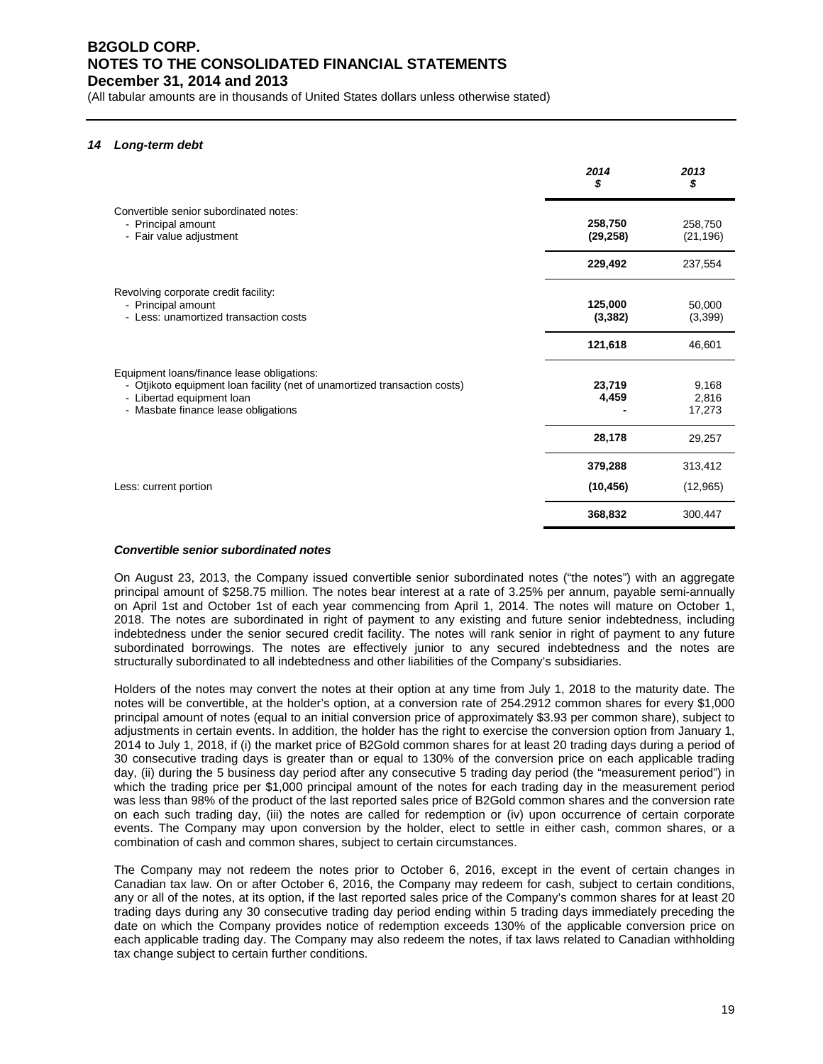# B2GOLD CORP.
# NOTES TO THE CONSOLIDATED FINANCIAL STATEMENTS
## December 31, 2014 and 2013

(All tabular amounts are in thousands of United States dollars unless otherwise stated)

### *14 Long-term debt*

| | 2014 $ | 2013 $ |
|---|---|---|
| Convertible senior subordinated notes: | | |
| - Principal amount | **258,750** | 258,750 |
| - Fair value adjustment | **(29,258)** | (21,196) |
| | **229,492** | 237,554 |
| Revolving corporate credit facility: | | |
| - Principal amount | **125,000** | 50,000 |
| - Less: unamortized transaction costs | **(3,382)** | (3,399) |
| | **121,618** | 46,601 |
| Equipment loans/finance lease obligations: | | |
| - Otjikoto equipment loan facility (net of unamortized transaction costs) | **23,719** | 9,168 |
| - Libertad equipment loan | **4,459** | 2,816 |
| - Masbate finance lease obligations | **-** | 17,273 |
| | **28,178** | 29,257 |
| | **379,288** | 313,412 |
| Less: current portion | **(10,456)** | (12,965) |
| | **368,832** | 300,447 |

#### *Convertible senior subordinated notes*

On August 23, 2013, the Company issued convertible senior subordinated notes ("the notes") with an aggregate principal amount of $258.75 million. The notes bear interest at a rate of 3.25% per annum, payable semi-annually on April 1st and October 1st of each year commencing from April 1, 2014. The notes will mature on October 1, 2018. The notes are subordinated in right of payment to any existing and future senior indebtedness, including indebtedness under the senior secured credit facility. The notes will rank senior in right of payment to any future subordinated borrowings. The notes are effectively junior to any secured indebtedness and the notes are structurally subordinated to all indebtedness and other liabilities of the Company's subsidiaries.

Holders of the notes may convert the notes at their option at any time from July 1, 2018 to the maturity date. The notes will be convertible, at the holder's option, at a conversion rate of 254.2912 common shares for every $1,000 principal amount of notes (equal to an initial conversion price of approximately $3.93 per common share), subject to adjustments in certain events. In addition, the holder has the right to exercise the conversion option from January 1, 2014 to July 1, 2018, if (i) the market price of B2Gold common shares for at least 20 trading days during a period of 30 consecutive trading days is greater than or equal to 130% of the conversion price on each applicable trading day, (ii) during the 5 business day period after any consecutive 5 trading day period (the "measurement period") in which the trading price per $1,000 principal amount of the notes for each trading day in the measurement period was less than 98% of the product of the last reported sales price of B2Gold common shares and the conversion rate on each such trading day, (iii) the notes are called for redemption or (iv) upon occurrence of certain corporate events. The Company may upon conversion by the holder, elect to settle in either cash, common shares, or a combination of cash and common shares, subject to certain circumstances.

The Company may not redeem the notes prior to October 6, 2016, except in the event of certain changes in Canadian tax law. On or after October 6, 2016, the Company may redeem for cash, subject to certain conditions, any or all of the notes, at its option, if the last reported sales price of the Company's common shares for at least 20 trading days during any 30 consecutive trading day period ending within 5 trading days immediately preceding the date on which the Company provides notice of redemption exceeds 130% of the applicable conversion price on each applicable trading day. The Company may also redeem the notes, if tax laws related to Canadian withholding tax change subject to certain further conditions.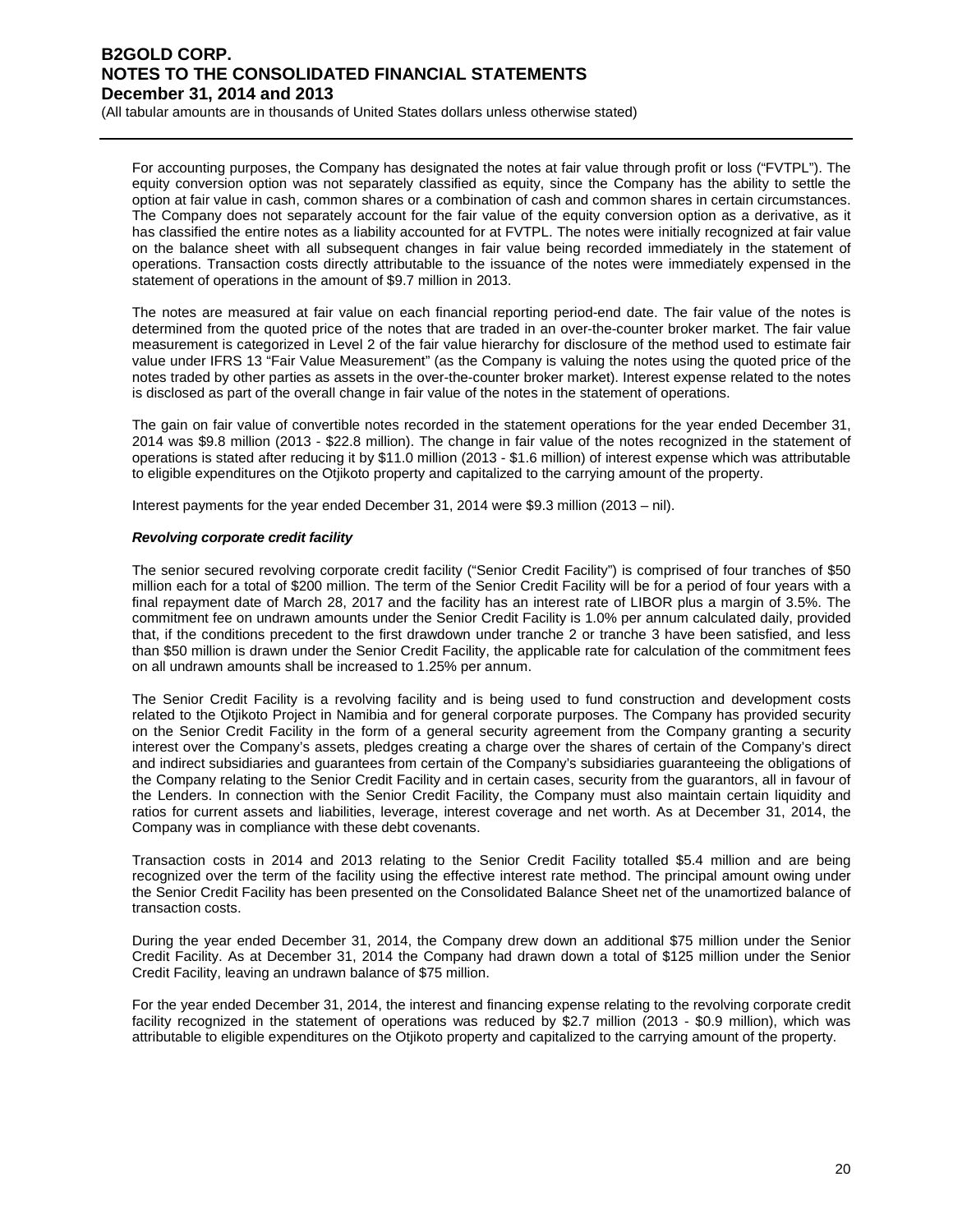For accounting purposes, the Company has designated the notes at fair value through profit or loss ("FVTPL"). The equity conversion option was not separately classified as equity, since the Company has the ability to settle the option at fair value in cash, common shares or a combination of cash and common shares in certain circumstances. The Company does not separately account for the fair value of the equity conversion option as a derivative, as it has classified the entire notes as a liability accounted for at FVTPL. The notes were initially recognized at fair value on the balance sheet with all subsequent changes in fair value being recorded immediately in the statement of operations. Transaction costs directly attributable to the issuance of the notes were immediately expensed in the statement of operations in the amount of $9.7 million in 2013.

The notes are measured at fair value on each financial reporting period-end date. The fair value of the notes is determined from the quoted price of the notes that are traded in an over-the-counter broker market. The fair value measurement is categorized in Level 2 of the fair value hierarchy for disclosure of the method used to estimate fair value under IFRS 13 "Fair Value Measurement" (as the Company is valuing the notes using the quoted price of the notes traded by other parties as assets in the over-the-counter broker market). Interest expense related to the notes is disclosed as part of the overall change in fair value of the notes in the statement of operations.

The gain on fair value of convertible notes recorded in the statement operations for the year ended December 31, 2014 was $9.8 million (2013 - $22.8 million). The change in fair value of the notes recognized in the statement of operations is stated after reducing it by $11.0 million (2013 - $1.6 million) of interest expense which was attributable to eligible expenditures on the Otjikoto property and capitalized to the carrying amount of the property.

Interest payments for the year ended December 31, 2014 were $9.3 million (2013 – nil).

***Revolving corporate credit facility***

The senior secured revolving corporate credit facility ("Senior Credit Facility") is comprised of four tranches of $50 million each for a total of $200 million. The term of the Senior Credit Facility will be for a period of four years with a final repayment date of March 28, 2017 and the facility has an interest rate of LIBOR plus a margin of 3.5%. The commitment fee on undrawn amounts under the Senior Credit Facility is 1.0% per annum calculated daily, provided that, if the conditions precedent to the first drawdown under tranche 2 or tranche 3 have been satisfied, and less than $50 million is drawn under the Senior Credit Facility, the applicable rate for calculation of the commitment fees on all undrawn amounts shall be increased to 1.25% per annum.

The Senior Credit Facility is a revolving facility and is being used to fund construction and development costs related to the Otjikoto Project in Namibia and for general corporate purposes. The Company has provided security on the Senior Credit Facility in the form of a general security agreement from the Company granting a security interest over the Company's assets, pledges creating a charge over the shares of certain of the Company's direct and indirect subsidiaries and guarantees from certain of the Company's subsidiaries guaranteeing the obligations of the Company relating to the Senior Credit Facility and in certain cases, security from the guarantors, all in favour of the Lenders. In connection with the Senior Credit Facility, the Company must also maintain certain liquidity and ratios for current assets and liabilities, leverage, interest coverage and net worth. As at December 31, 2014, the Company was in compliance with these debt covenants.

Transaction costs in 2014 and 2013 relating to the Senior Credit Facility totalled $5.4 million and are being recognized over the term of the facility using the effective interest rate method. The principal amount owing under the Senior Credit Facility has been presented on the Consolidated Balance Sheet net of the unamortized balance of transaction costs.

During the year ended December 31, 2014, the Company drew down an additional $75 million under the Senior Credit Facility. As at December 31, 2014 the Company had drawn down a total of $125 million under the Senior Credit Facility, leaving an undrawn balance of $75 million.

For the year ended December 31, 2014, the interest and financing expense relating to the revolving corporate credit facility recognized in the statement of operations was reduced by $2.7 million (2013 - $0.9 million), which was attributable to eligible expenditures on the Otjikoto property and capitalized to the carrying amount of the property.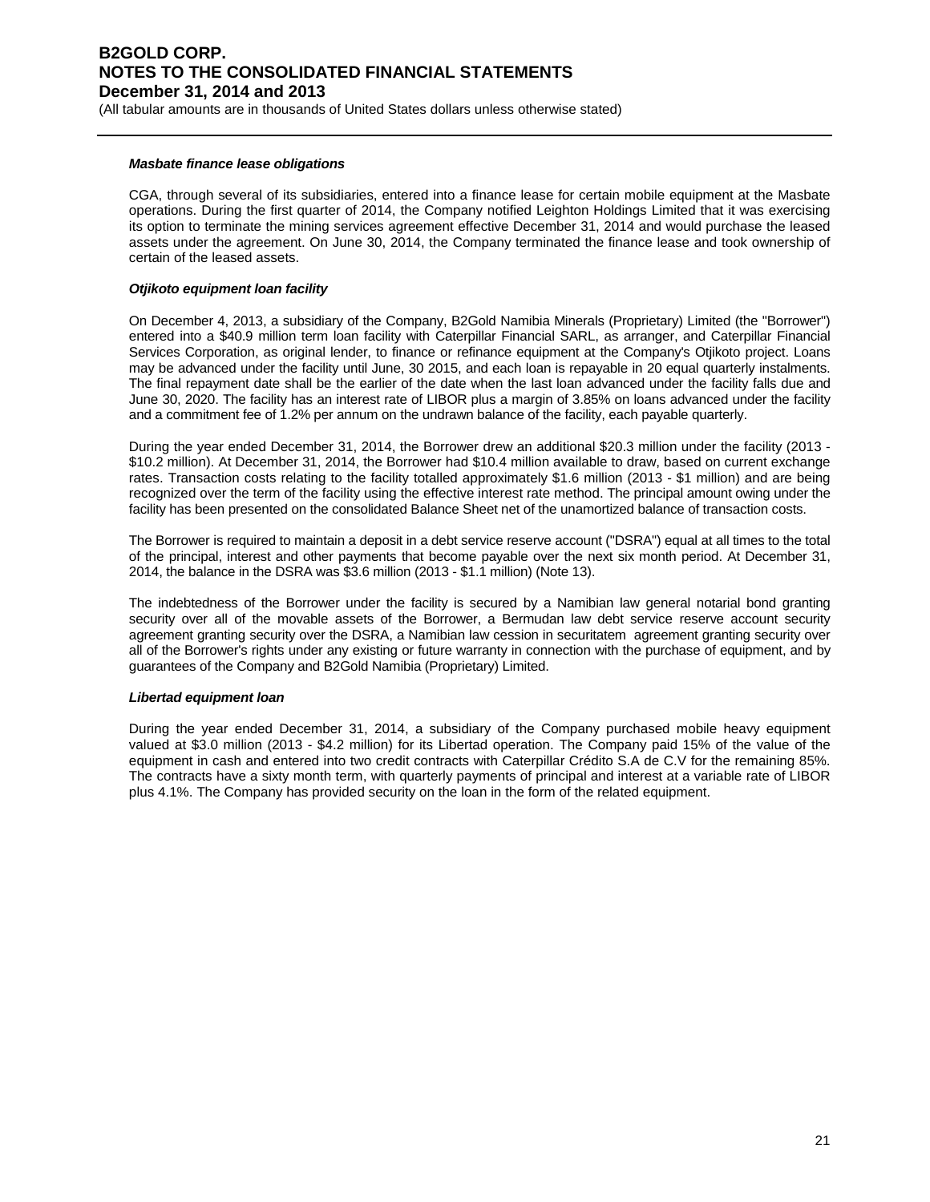#### *Masbate finance lease obligations*

CGA, through several of its subsidiaries, entered into a finance lease for certain mobile equipment at the Masbate operations. During the first quarter of 2014, the Company notified Leighton Holdings Limited that it was exercising its option to terminate the mining services agreement effective December 31, 2014 and would purchase the leased assets under the agreement. On June 30, 2014, the Company terminated the finance lease and took ownership of certain of the leased assets.

#### *Otjikoto equipment loan facility*

On December 4, 2013, a subsidiary of the Company, B2Gold Namibia Minerals (Proprietary) Limited (the "Borrower") entered into a $40.9 million term loan facility with Caterpillar Financial SARL, as arranger, and Caterpillar Financial Services Corporation, as original lender, to finance or refinance equipment at the Company's Otjikoto project. Loans may be advanced under the facility until June, 30 2015, and each loan is repayable in 20 equal quarterly instalments. The final repayment date shall be the earlier of the date when the last loan advanced under the facility falls due and June 30, 2020. The facility has an interest rate of LIBOR plus a margin of 3.85% on loans advanced under the facility and a commitment fee of 1.2% per annum on the undrawn balance of the facility, each payable quarterly.

During the year ended December 31, 2014, the Borrower drew an additional $20.3 million under the facility (2013 - $10.2 million). At December 31, 2014, the Borrower had $10.4 million available to draw, based on current exchange rates. Transaction costs relating to the facility totalled approximately $1.6 million (2013 - $1 million) and are being recognized over the term of the facility using the effective interest rate method. The principal amount owing under the facility has been presented on the consolidated Balance Sheet net of the unamortized balance of transaction costs.

The Borrower is required to maintain a deposit in a debt service reserve account ("DSRA") equal at all times to the total of the principal, interest and other payments that become payable over the next six month period. At December 31, 2014, the balance in the DSRA was $3.6 million (2013 - $1.1 million) (Note 13).

The indebtedness of the Borrower under the facility is secured by a Namibian law general notarial bond granting security over all of the movable assets of the Borrower, a Bermudan law debt service reserve account security agreement granting security over the DSRA, a Namibian law cession in securitatem agreement granting security over all of the Borrower's rights under any existing or future warranty in connection with the purchase of equipment, and by guarantees of the Company and B2Gold Namibia (Proprietary) Limited.

#### *Libertad equipment loan*

During the year ended December 31, 2014, a subsidiary of the Company purchased mobile heavy equipment valued at $3.0 million (2013 - $4.2 million) for its Libertad operation. The Company paid 15% of the value of the equipment in cash and entered into two credit contracts with Caterpillar Crédito S.A de C.V for the remaining 85%. The contracts have a sixty month term, with quarterly payments of principal and interest at a variable rate of LIBOR plus 4.1%. The Company has provided security on the loan in the form of the related equipment.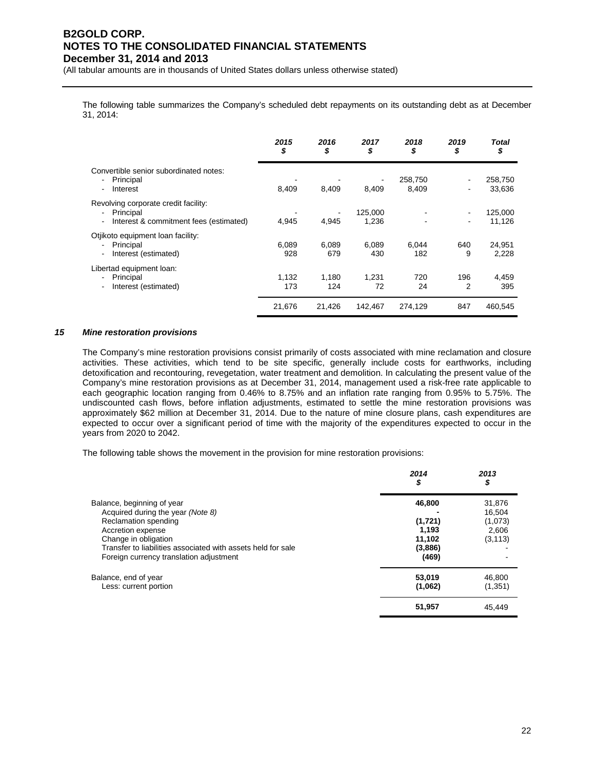The following table summarizes the Company's scheduled debt repayments on its outstanding debt as at December 31, 2014:

| | ***2015*** ***$*** | ***2016*** ***$*** | ***2017*** ***$*** | ***2018*** ***$*** | ***2019*** ***$*** | ***Total*** ***$*** |
|---|---|---|---|---|---|---|
| Convertible senior subordinated notes: | | | | | | |
| - Principal | - | - | - | 258,750 | - | 258,750 |
| - Interest | 8,409 | 8,409 | 8,409 | 8,409 | - | 33,636 |
| Revolving corporate credit facility: | | | | | | |
| - Principal | - | - | 125,000 | - | - | 125,000 |
| - Interest & commitment fees (estimated) | 4,945 | 4,945 | 1,236 | - | - | 11,126 |
| Otjikoto equipment loan facility: | | | | | | |
| - Principal | 6,089 | 6,089 | 6,089 | 6,044 | 640 | 24,951 |
| - Interest (estimated) | 928 | 679 | 430 | 182 | 9 | 2,228 |
| Libertad equipment loan: | | | | | | |
| - Principal | 1,132 | 1,180 | 1,231 | 720 | 196 | 4,459 |
| - Interest (estimated) | 173 | 124 | 72 | 24 | 2 | 395 |
| | 21,676 | 21,426 | 142,467 | 274,129 | 847 | 460,545 |

## ***15 Mine restoration provisions***

The Company's mine restoration provisions consist primarily of costs associated with mine reclamation and closure activities. These activities, which tend to be site specific, generally include costs for earthworks, including detoxification and recontouring, revegetation, water treatment and demolition. In calculating the present value of the Company's mine restoration provisions as at December 31, 2014, management used a risk-free rate applicable to each geographic location ranging from 0.46% to 8.75% and an inflation rate ranging from 0.95% to 5.75%. The undiscounted cash flows, before inflation adjustments, estimated to settle the mine restoration provisions was approximately $62 million at December 31, 2014. Due to the nature of mine closure plans, cash expenditures are expected to occur over a significant period of time with the majority of the expenditures expected to occur in the years from 2020 to 2042.

The following table shows the movement in the provision for mine restoration provisions:

| | ***2014*** ***$*** | ***2013*** ***$*** |
|---|---|---|
| Balance, beginning of year | **46,800** | 31,876 |
| Acquired during the year *(Note 8)* | **-** | 16,504 |
| Reclamation spending | **(1,721)** | (1,073) |
| Accretion expense | **1,193** | 2,606 |
| Change in obligation | **11,102** | (3,113) |
| Transfer to liabilities associated with assets held for sale | **(3,886)** | - |
| Foreign currency translation adjustment | **(469)** | - |
| Balance, end of year | **53,019** | 46,800 |
| Less: current portion | **(1,062)** | (1,351) |
| | **51,957** | 45,449 |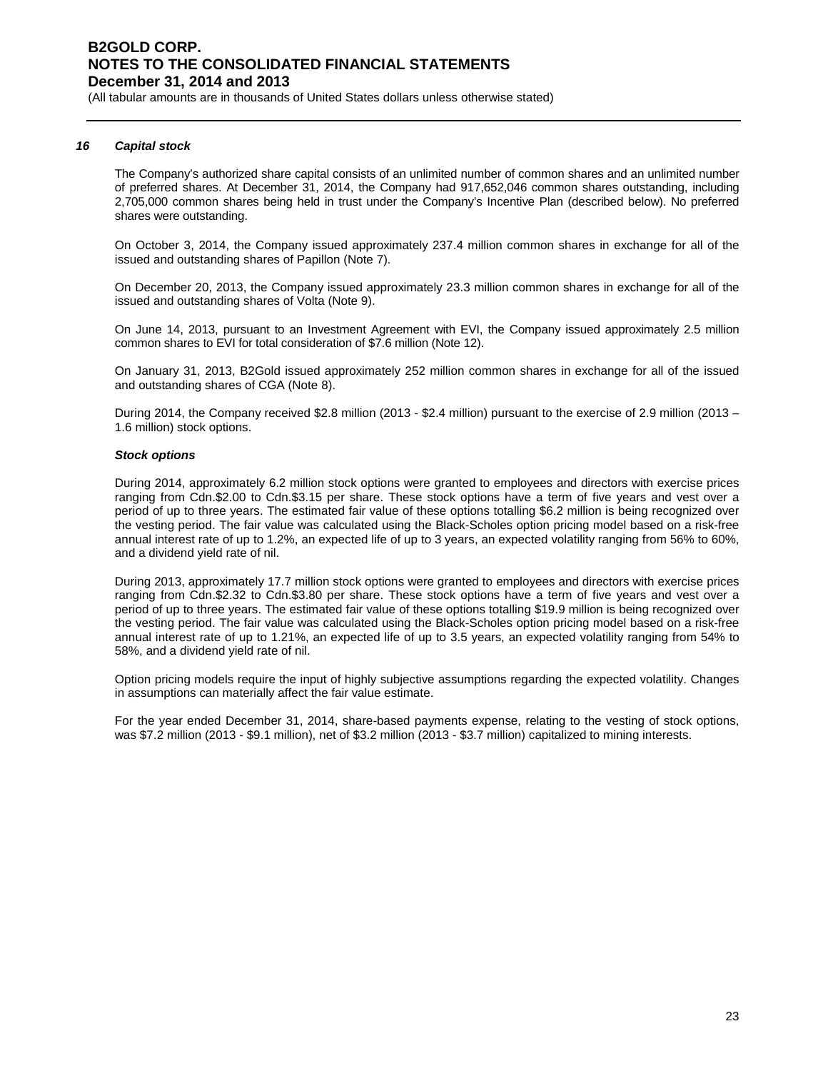### 16 *Capital stock*

The Company's authorized share capital consists of an unlimited number of common shares and an unlimited number of preferred shares. At December 31, 2014, the Company had 917,652,046 common shares outstanding, including 2,705,000 common shares being held in trust under the Company's Incentive Plan (described below). No preferred shares were outstanding.

On October 3, 2014, the Company issued approximately 237.4 million common shares in exchange for all of the issued and outstanding shares of Papillon (Note 7).

On December 20, 2013, the Company issued approximately 23.3 million common shares in exchange for all of the issued and outstanding shares of Volta (Note 9).

On June 14, 2013, pursuant to an Investment Agreement with EVI, the Company issued approximately 2.5 million common shares to EVI for total consideration of $7.6 million (Note 12).

On January 31, 2013, B2Gold issued approximately 252 million common shares in exchange for all of the issued and outstanding shares of CGA (Note 8).

During 2014, the Company received $2.8 million (2013 - $2.4 million) pursuant to the exercise of 2.9 million (2013 – 1.6 million) stock options.

***Stock options***

During 2014, approximately 6.2 million stock options were granted to employees and directors with exercise prices ranging from Cdn.$2.00 to Cdn.$3.15 per share. These stock options have a term of five years and vest over a period of up to three years. The estimated fair value of these options totalling $6.2 million is being recognized over the vesting period. The fair value was calculated using the Black-Scholes option pricing model based on a risk-free annual interest rate of up to 1.2%, an expected life of up to 3 years, an expected volatility ranging from 56% to 60%, and a dividend yield rate of nil.

During 2013, approximately 17.7 million stock options were granted to employees and directors with exercise prices ranging from Cdn.$2.32 to Cdn.$3.80 per share. These stock options have a term of five years and vest over a period of up to three years. The estimated fair value of these options totalling $19.9 million is being recognized over the vesting period. The fair value was calculated using the Black-Scholes option pricing model based on a risk-free annual interest rate of up to 1.21%, an expected life of up to 3.5 years, an expected volatility ranging from 54% to 58%, and a dividend yield rate of nil.

Option pricing models require the input of highly subjective assumptions regarding the expected volatility. Changes in assumptions can materially affect the fair value estimate.

For the year ended December 31, 2014, share-based payments expense, relating to the vesting of stock options, was $7.2 million (2013 - $9.1 million), net of $3.2 million (2013 - $3.7 million) capitalized to mining interests.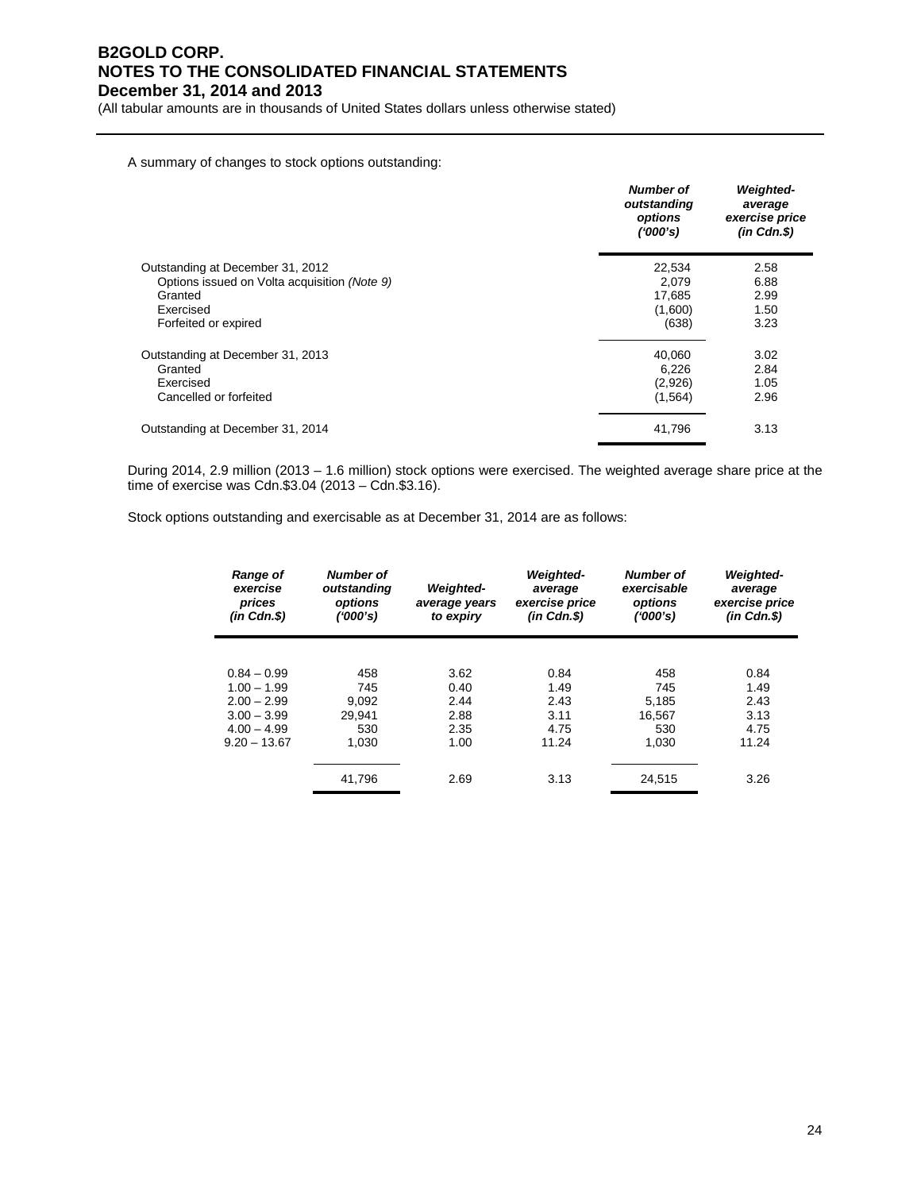A summary of changes to stock options outstanding:

| | *Number of outstanding options ('000's)* | *Weighted-average exercise price (in Cdn.$)* |
|---|---|---|
| Outstanding at December 31, 2012 | 22,534 | 2.58 |
| Options issued on Volta acquisition *(Note 9)* | 2,079 | 6.88 |
| Granted | 17,685 | 2.99 |
| Exercised | (1,600) | 1.50 |
| Forfeited or expired | (638) | 3.23 |
| Outstanding at December 31, 2013 | 40,060 | 3.02 |
| Granted | 6,226 | 2.84 |
| Exercised | (2,926) | 1.05 |
| Cancelled or forfeited | (1,564) | 2.96 |
| Outstanding at December 31, 2014 | 41,796 | 3.13 |

During 2014, 2.9 million (2013 – 1.6 million) stock options were exercised. The weighted average share price at the time of exercise was Cdn.$3.04 (2013 – Cdn.$3.16).

Stock options outstanding and exercisable as at December 31, 2014 are as follows:

| *Range of exercise prices (in Cdn.$)* | *Number of outstanding options ('000's)* | *Weighted-average years to expiry* | *Weighted-average exercise price (in Cdn.$)* | *Number of exercisable options ('000's)* | *Weighted-average exercise price (in Cdn.$)* |
|---|---|---|---|---|---|
| 0.84 – 0.99 | 458 | 3.62 | 0.84 | 458 | 0.84 |
| 1.00 – 1.99 | 745 | 0.40 | 1.49 | 745 | 1.49 |
| 2.00 – 2.99 | 9,092 | 2.44 | 2.43 | 5,185 | 2.43 |
| 3.00 – 3.99 | 29,941 | 2.88 | 3.11 | 16,567 | 3.13 |
| 4.00 – 4.99 | 530 | 2.35 | 4.75 | 530 | 4.75 |
| 9.20 – 13.67 | 1,030 | 1.00 | 11.24 | 1,030 | 11.24 |
| | 41,796 | 2.69 | 3.13 | 24,515 | 3.26 |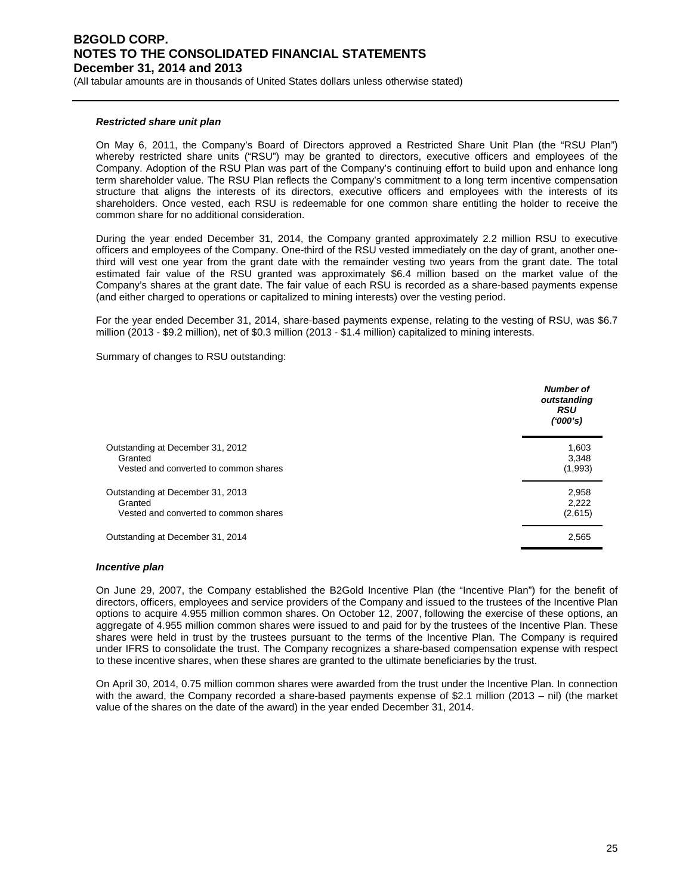### *Restricted share unit plan*

On May 6, 2011, the Company's Board of Directors approved a Restricted Share Unit Plan (the "RSU Plan") whereby restricted share units ("RSU") may be granted to directors, executive officers and employees of the Company. Adoption of the RSU Plan was part of the Company's continuing effort to build upon and enhance long term shareholder value. The RSU Plan reflects the Company's commitment to a long term incentive compensation structure that aligns the interests of its directors, executive officers and employees with the interests of its shareholders. Once vested, each RSU is redeemable for one common share entitling the holder to receive the common share for no additional consideration.

During the year ended December 31, 2014, the Company granted approximately 2.2 million RSU to executive officers and employees of the Company. One-third of the RSU vested immediately on the day of grant, another one-third will vest one year from the grant date with the remainder vesting two years from the grant date. The total estimated fair value of the RSU granted was approximately $6.4 million based on the market value of the Company's shares at the grant date. The fair value of each RSU is recorded as a share-based payments expense (and either charged to operations or capitalized to mining interests) over the vesting period.

For the year ended December 31, 2014, share-based payments expense, relating to the vesting of RSU, was $6.7 million (2013 - $9.2 million), net of $0.3 million (2013 - $1.4 million) capitalized to mining interests.

Summary of changes to RSU outstanding:

| | ***Number of outstanding RSU ('000's)*** |
|---|---|
| Outstanding at December 31, 2012 | 1,603 |
| Granted | 3,348 |
| Vested and converted to common shares | (1,993) |
| Outstanding at December 31, 2013 | 2,958 |
| Granted | 2,222 |
| Vested and converted to common shares | (2,615) |
| Outstanding at December 31, 2014 | 2,565 |

### *Incentive plan*

On June 29, 2007, the Company established the B2Gold Incentive Plan (the "Incentive Plan") for the benefit of directors, officers, employees and service providers of the Company and issued to the trustees of the Incentive Plan options to acquire 4.955 million common shares. On October 12, 2007, following the exercise of these options, an aggregate of 4.955 million common shares were issued to and paid for by the trustees of the Incentive Plan. These shares were held in trust by the trustees pursuant to the terms of the Incentive Plan. The Company is required under IFRS to consolidate the trust. The Company recognizes a share-based compensation expense with respect to these incentive shares, when these shares are granted to the ultimate beneficiaries by the trust.

On April 30, 2014, 0.75 million common shares were awarded from the trust under the Incentive Plan. In connection with the award, the Company recorded a share-based payments expense of $2.1 million (2013 – nil) (the market value of the shares on the date of the award) in the year ended December 31, 2014.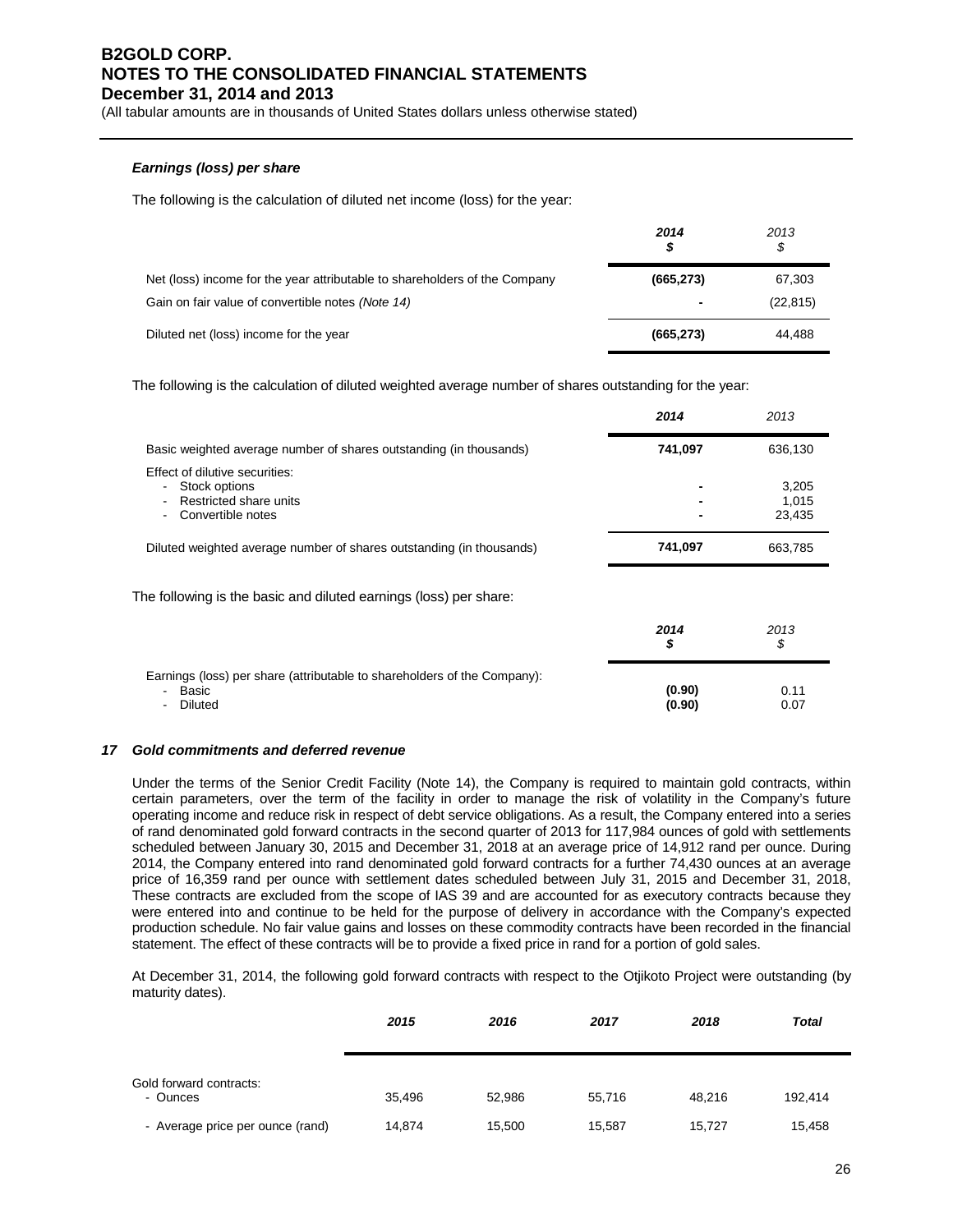### *Earnings (loss) per share*

The following is the calculation of diluted net income (loss) for the year:

| | 2014 $ | 2013 $ |
|---|---|---|
| Net (loss) income for the year attributable to shareholders of the Company | (665,273) | 67,303 |
| Gain on fair value of convertible notes *(Note 14)* | - | (22,815) |
| Diluted net (loss) income for the year | (665,273) | 44,488 |

The following is the calculation of diluted weighted average number of shares outstanding for the year:

| | 2014 | 2013 |
|---|---|---|
| Basic weighted average number of shares outstanding (in thousands) | 741,097 | 636,130 |
| Effect of dilutive securities: | | |
| - Stock options | - | 3,205 |
| - Restricted share units | - | 1,015 |
| - Convertible notes | - | 23,435 |
| Diluted weighted average number of shares outstanding (in thousands) | 741,097 | 663,785 |

The following is the basic and diluted earnings (loss) per share:

| | 2014 $ | 2013 $ |
|---|---|---|
| Earnings (loss) per share (attributable to shareholders of the Company): | | |
| - Basic | (0.90) | 0.11 |
| - Diluted | (0.90) | 0.07 |

## *17 Gold commitments and deferred revenue*

Under the terms of the Senior Credit Facility (Note 14), the Company is required to maintain gold contracts, within certain parameters, over the term of the facility in order to manage the risk of volatility in the Company's future operating income and reduce risk in respect of debt service obligations. As a result, the Company entered into a series of rand denominated gold forward contracts in the second quarter of 2013 for 117,984 ounces of gold with settlements scheduled between January 30, 2015 and December 31, 2018 at an average price of 14,912 rand per ounce. During 2014, the Company entered into rand denominated gold forward contracts for a further 74,430 ounces at an average price of 16,359 rand per ounce with settlement dates scheduled between July 31, 2015 and December 31, 2018, These contracts are excluded from the scope of IAS 39 and are accounted for as executory contracts because they were entered into and continue to be held for the purpose of delivery in accordance with the Company's expected production schedule. No fair value gains and losses on these commodity contracts have been recorded in the financial statement. The effect of these contracts will be to provide a fixed price in rand for a portion of gold sales.

At December 31, 2014, the following gold forward contracts with respect to the Otjikoto Project were outstanding (by maturity dates).

| | 2015 | 2016 | 2017 | 2018 | Total |
|---|---|---|---|---|---|
| Gold forward contracts: | | | | | |
| - Ounces | 35,496 | 52,986 | 55,716 | 48,216 | 192,414 |
| - Average price per ounce (rand) | 14,874 | 15,500 | 15,587 | 15,727 | 15,458 |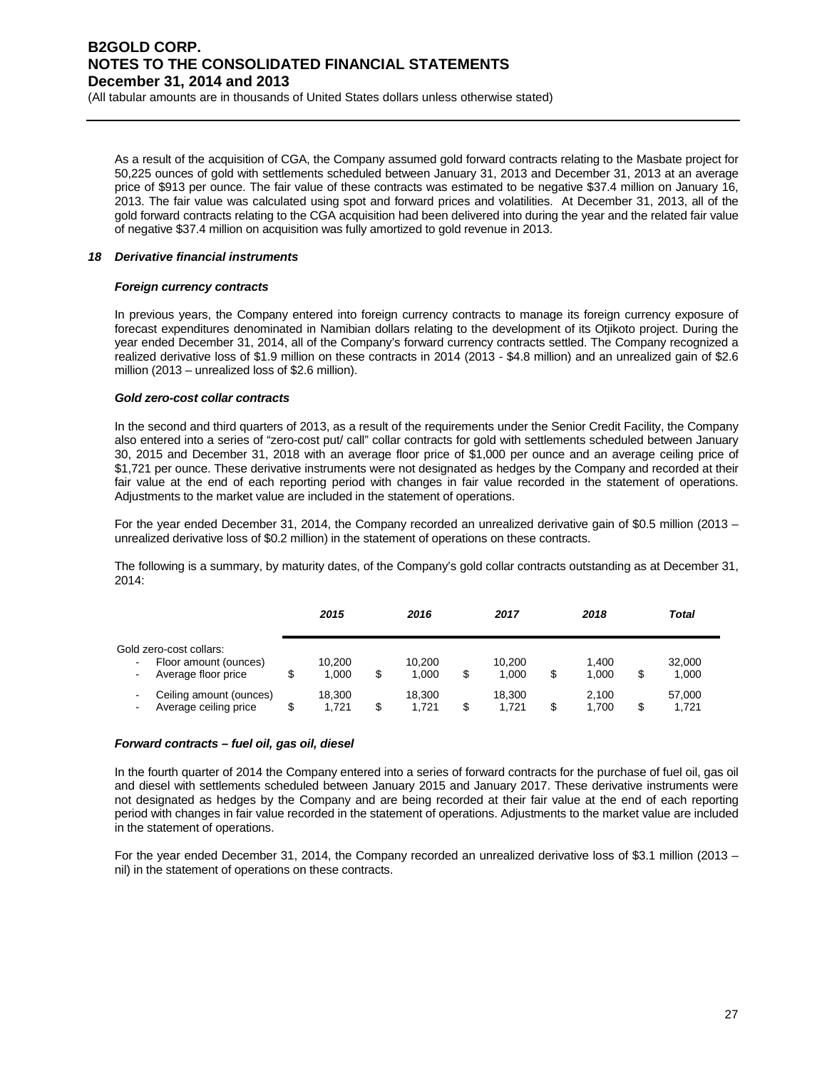As a result of the acquisition of CGA, the Company assumed gold forward contracts relating to the Masbate project for 50,225 ounces of gold with settlements scheduled between January 31, 2013 and December 31, 2013 at an average price of $913 per ounce. The fair value of these contracts was estimated to be negative $37.4 million on January 16, 2013. The fair value was calculated using spot and forward prices and volatilities. At December 31, 2013, all of the gold forward contracts relating to the CGA acquisition had been delivered into during the year and the related fair value of negative $37.4 million on acquisition was fully amortized to gold revenue in 2013.

## 18 Derivative financial instruments

### Foreign currency contracts

In previous years, the Company entered into foreign currency contracts to manage its foreign currency exposure of forecast expenditures denominated in Namibian dollars relating to the development of its Otjikoto project. During the year ended December 31, 2014, all of the Company's forward currency contracts settled. The Company recognized a realized derivative loss of $1.9 million on these contracts in 2014 (2013 - $4.8 million) and an unrealized gain of $2.6 million (2013 – unrealized loss of $2.6 million).

### Gold zero-cost collar contracts

In the second and third quarters of 2013, as a result of the requirements under the Senior Credit Facility, the Company also entered into a series of "zero-cost put/ call" collar contracts for gold with settlements scheduled between January 30, 2015 and December 31, 2018 with an average floor price of $1,000 per ounce and an average ceiling price of $1,721 per ounce. These derivative instruments were not designated as hedges by the Company and recorded at their fair value at the end of each reporting period with changes in fair value recorded in the statement of operations. Adjustments to the market value are included in the statement of operations.

For the year ended December 31, 2014, the Company recorded an unrealized derivative gain of $0.5 million (2013 – unrealized derivative loss of $0.2 million) in the statement of operations on these contracts.

The following is a summary, by maturity dates, of the Company's gold collar contracts outstanding as at December 31, 2014:

| | 2015 | 2016 | 2017 | 2018 | Total |
|---|---|---|---|---|---|
| Gold zero-cost collars: | | | | | |
| - Floor amount (ounces) | 10,200 | 10,200 | 10,200 | 1,400 | 32,000 |
| - Average floor price | $ 1,000 | $ 1,000 | $ 1,000 | $ 1,000 | $ 1,000 |
| - Ceiling amount (ounces) | 18,300 | 18,300 | 18,300 | 2,100 | 57,000 |
| - Average ceiling price | $ 1,721 | $ 1,721 | $ 1,721 | $ 1,700 | $ 1,721 |

### Forward contracts – fuel oil, gas oil, diesel

In the fourth quarter of 2014 the Company entered into a series of forward contracts for the purchase of fuel oil, gas oil and diesel with settlements scheduled between January 2015 and January 2017. These derivative instruments were not designated as hedges by the Company and are being recorded at their fair value at the end of each reporting period with changes in fair value recorded in the statement of operations. Adjustments to the market value are included in the statement of operations.

For the year ended December 31, 2014, the Company recorded an unrealized derivative loss of $3.1 million (2013 – nil) in the statement of operations on these contracts.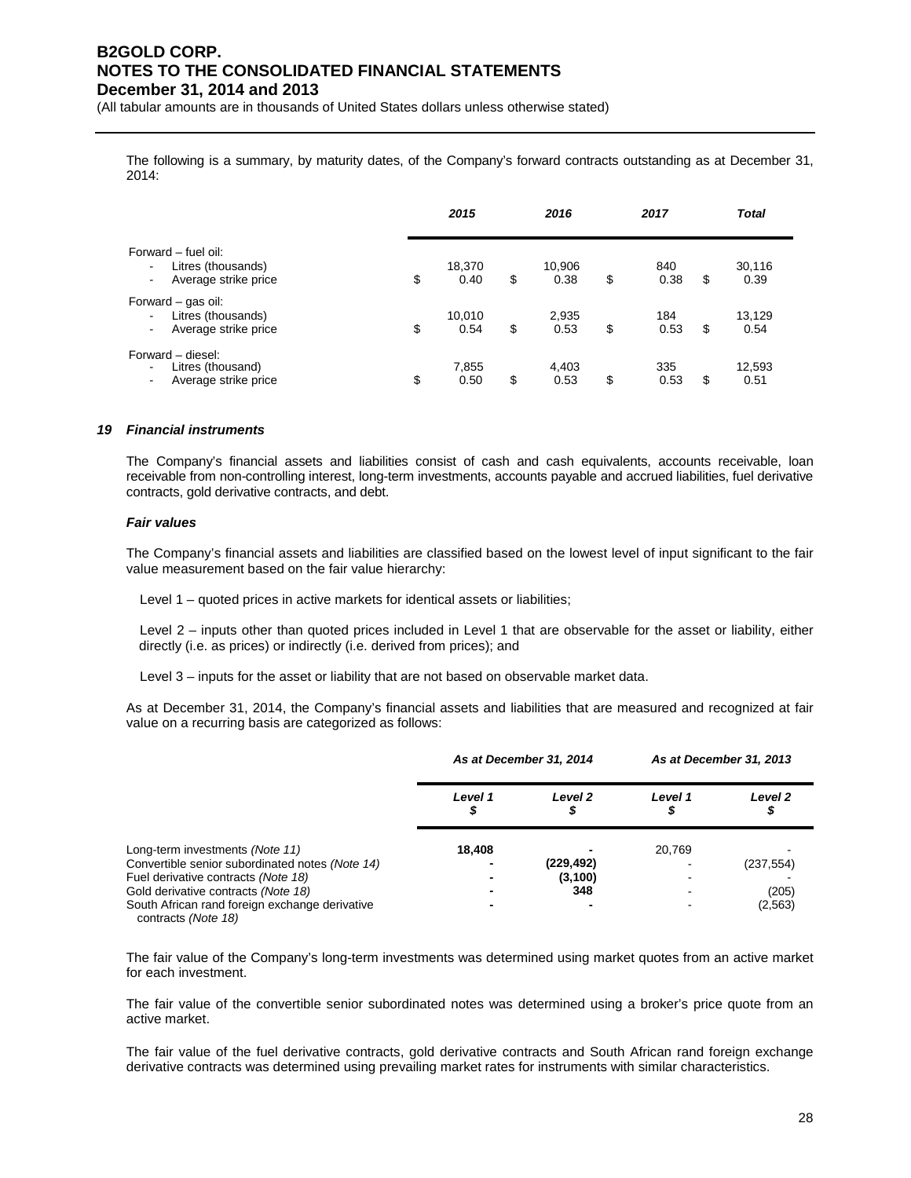The following is a summary, by maturity dates, of the Company's forward contracts outstanding as at December 31, 2014:

| | 2015 | 2016 | 2017 | Total |
|---|---|---|---|---|
| Forward – fuel oil: | | | | |
| - Litres (thousands) | 18,370 | 10,906 | 840 | 30,116 |
| - Average strike price | $ 0.40 | $ 0.38 | $ 0.38 | $ 0.39 |
| Forward – gas oil: | | | | |
| - Litres (thousands) | 10,010 | 2,935 | 184 | 13,129 |
| - Average strike price | $ 0.54 | $ 0.53 | $ 0.53 | $ 0.54 |
| Forward – diesel: | | | | |
| - Litres (thousand) | 7,855 | 4,403 | 335 | 12,593 |
| - Average strike price | $ 0.50 | $ 0.53 | $ 0.53 | $ 0.51 |

### 19 *Financial instruments*

The Company's financial assets and liabilities consist of cash and cash equivalents, accounts receivable, loan receivable from non-controlling interest, long-term investments, accounts payable and accrued liabilities, fuel derivative contracts, gold derivative contracts, and debt.

#### *Fair values*

The Company's financial assets and liabilities are classified based on the lowest level of input significant to the fair value measurement based on the fair value hierarchy:

Level 1 – quoted prices in active markets for identical assets or liabilities;

Level 2 – inputs other than quoted prices included in Level 1 that are observable for the asset or liability, either directly (i.e. as prices) or indirectly (i.e. derived from prices); and

Level 3 – inputs for the asset or liability that are not based on observable market data.

As at December 31, 2014, the Company's financial assets and liabilities that are measured and recognized at fair value on a recurring basis are categorized as follows:

| | As at December 31, 2014 | | As at December 31, 2013 | |
|---|---|---|---|---|
| | Level 1 $ | Level 2 $ | Level 1 $ | Level 2 $ |
| Long-term investments *(Note 11)* | **18,408** | **-** | 20,769 | - |
| Convertible senior subordinated notes *(Note 14)* | **-** | **(229,492)** | - | (237,554) |
| Fuel derivative contracts *(Note 18)* | **-** | **(3,100)** | - | - |
| Gold derivative contracts *(Note 18)* | **-** | **348** | - | (205) |
| South African rand foreign exchange derivative contracts *(Note 18)* | **-** | **-** | - | (2,563) |

The fair value of the Company's long-term investments was determined using market quotes from an active market for each investment.

The fair value of the convertible senior subordinated notes was determined using a broker's price quote from an active market.

The fair value of the fuel derivative contracts, gold derivative contracts and South African rand foreign exchange derivative contracts was determined using prevailing market rates for instruments with similar characteristics.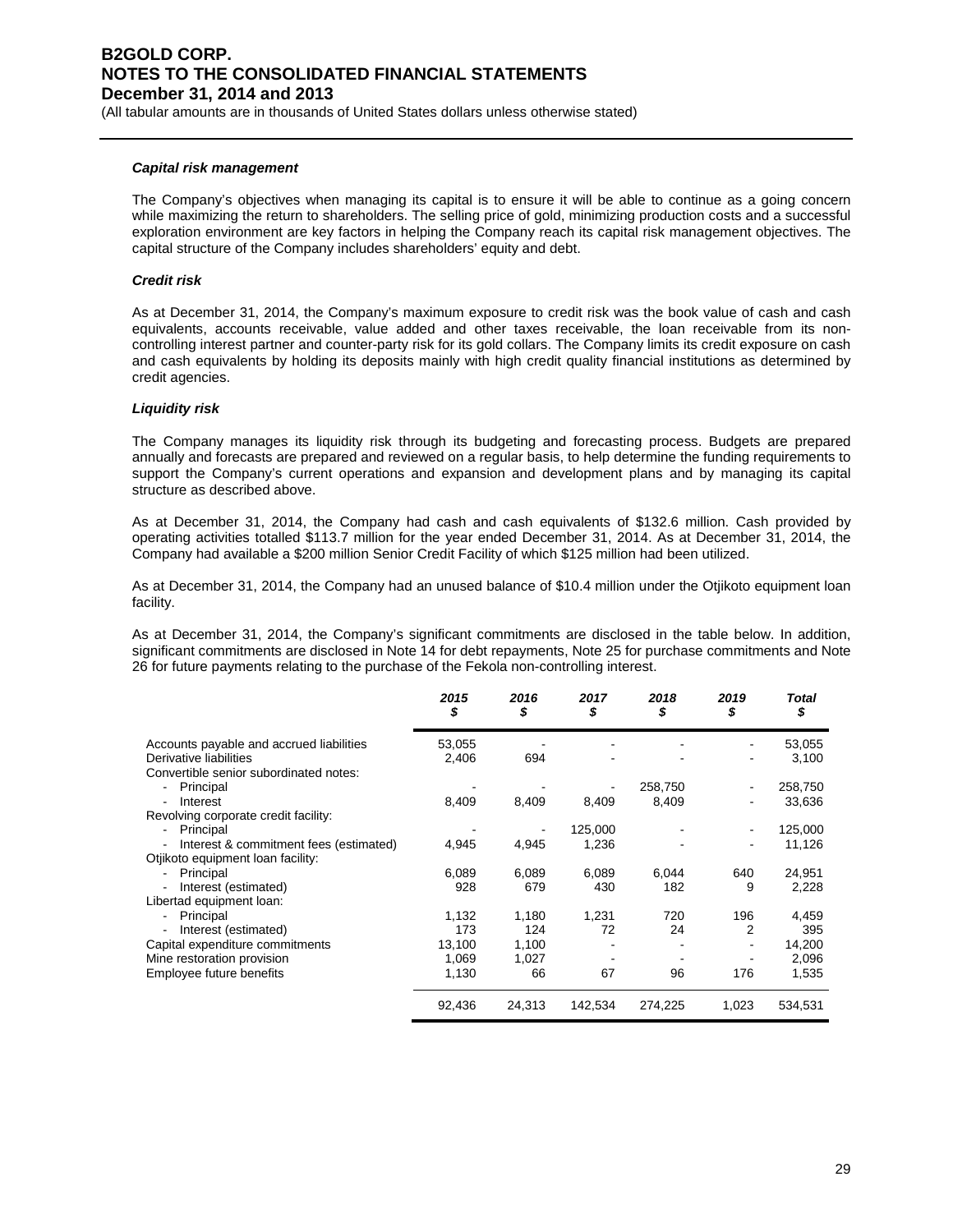#### *Capital risk management*

The Company's objectives when managing its capital is to ensure it will be able to continue as a going concern while maximizing the return to shareholders. The selling price of gold, minimizing production costs and a successful exploration environment are key factors in helping the Company reach its capital risk management objectives. The capital structure of the Company includes shareholders' equity and debt.

#### *Credit risk*

As at December 31, 2014, the Company's maximum exposure to credit risk was the book value of cash and cash equivalents, accounts receivable, value added and other taxes receivable, the loan receivable from its non-controlling interest partner and counter-party risk for its gold collars. The Company limits its credit exposure on cash and cash equivalents by holding its deposits mainly with high credit quality financial institutions as determined by credit agencies.

#### *Liquidity risk*

The Company manages its liquidity risk through its budgeting and forecasting process. Budgets are prepared annually and forecasts are prepared and reviewed on a regular basis, to help determine the funding requirements to support the Company's current operations and expansion and development plans and by managing its capital structure as described above.

As at December 31, 2014, the Company had cash and cash equivalents of $132.6 million. Cash provided by operating activities totalled $113.7 million for the year ended December 31, 2014. As at December 31, 2014, the Company had available a $200 million Senior Credit Facility of which $125 million had been utilized.

As at December 31, 2014, the Company had an unused balance of $10.4 million under the Otjikoto equipment loan facility.

As at December 31, 2014, the Company's significant commitments are disclosed in the table below. In addition, significant commitments are disclosed in Note 14 for debt repayments, Note 25 for purchase commitments and Note 26 for future payments relating to the purchase of the Fekola non-controlling interest.

| | *2015 $* | *2016 $* | *2017 $* | *2018 $* | *2019 $* | *Total $* |
|---|---|---|---|---|---|---|
| Accounts payable and accrued liabilities | 53,055 | - | - | - | - | 53,055 |
| Derivative liabilities | 2,406 | 694 | - | - | - | 3,100 |
| Convertible senior subordinated notes: | | | | | | |
| - Principal | - | - | - | 258,750 | - | 258,750 |
| - Interest | 8,409 | 8,409 | 8,409 | 8,409 | - | 33,636 |
| Revolving corporate credit facility: | | | | | | |
| - Principal | - | - | 125,000 | - | - | 125,000 |
| - Interest & commitment fees (estimated) | 4,945 | 4,945 | 1,236 | - | - | 11,126 |
| Otjikoto equipment loan facility: | | | | | | |
| - Principal | 6,089 | 6,089 | 6,089 | 6,044 | 640 | 24,951 |
| - Interest (estimated) | 928 | 679 | 430 | 182 | 9 | 2,228 |
| Libertad equipment loan: | | | | | | |
| - Principal | 1,132 | 1,180 | 1,231 | 720 | 196 | 4,459 |
| - Interest (estimated) | 173 | 124 | 72 | 24 | 2 | 395 |
| Capital expenditure commitments | 13,100 | 1,100 | - | - | - | 14,200 |
| Mine restoration provision | 1,069 | 1,027 | - | - | - | 2,096 |
| Employee future benefits | 1,130 | 66 | 67 | 96 | 176 | 1,535 |
| | 92,436 | 24,313 | 142,534 | 274,225 | 1,023 | 534,531 |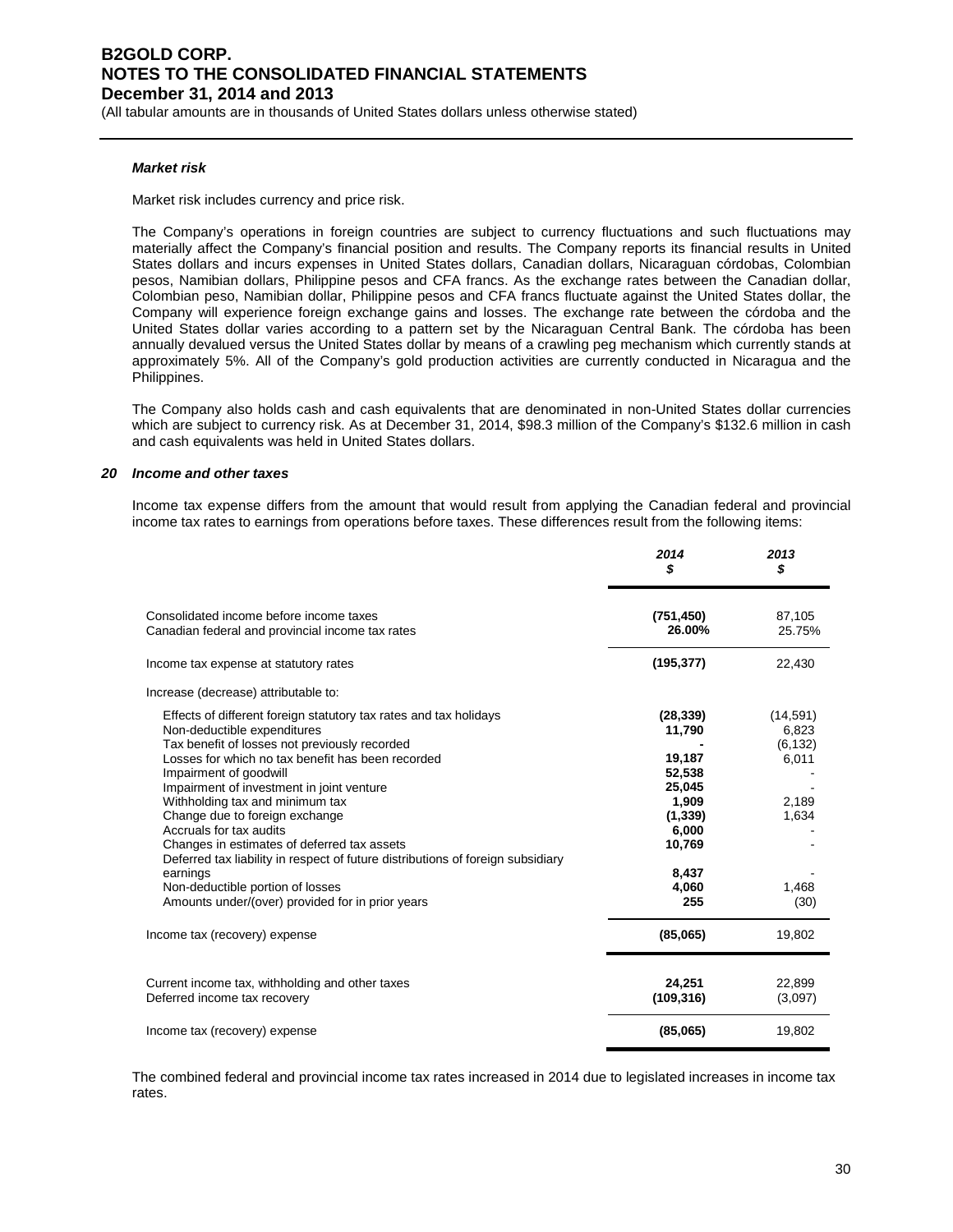***Market risk***

Market risk includes currency and price risk.

The Company's operations in foreign countries are subject to currency fluctuations and such fluctuations may materially affect the Company's financial position and results. The Company reports its financial results in United States dollars and incurs expenses in United States dollars, Canadian dollars, Nicaraguan córdobas, Colombian pesos, Namibian dollars, Philippine pesos and CFA francs. As the exchange rates between the Canadian dollar, Colombian peso, Namibian dollar, Philippine pesos and CFA francs fluctuate against the United States dollar, the Company will experience foreign exchange gains and losses. The exchange rate between the córdoba and the United States dollar varies according to a pattern set by the Nicaraguan Central Bank. The córdoba has been annually devalued versus the United States dollar by means of a crawling peg mechanism which currently stands at approximately 5%. All of the Company's gold production activities are currently conducted in Nicaragua and the Philippines.

The Company also holds cash and cash equivalents that are denominated in non-United States dollar currencies which are subject to currency risk. As at December 31, 2014, $98.3 million of the Company's $132.6 million in cash and cash equivalents was held in United States dollars.

### *20 Income and other taxes*

Income tax expense differs from the amount that would result from applying the Canadian federal and provincial income tax rates to earnings from operations before taxes. These differences result from the following items:

| | ***2014*** ***$*** | ***2013*** ***$*** |
|---|---|---|
| Consolidated income before income taxes | **(751,450)** | 87,105 |
| Canadian federal and provincial income tax rates | **26.00%** | 25.75% |
| Income tax expense at statutory rates | **(195,377)** | 22,430 |
| Increase (decrease) attributable to: | | |
| Effects of different foreign statutory tax rates and tax holidays | **(28,339)** | (14,591) |
| Non-deductible expenditures | **11,790** | 6,823 |
| Tax benefit of losses not previously recorded | **-** | (6,132) |
| Losses for which no tax benefit has been recorded | **19,187** | 6,011 |
| Impairment of goodwill | **52,538** | - |
| Impairment of investment in joint venture | **25,045** | - |
| Withholding tax and minimum tax | **1,909** | 2,189 |
| Change due to foreign exchange | **(1,339)** | 1,634 |
| Accruals for tax audits | **6,000** | - |
| Changes in estimates of deferred tax assets | **10,769** | - |
| Deferred tax liability in respect of future distributions of foreign subsidiary earnings | **8,437** | - |
| Non-deductible portion of losses | **4,060** | 1,468 |
| Amounts under/(over) provided for in prior years | **255** | (30) |
| Income tax (recovery) expense | **(85,065)** | 19,802 |
| | | |
| Current income tax, withholding and other taxes | **24,251** | 22,899 |
| Deferred income tax recovery | **(109,316)** | (3,097) |
| Income tax (recovery) expense | **(85,065)** | 19,802 |

The combined federal and provincial income tax rates increased in 2014 due to legislated increases in income tax rates.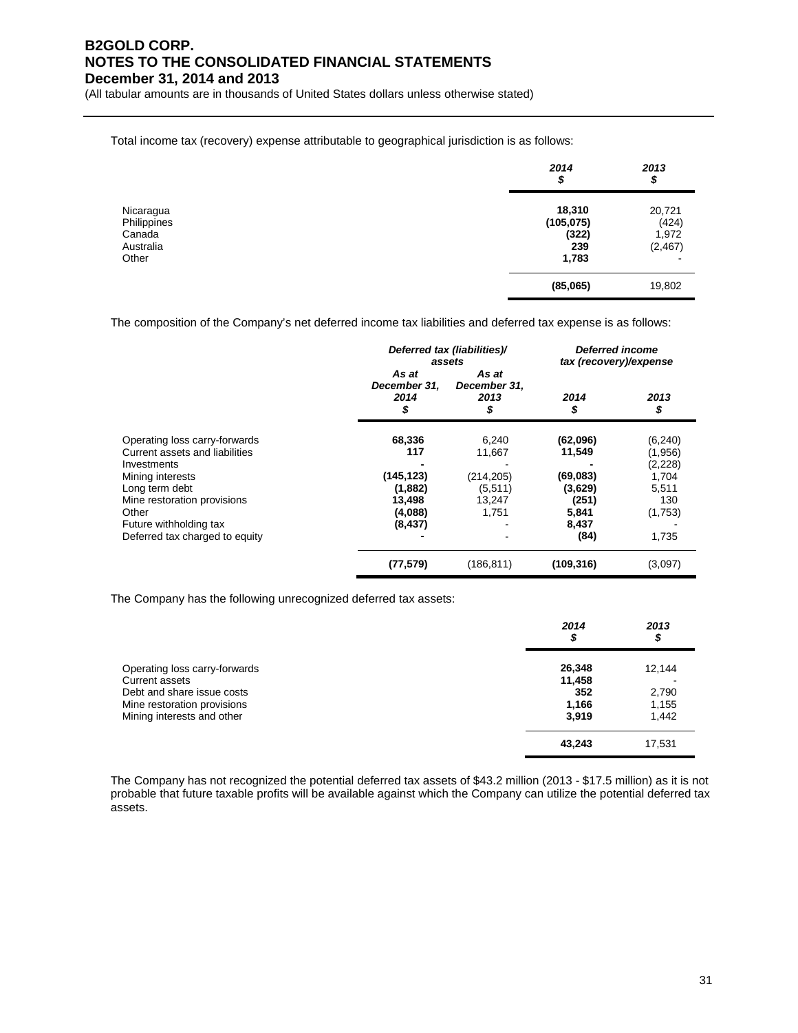Total income tax (recovery) expense attributable to geographical jurisdiction is as follows:

| | 2014<br>$ | 2013<br>$ |
|---|---|---|
| Nicaragua | **18,310** | 20,721 |
| Philippines | **(105,075)** | (424) |
| Canada | **(322)** | 1,972 |
| Australia | **239** | (2,467) |
| Other | **1,783** | - |
| | **(85,065)** | 19,802 |

The composition of the Company's net deferred income tax liabilities and deferred tax expense is as follows:

| | *Deferred tax (liabilities)/ assets* | | *Deferred income tax (recovery)/expense* | |
|---|---|---|---|---|
| | *As at December 31, 2014*<br>*$* | *As at December 31, 2013*<br>*$* | *2014*<br>*$* | *2013*<br>*$* |
| Operating loss carry-forwards | **68,336** | 6,240 | **(62,096)** | (6,240) |
| Current assets and liabilities | **117** | 11,667 | **11,549** | (1,956) |
| Investments | **-** | - | **-** | (2,228) |
| Mining interests | **(145,123)** | (214,205) | **(69,083)** | 1,704 |
| Long term debt | **(1,882)** | (5,511) | **(3,629)** | 5,511 |
| Mine restoration provisions | **13,498** | 13,247 | **(251)** | 130 |
| Other | **(4,088)** | 1,751 | **5,841** | (1,753) |
| Future withholding tax | **(8,437)** | - | **8,437** | - |
| Deferred tax charged to equity | **-** | - | **(84)** | 1,735 |
| | **(77,579)** | (186,811) | **(109,316)** | (3,097) |

The Company has the following unrecognized deferred tax assets:

| | 2014<br>$ | 2013<br>$ |
|---|---|---|
| Operating loss carry-forwards | **26,348** | 12,144 |
| Current assets | **11,458** | - |
| Debt and share issue costs | **352** | 2,790 |
| Mine restoration provisions | **1,166** | 1,155 |
| Mining interests and other | **3,919** | 1,442 |
| | **43,243** | 17,531 |

The Company has not recognized the potential deferred tax assets of $43.2 million (2013 - $17.5 million) as it is not probable that future taxable profits will be available against which the Company can utilize the potential deferred tax assets.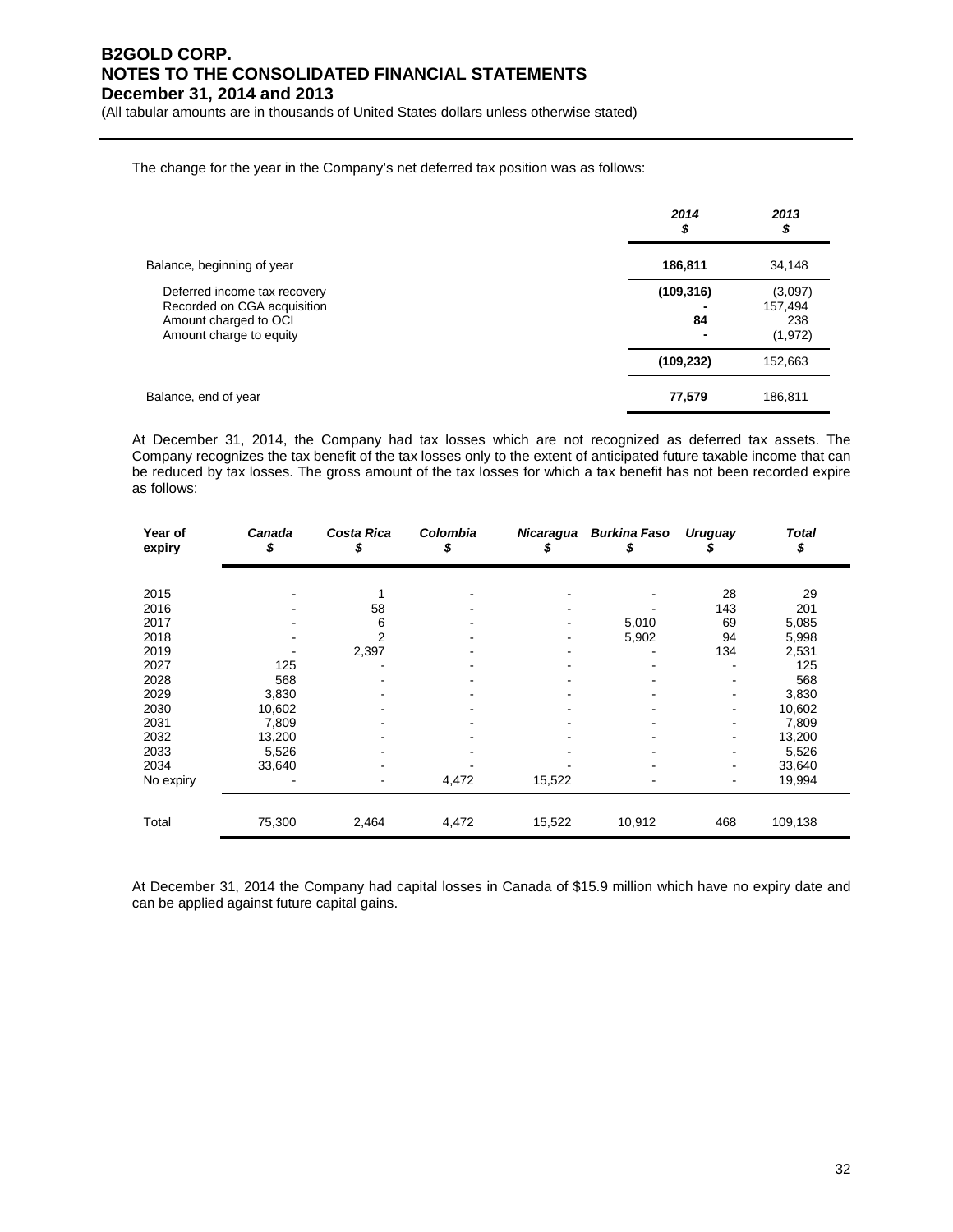The change for the year in the Company's net deferred tax position was as follows:

| | 2014<br>$ | 2013<br>$ |
|---|---|---|
| Balance, beginning of year | **186,811** | 34,148 |
| Deferred income tax recovery | **(109,316)** | (3,097) |
| Recorded on CGA acquisition | **-** | 157,494 |
| Amount charged to OCI | **84** | 238 |
| Amount charge to equity | **-** | (1,972) |
| | **(109,232)** | 152,663 |
| Balance, end of year | **77,579** | 186,811 |

At December 31, 2014, the Company had tax losses which are not recognized as deferred tax assets. The Company recognizes the tax benefit of the tax losses only to the extent of anticipated future taxable income that can be reduced by tax losses. The gross amount of the tax losses for which a tax benefit has not been recorded expire as follows:

| Year of expiry | Canada<br>$ | Costa Rica<br>$ | Colombia<br>$ | Nicaragua<br>$ | Burkina Faso<br>$ | Uruguay<br>$ | Total<br>$ |
|---|---|---|---|---|---|---|---|
| 2015 | - | 1 | - | - | - | 28 | 29 |
| 2016 | - | 58 | - | - | - | 143 | 201 |
| 2017 | - | 6 | - | - | 5,010 | 69 | 5,085 |
| 2018 | - | 2 | - | - | 5,902 | 94 | 5,998 |
| 2019 | - | 2,397 | - | - | - | 134 | 2,531 |
| 2027 | 125 | - | - | - | - | - | 125 |
| 2028 | 568 | - | - | - | - | - | 568 |
| 2029 | 3,830 | - | - | - | - | - | 3,830 |
| 2030 | 10,602 | - | - | - | - | - | 10,602 |
| 2031 | 7,809 | - | - | - | - | - | 7,809 |
| 2032 | 13,200 | - | - | - | - | - | 13,200 |
| 2033 | 5,526 | - | - | - | - | - | 5,526 |
| 2034 | 33,640 | - | - | - | - | - | 33,640 |
| No expiry | - | - | 4,472 | 15,522 | - | - | 19,994 |
| Total | 75,300 | 2,464 | 4,472 | 15,522 | 10,912 | 468 | 109,138 |

At December 31, 2014 the Company had capital losses in Canada of $15.9 million which have no expiry date and can be applied against future capital gains.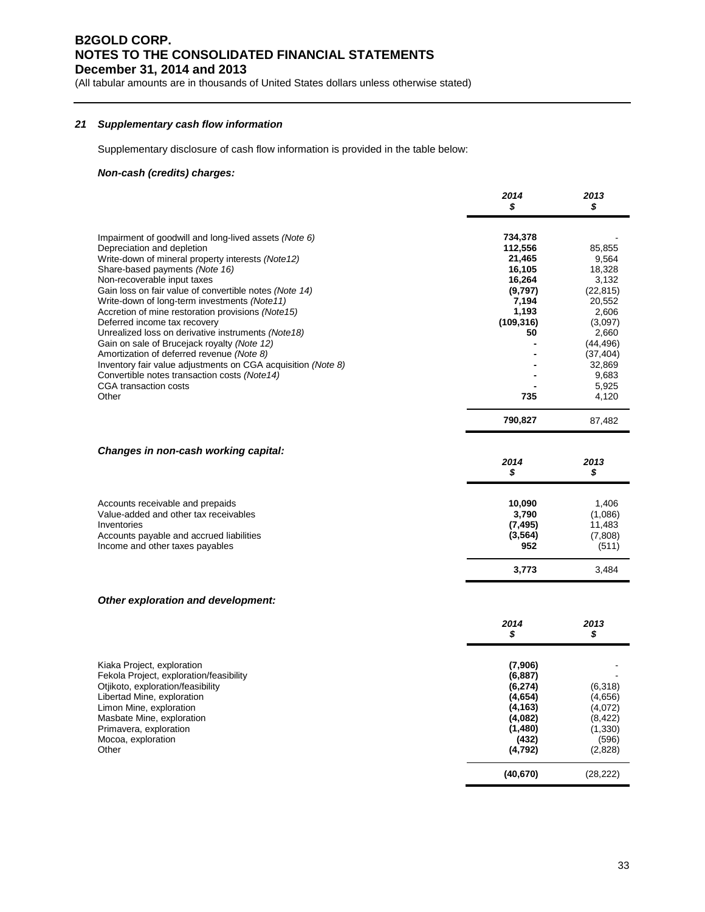## 21 *Supplementary cash flow information*

Supplementary disclosure of cash flow information is provided in the table below:

***Non-cash (credits) charges:***

| | *2014* *$* | *2013* *$* |
|---|---|---|
| Impairment of goodwill and long-lived assets *(Note 6)* | **734,378** | - |
| Depreciation and depletion | **112,556** | 85,855 |
| Write-down of mineral property interests *(Note12)* | **21,465** | 9,564 |
| Share-based payments *(Note 16)* | **16,105** | 18,328 |
| Non-recoverable input taxes | **16,264** | 3,132 |
| Gain loss on fair value of convertible notes *(Note 14)* | **(9,797)** | (22,815) |
| Write-down of long-term investments *(Note11)* | **7,194** | 20,552 |
| Accretion of mine restoration provisions *(Note15)* | **1,193** | 2,606 |
| Deferred income tax recovery | **(109,316)** | (3,097) |
| Unrealized loss on derivative instruments *(Note18)* | **50** | 2,660 |
| Gain on sale of Brucejack royalty *(Note 12)* | **-** | (44,496) |
| Amortization of deferred revenue *(Note 8)* | **-** | (37,404) |
| Inventory fair value adjustments on CGA acquisition *(Note 8)* | **-** | 32,869 |
| Convertible notes transaction costs *(Note14)* | **-** | 9,683 |
| CGA transaction costs | **-** | 5,925 |
| Other | **735** | 4,120 |
| | **790,827** | 87,482 |

***Changes in non-cash working capital:***

| | *2014* *$* | *2013* *$* |
|---|---|---|
| Accounts receivable and prepaids | **10,090** | 1,406 |
| Value-added and other tax receivables | **3,790** | (1,086) |
| Inventories | **(7,495)** | 11,483 |
| Accounts payable and accrued liabilities | **(3,564)** | (7,808) |
| Income and other taxes payables | **952** | (511) |
| | **3,773** | 3,484 |

***Other exploration and development:***

| | *2014* *$* | *2013* *$* |
|---|---|---|
| Kiaka Project, exploration | **(7,906)** | - |
| Fekola Project, exploration/feasibility | **(6,887)** | - |
| Otjikoto, exploration/feasibility | **(6,274)** | (6,318) |
| Libertad Mine, exploration | **(4,654)** | (4,656) |
| Limon Mine, exploration | **(4,163)** | (4,072) |
| Masbate Mine, exploration | **(4,082)** | (8,422) |
| Primavera, exploration | **(1,480)** | (1,330) |
| Mocoa, exploration | **(432)** | (596) |
| Other | **(4,792)** | (2,828) |
| | **(40,670)** | (28,222) |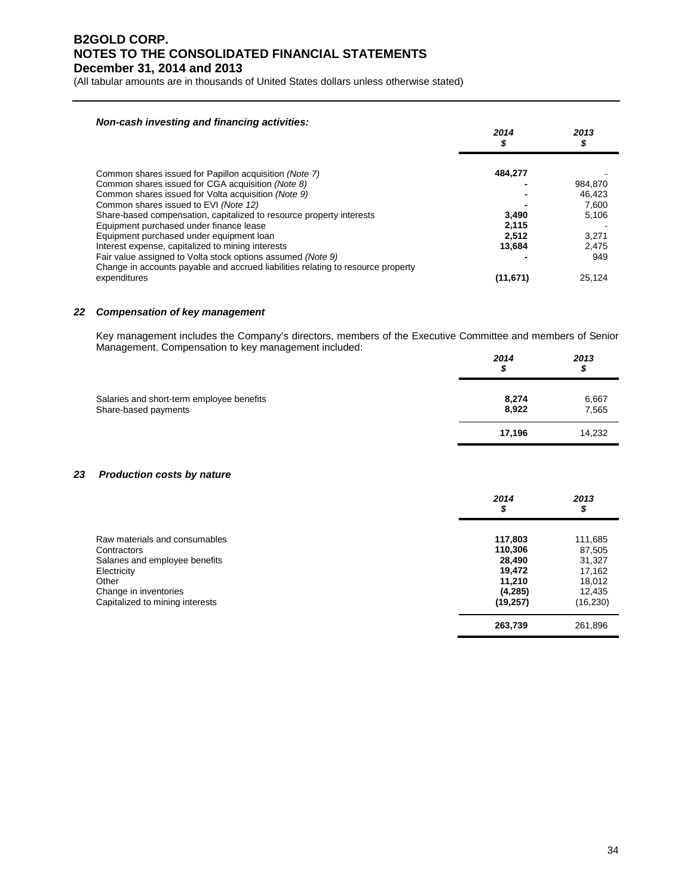***Non-cash investing and financing activities:***

| | *2014* *$* | *2013* *$* |
|---|---|---|
| Common shares issued for Papillon acquisition *(Note 7)* | **484,277** | - |
| Common shares issued for CGA acquisition *(Note 8)* | **-** | 984,870 |
| Common shares issued for Volta acquisition *(Note 9)* | **-** | 46,423 |
| Common shares issued to EVI *(Note 12)* | **-** | 7,600 |
| Share-based compensation, capitalized to resource property interests | **3,490** | 5,106 |
| Equipment purchased under finance lease | **2,115** | - |
| Equipment purchased under equipment loan | **2,512** | 3,271 |
| Interest expense, capitalized to mining interests | **13,684** | 2,475 |
| Fair value assigned to Volta stock options assumed *(Note 9)* | **-** | 949 |
| Change in accounts payable and accrued liabilities relating to resource property expenditures | **(11,671)** | 25,124 |

## *22 Compensation of key management*

Key management includes the Company's directors, members of the Executive Committee and members of Senior Management. Compensation to key management included:

| | *2014* *$* | *2013* *$* |
|---|---|---|
| Salaries and short-term employee benefits | **8,274** | 6,667 |
| Share-based payments | **8,922** | 7,565 |
| | **17,196** | 14,232 |

## *23 Production costs by nature*

| | *2014* *$* | *2013* *$* |
|---|---|---|
| Raw materials and consumables | **117,803** | 111,685 |
| Contractors | **110,306** | 87,505 |
| Salaries and employee benefits | **28,490** | 31,327 |
| Electricity | **19,472** | 17,162 |
| Other | **11,210** | 18,012 |
| Change in inventories | **(4,285)** | 12,435 |
| Capitalized to mining interests | **(19,257)** | (16,230) |
| | **263,739** | 261,896 |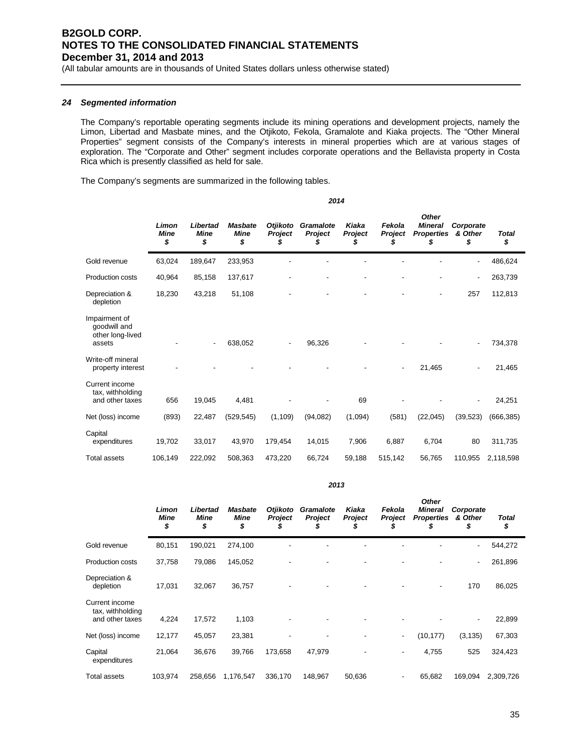## 24 Segmented information

The Company's reportable operating segments include its mining operations and development projects, namely the Limon, Libertad and Masbate mines, and the Otjikoto, Fekola, Gramalote and Kiaka projects. The "Other Mineral Properties" segment consists of the Company's interests in mineral properties which are at various stages of exploration. The "Corporate and Other" segment includes corporate operations and the Bellavista property in Costa Rica which is presently classified as held for sale.

The Company's segments are summarized in the following tables.

**2014**

| | *Limon Mine $* | *Libertad Mine $* | *Masbate Mine $* | *Otjikoto Project $* | *Gramalote Project $* | *Kiaka Project $* | *Fekola Project $* | *Other Mineral Properties $* | *Corporate & Other $* | *Total $* |
|---|---|---|---|---|---|---|---|---|---|---|
| Gold revenue | 63,024 | 189,647 | 233,953 | - | - | - | - | - | - | 486,624 |
| Production costs | 40,964 | 85,158 | 137,617 | - | - | - | - | - | - | 263,739 |
| Depreciation & depletion | 18,230 | 43,218 | 51,108 | - | - | - | - | - | 257 | 112,813 |
| Impairment of goodwill and other long-lived assets | - | - | 638,052 | - | 96,326 | - | - | - | - | 734,378 |
| Write-off mineral property interest | - | - | - | - | - | - | - | 21,465 | - | 21,465 |
| Current income tax, withholding and other taxes | 656 | 19,045 | 4,481 | - | - | 69 | - | - | - | 24,251 |
| Net (loss) income | (893) | 22,487 | (529,545) | (1,109) | (94,082) | (1,094) | (581) | (22,045) | (39,523) | (666,385) |
| Capital expenditures | 19,702 | 33,017 | 43,970 | 179,454 | 14,015 | 7,906 | 6,887 | 6,704 | 80 | 311,735 |
| Total assets | 106,149 | 222,092 | 508,363 | 473,220 | 66,724 | 59,188 | 515,142 | 56,765 | 110,955 | 2,118,598 |

**2013**

| | *Limon Mine $* | *Libertad Mine $* | *Masbate Mine $* | *Otjikoto Project $* | *Gramalote Project $* | *Kiaka Project $* | *Fekola Project $* | *Other Mineral Properties $* | *Corporate & Other $* | *Total $* |
|---|---|---|---|---|---|---|---|---|---|---|
| Gold revenue | 80,151 | 190,021 | 274,100 | - | - | - | - | - | - | 544,272 |
| Production costs | 37,758 | 79,086 | 145,052 | - | - | - | - | - | - | 261,896 |
| Depreciation & depletion | 17,031 | 32,067 | 36,757 | - | - | - | - | - | 170 | 86,025 |
| Current income tax, withholding and other taxes | 4,224 | 17,572 | 1,103 | - | - | - | - | - | - | 22,899 |
| Net (loss) income | 12,177 | 45,057 | 23,381 | - | - | - | - | (10,177) | (3,135) | 67,303 |
| Capital expenditures | 21,064 | 36,676 | 39,766 | 173,658 | 47,979 | - | - | 4,755 | 525 | 324,423 |
| Total assets | 103,974 | 258,656 | 1,176,547 | 336,170 | 148,967 | 50,636 | - | 65,682 | 169,094 | 2,309,726 |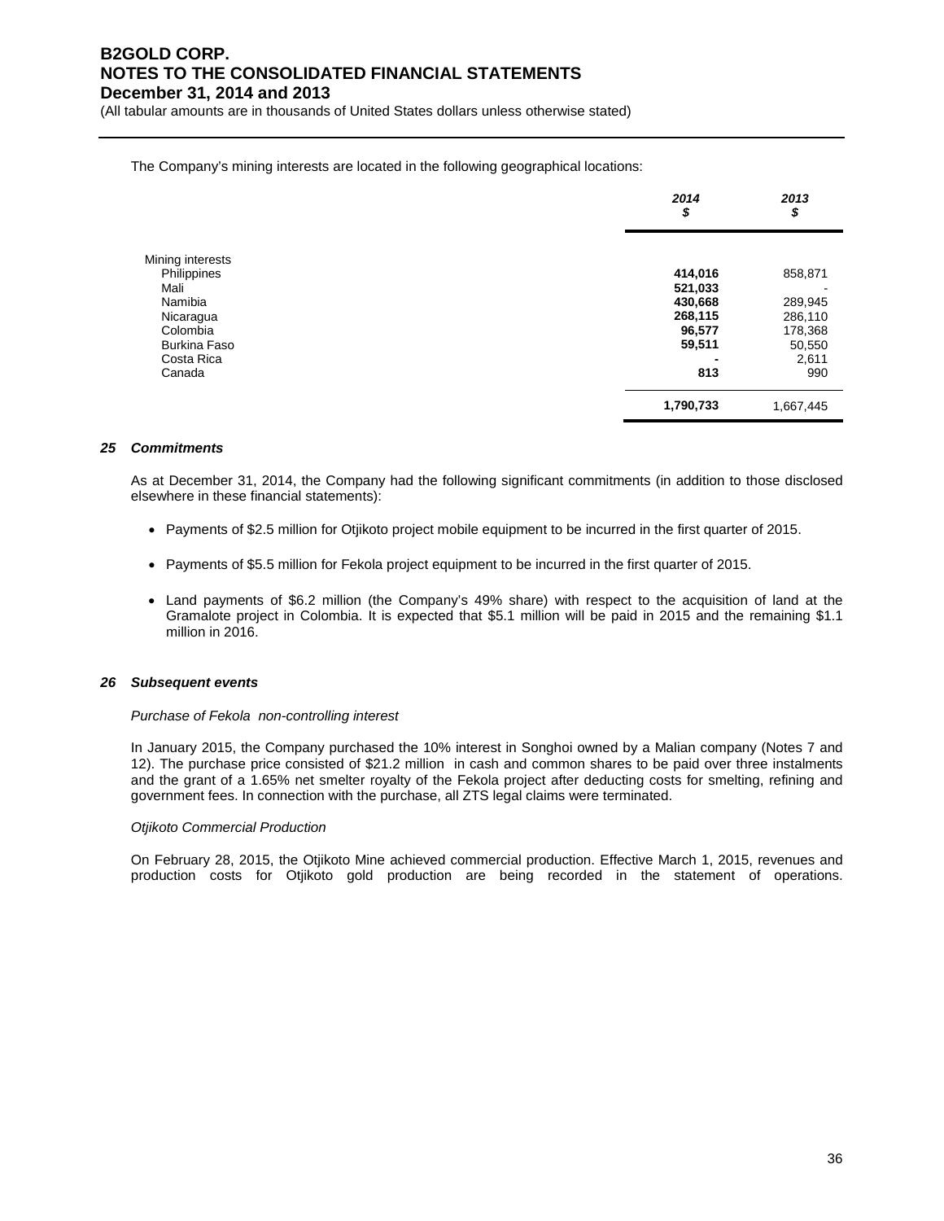The Company's mining interests are located in the following geographical locations:

| | 2014<br>$ | 2013<br>$ |
|---|---|---|
| Mining interests | | |
| Philippines | **414,016** | 858,871 |
| Mali | **521,033** | - |
| Namibia | **430,668** | 289,945 |
| Nicaragua | **268,115** | 286,110 |
| Colombia | **96,577** | 178,368 |
| Burkina Faso | **59,511** | 50,550 |
| Costa Rica | **-** | 2,611 |
| Canada | **813** | 990 |
| | **1,790,733** | 1,667,445 |

## 25 Commitments

As at December 31, 2014, the Company had the following significant commitments (in addition to those disclosed elsewhere in these financial statements):

- Payments of $2.5 million for Otjikoto project mobile equipment to be incurred in the first quarter of 2015.
- Payments of $5.5 million for Fekola project equipment to be incurred in the first quarter of 2015.
- Land payments of $6.2 million (the Company's 49% share) with respect to the acquisition of land at the Gramalote project in Colombia. It is expected that $5.1 million will be paid in 2015 and the remaining $1.1 million in 2016.

## 26 Subsequent events

*Purchase of Fekola non-controlling interest*

In January 2015, the Company purchased the 10% interest in Songhoi owned by a Malian company (Notes 7 and 12). The purchase price consisted of $21.2 million in cash and common shares to be paid over three instalments and the grant of a 1.65% net smelter royalty of the Fekola project after deducting costs for smelting, refining and government fees. In connection with the purchase, all ZTS legal claims were terminated.

*Otjikoto Commercial Production*

On February 28, 2015, the Otjikoto Mine achieved commercial production. Effective March 1, 2015, revenues and production costs for Otjikoto gold production are being recorded in the statement of operations.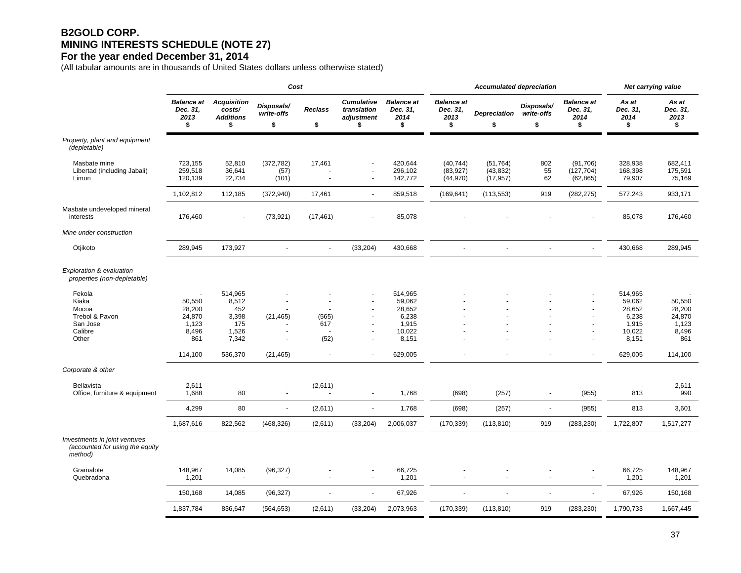# B2GOLD CORP.
## MINING INTERESTS SCHEDULE (NOTE 27)
### For the year ended December 31, 2014

(All tabular amounts are in thousands of United States dollars unless otherwise stated)

| | Cost | | | | | | Accumulated depreciation | | | | Net carrying value | |
|---|---|---|---|---|---|---|---|---|---|---|---|---|
| | *Balance at Dec. 31, 2013* $ | *Acquisition costs/ Additions* $ | *Disposals/ write-offs* $ | *Reclass* $ | *Cumulative translation adjustment* $ | *Balance at Dec. 31, 2014* $ | *Balance at Dec. 31, 2013* $ | *Depreciation* $ | *Disposals/ write-offs* $ | *Balance at Dec. 31, 2014* $ | *As at Dec. 31, 2014* $ | *As at Dec. 31, 2013* $ |
| *Property, plant and equipment (depletable)* | | | | | | | | | | | | |
| Masbate mine | 723,155 | 52,810 | (372,782) | 17,461 | - | 420,644 | (40,744) | (51,764) | 802 | (91,706) | 328,938 | 682,411 |
| Libertad (including Jabali) | 259,518 | 36,641 | (57) | - | - | 296,102 | (83,927) | (43,832) | 55 | (127,704) | 168,398 | 175,591 |
| Limon | 120,139 | 22,734 | (101) | - | - | 142,772 | (44,970) | (17,957) | 62 | (62,865) | 79,907 | 75,169 |
| | 1,102,812 | 112,185 | (372,940) | 17,461 | - | 859,518 | (169,641) | (113,553) | 919 | (282,275) | 577,243 | 933,171 |
| Masbate undeveloped mineral interests | 176,460 | - | (73,921) | (17,461) | - | 85,078 | - | - | - | - | 85,078 | 176,460 |
| *Mine under construction* | | | | | | | | | | | | |
| Otjikoto | 289,945 | 173,927 | - | - | (33,204) | 430,668 | - | - | - | - | 430,668 | 289,945 |
| *Exploration & evaluation properties (non-depletable)* | | | | | | | | | | | | |
| Fekola | - | 514,965 | - | - | - | 514,965 | - | - | - | - | 514,965 | - |
| Kiaka | 50,550 | 8,512 | - | - | - | 59,062 | - | - | - | - | 59,062 | 50,550 |
| Mocoa | 28,200 | 452 | - | - | - | 28,652 | - | - | - | - | 28,652 | 28,200 |
| Trebol & Pavon | 24,870 | 3,398 | (21,465) | (565) | - | 6,238 | - | - | - | - | 6,238 | 24,870 |
| San Jose | 1,123 | 175 | - | 617 | - | 1,915 | - | - | - | - | 1,915 | 1,123 |
| Calibre | 8,496 | 1,526 | - | - | - | 10,022 | - | - | - | - | 10,022 | 8,496 |
| Other | 861 | 7,342 | - | (52) | - | 8,151 | - | - | - | - | 8,151 | 861 |
| | 114,100 | 536,370 | (21,465) | - | - | 629,005 | - | - | - | - | 629,005 | 114,100 |
| *Corporate & other* | | | | | | | | | | | | |
| Bellavista | 2,611 | - | - | (2,611) | - | - | - | - | - | - | - | 2,611 |
| Office, furniture & equipment | 1,688 | 80 | - | - | - | 1,768 | (698) | (257) | - | (955) | 813 | 990 |
| | 4,299 | 80 | - | (2,611) | - | 1,768 | (698) | (257) | - | (955) | 813 | 3,601 |
| | 1,687,616 | 822,562 | (468,326) | (2,611) | (33,204) | 2,006,037 | (170,339) | (113,810) | 919 | (283,230) | 1,722,807 | 1,517,277 |
| *Investments in joint ventures (accounted for using the equity method)* | | | | | | | | | | | | |
| Gramalote | 148,967 | 14,085 | (96,327) | - | - | 66,725 | - | - | - | - | 66,725 | 148,967 |
| Quebradona | 1,201 | - | - | - | - | 1,201 | - | - | - | - | 1,201 | 1,201 |
| | 150,168 | 14,085 | (96,327) | - | - | 67,926 | - | - | - | - | 67,926 | 150,168 |
| | 1,837,784 | 836,647 | (564,653) | (2,611) | (33,204) | 2,073,963 | (170,339) | (113,810) | 919 | (283,230) | 1,790,733 | 1,667,445 |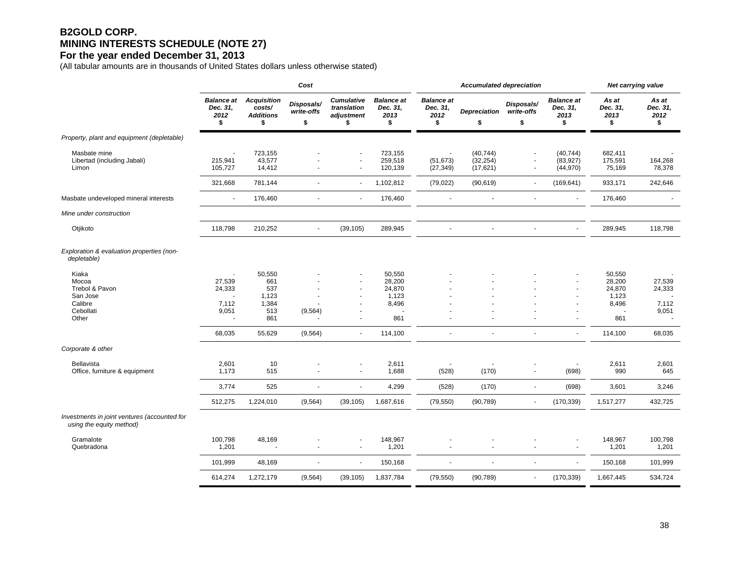# B2GOLD CORP.
# MINING INTERESTS SCHEDULE (NOTE 27)
# For the year ended December 31, 2013

(All tabular amounts are in thousands of United States dollars unless otherwise stated)

| | *Cost* | | | | | *Accumulated depreciation* | | | | *Net carrying value* | |
|---|---|---|---|---|---|---|---|---|---|---|---|
| | ***Balance at Dec. 31, 2012*** **$** | ***Acquisition costs/ Additions*** **$** | ***Disposals/ write-offs*** **$** | ***Cumulative translation adjustment*** **$** | ***Balance at Dec. 31, 2013*** **$** | ***Balance at Dec. 31, 2012*** **$** | ***Depreciation*** **$** | ***Disposals/ write-offs*** **$** | ***Balance at Dec. 31, 2013*** **$** | ***As at Dec. 31, 2013*** **$** | ***As at Dec. 31, 2012*** **$** |
| *Property, plant and equipment (depletable)* | | | | | | | | | | | |
| Masbate mine | - | 723,155 | - | - | 723,155 | - | (40,744) | - | (40,744) | 682,411 | - |
| Libertad (including Jabali) | 215,941 | 43,577 | - | - | 259,518 | (51,673) | (32,254) | - | (83,927) | 175,591 | 164,268 |
| Limon | 105,727 | 14,412 | - | - | 120,139 | (27,349) | (17,621) | - | (44,970) | 75,169 | 78,378 |
| | 321,668 | 781,144 | - | - | 1,102,812 | (79,022) | (90,619) | - | (169,641) | 933,171 | 242,646 |
| Masbate undeveloped mineral interests | - | 176,460 | - | - | 176,460 | - | - | - | - | 176,460 | - |
| *Mine under construction* | | | | | | | | | | | |
| Otjikoto | 118,798 | 210,252 | - | (39,105) | 289,945 | - | - | - | - | 289,945 | 118,798 |
| *Exploration & evaluation properties (non-depletable)* | | | | | | | | | | | |
| Kiaka | - | 50,550 | - | - | 50,550 | - | - | - | - | 50,550 | - |
| Mocoa | 27,539 | 661 | - | - | 28,200 | - | - | - | - | 28,200 | 27,539 |
| Trebol & Pavon | 24,333 | 537 | - | - | 24,870 | - | - | - | - | 24,870 | 24,333 |
| San Jose | - | 1,123 | - | - | 1,123 | - | - | - | - | 1,123 | - |
| Calibre | 7,112 | 1,384 | - | - | 8,496 | - | - | - | - | 8,496 | 7,112 |
| Cebollati | 9,051 | 513 | (9,564) | - | - | - | - | - | - | - | 9,051 |
| Other | - | 861 | - | - | 861 | - | - | - | - | 861 | - |
| | 68,035 | 55,629 | (9,564) | - | 114,100 | - | - | - | - | 114,100 | 68,035 |
| *Corporate & other* | | | | | | | | | | | |
| Bellavista | 2,601 | 10 | - | - | 2,611 | - | - | - | - | 2,611 | 2,601 |
| Office, furniture & equipment | 1,173 | 515 | - | - | 1,688 | (528) | (170) | - | (698) | 990 | 645 |
| | 3,774 | 525 | - | - | 4,299 | (528) | (170) | - | (698) | 3,601 | 3,246 |
| | 512,275 | 1,224,010 | (9,564) | (39,105) | 1,687,616 | (79,550) | (90,789) | - | (170,339) | 1,517,277 | 432,725 |
| *Investments in joint ventures (accounted for using the equity method)* | | | | | | | | | | | |
| Gramalote | 100,798 | 48,169 | - | - | 148,967 | - | - | - | - | 148,967 | 100,798 |
| Quebradona | 1,201 | - | - | - | 1,201 | - | - | - | - | 1,201 | 1,201 |
| | 101,999 | 48,169 | - | - | 150,168 | - | - | - | - | 150,168 | 101,999 |
| | 614,274 | 1,272,179 | (9,564) | (39,105) | 1,837,784 | (79,550) | (90,789) | - | (170,339) | 1,667,445 | 534,724 |